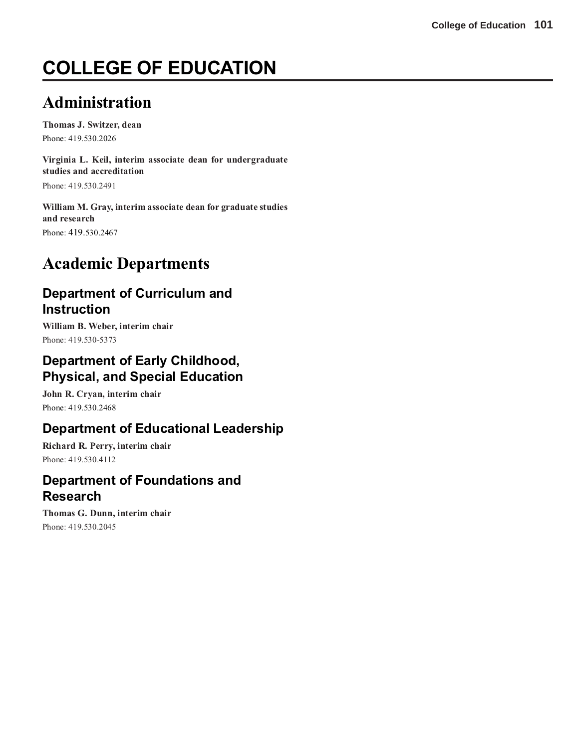# COLLEGE OF EDUCATION

## Administration

**Thomas J. Switzer, dean**

Phone: 419.530.2026

**Virginia L. Keil, interim associate dean for undergraduate studies and accreditation**

Phone: 419.530.2491

**William M. Gray, interim associate dean for graduate studies and research**

Phone: 419.530.2467

## Academic Departments

### Department of Curriculum and Instruction

**William B. Weber, interim chair**

Phone: 419.530-5373

### Department of Early Childhood, Physical, and Special Education

**John R. Cryan, interim chair**

Phone: 419.530.2468

### Department of Educational Leadership

**Richard R. Perry, interim chair**

Phone: 419.530.4112

### Department of Foundations and Research

**Thomas G. Dunn, interim chair**

Phone: 419.530.2045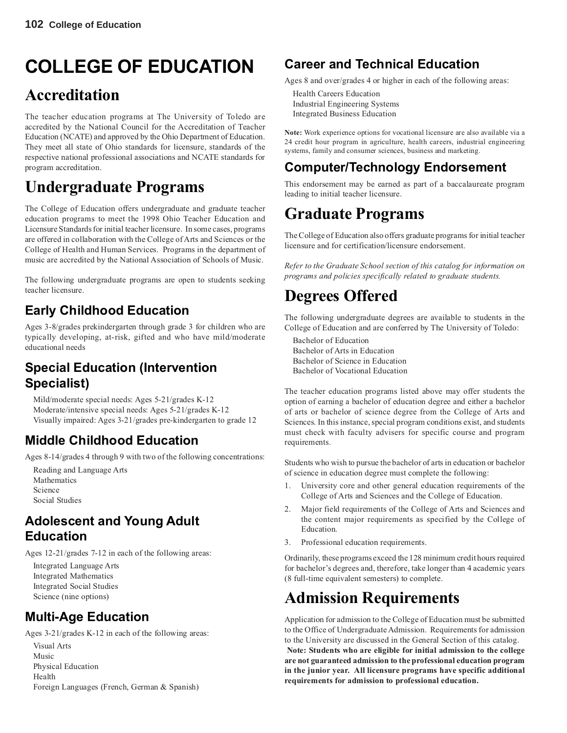# COLLEGE OF EDUCATION

## Accreditation

The teacher education programs at The University of Toledo are accredited by the National Council for the Accreditation of Teacher Education (NCATE) and approved by the Ohio Department of Education. They meet all state of Ohio standards for licensure, standards of the respective national professional associations and NCATE standards for program accreditation.

## Undergraduate Programs

The College of Education offers undergraduate and graduate teacher education programs to meet the 1998 Ohio Teacher Education and Licensure Standards for initial teacher licensure. In some cases, programs are offered in collaboration with the College of Arts and Sciences or the College of Health and Human Services. Programs in the department of music are accredited by the National Association of Schools of Music.

The following undergraduate programs are open to students seeking teacher licensure.

### Early Childhood Education

Ages 3-8/grades prekindergarten through grade 3 for children who are typically developing, at-risk, gifted and who have mild/moderate educational needs

### Special Education (Intervention Specialist)

Mild/moderate special needs: Ages 5-21/grades K-12
Moderate/intensive special needs: Ages 5-21/grades K-12
Visually impaired: Ages 3-21/grades pre-kindergarten to grade 12

### Middle Childhood Education

Ages 8-14/grades 4 through 9 with two of the following concentrations:

Reading and Language Arts
Mathematics
Science
Social Studies

### Adolescent and Young Adult Education

Ages 12-21/grades 7-12 in each of the following areas:

Integrated Language Arts
Integrated Mathematics
Integrated Social Studies
Science (nine options)

### Multi-Age Education

Ages 3-21/grades K-12 in each of the following areas:

Visual Arts
Music
Physical Education
Health
Foreign Languages (French, German & Spanish)

### Career and Technical Education

Ages 8 and over/grades 4 or higher in each of the following areas:

Health Careers Education
Industrial Engineering Systems
Integrated Business Education

**Note:** Work experience options for vocational licensure are also available via a 24 credit hour program in agriculture, health careers, industrial engineering systems, family and consumer sciences, business and marketing.

### Computer/Technology Endorsement

This endorsement may be earned as part of a baccalaureate program leading to initial teacher licensure.

## Graduate Programs

The College of Education also offers graduate programs for initial teacher licensure and for certification/licensure endorsement.

*Refer to the Graduate School section of this catalog for information on programs and policies specifically related to graduate students.*

## Degrees Offered

The following undergraduate degrees are available to students in the College of Education and are conferred by The University of Toledo:

Bachelor of Education
Bachelor of Arts in Education
Bachelor of Science in Education
Bachelor of Vocational Education

The teacher education programs listed above may offer students the option of earning a bachelor of education degree and either a bachelor of arts or bachelor of science degree from the College of Arts and Sciences. In this instance, special program conditions exist, and students must check with faculty advisers for specific course and program requirements.

Students who wish to pursue the bachelor of arts in education or bachelor of science in education degree must complete the following:

1. University core and other general education requirements of the College of Arts and Sciences and the College of Education.
2. Major field requirements of the College of Arts and Sciences and the content major requirements as specified by the College of Education.
3. Professional education requirements.

Ordinarily, these programs exceed the 128 minimum credit hours required for bachelor's degrees and, therefore, take longer than 4 academic years (8 full-time equivalent semesters) to complete.

## Admission Requirements

Application for admission to the College of Education must be submitted to the Office of Undergraduate Admission. Requirements for admission to the University are discussed in the General Section of this catalog.
**Note: Students who are eligible for initial admission to the college are not guaranteed admission to the professional education program in the junior year. All licensure programs have specific additional requirements for admission to professional education.**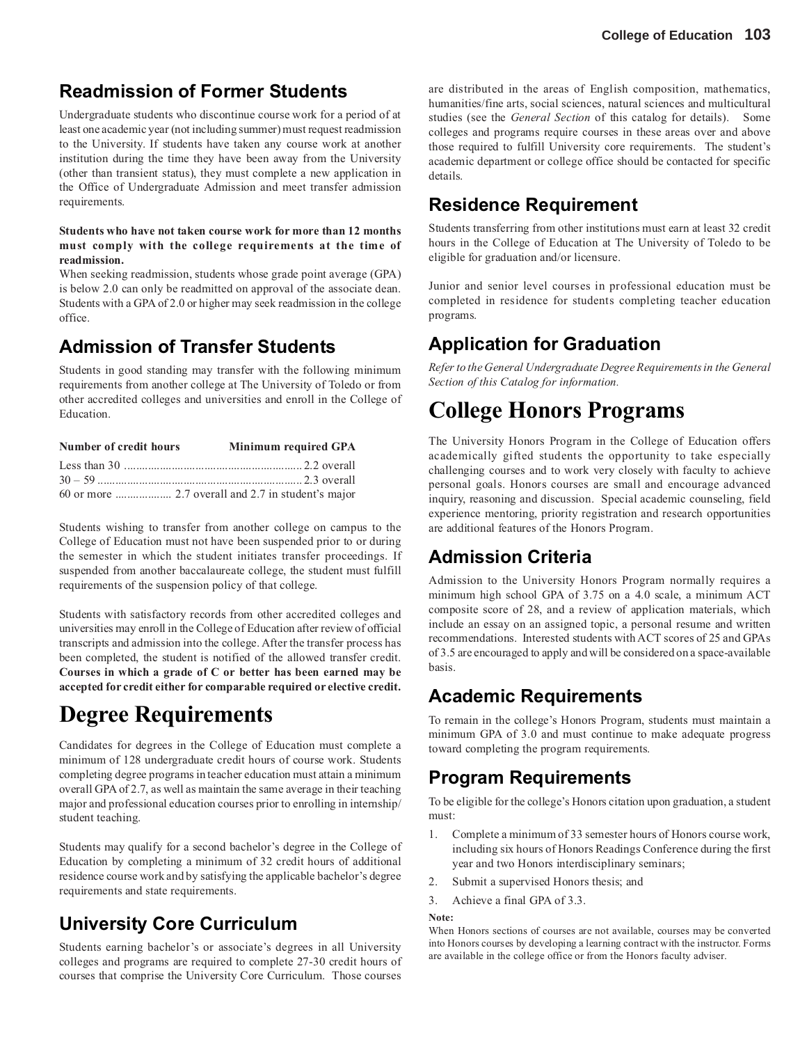## Readmission of Former Students

Undergraduate students who discontinue course work for a period of at least one academic year (not including summer) must request readmission to the University. If students have taken any course work at another institution during the time they have been away from the University (other than transient status), they must complete a new application in the Office of Undergraduate Admission and meet transfer admission requirements.

**Students who have not taken course work for more than 12 months must comply with the college requirements at the time of readmission.**

When seeking readmission, students whose grade point average (GPA) is below 2.0 can only be readmitted on approval of the associate dean. Students with a GPA of 2.0 or higher may seek readmission in the college office.

## Admission of Transfer Students

Students in good standing may transfer with the following minimum requirements from another college at The University of Toledo or from other accredited colleges and universities and enroll in the College of Education.

| Number of credit hours | Minimum required GPA |
|---|---|
| Less than 30 | 2.2 overall |
| 30 – 59 | 2.3 overall |
| 60 or more | 2.7 overall and 2.7 in student's major |

Students wishing to transfer from another college on campus to the College of Education must not have been suspended prior to or during the semester in which the student initiates transfer proceedings. If suspended from another baccalaureate college, the student must fulfill requirements of the suspension policy of that college.

Students with satisfactory records from other accredited colleges and universities may enroll in the College of Education after review of official transcripts and admission into the college. After the transfer process has been completed, the student is notified of the allowed transfer credit. **Courses in which a grade of C or better has been earned may be accepted for credit either for comparable required or elective credit.**

# Degree Requirements

Candidates for degrees in the College of Education must complete a minimum of 128 undergraduate credit hours of course work. Students completing degree programs in teacher education must attain a minimum overall GPA of 2.7, as well as maintain the same average in their teaching major and professional education courses prior to enrolling in internship/student teaching.

Students may qualify for a second bachelor's degree in the College of Education by completing a minimum of 32 credit hours of additional residence course work and by satisfying the applicable bachelor's degree requirements and state requirements.

## University Core Curriculum

Students earning bachelor's or associate's degrees in all University colleges and programs are required to complete 27-30 credit hours of courses that comprise the University Core Curriculum. Those courses are distributed in the areas of English composition, mathematics, humanities/fine arts, social sciences, natural sciences and multicultural studies (see the *General Section* of this catalog for details). Some colleges and programs require courses in these areas over and above those required to fulfill University core requirements. The student's academic department or college office should be contacted for specific details.

## Residence Requirement

Students transferring from other institutions must earn at least 32 credit hours in the College of Education at The University of Toledo to be eligible for graduation and/or licensure.

Junior and senior level courses in professional education must be completed in residence for students completing teacher education programs.

## Application for Graduation

*Refer to the General Undergraduate Degree Requirements in the General Section of this Catalog for information.*

# College Honors Programs

The University Honors Program in the College of Education offers academically gifted students the opportunity to take especially challenging courses and to work very closely with faculty to achieve personal goals. Honors courses are small and encourage advanced inquiry, reasoning and discussion. Special academic counseling, field experience mentoring, priority registration and research opportunities are additional features of the Honors Program.

## Admission Criteria

Admission to the University Honors Program normally requires a minimum high school GPA of 3.75 on a 4.0 scale, a minimum ACT composite score of 28, and a review of application materials, which include an essay on an assigned topic, a personal resume and written recommendations. Interested students with ACT scores of 25 and GPAs of 3.5 are encouraged to apply and will be considered on a space-available basis.

## Academic Requirements

To remain in the college's Honors Program, students must maintain a minimum GPA of 3.0 and must continue to make adequate progress toward completing the program requirements.

## Program Requirements

To be eligible for the college's Honors citation upon graduation, a student must:

1. Complete a minimum of 33 semester hours of Honors course work, including six hours of Honors Readings Conference during the first year and two Honors interdisciplinary seminars;
2. Submit a supervised Honors thesis; and
3. Achieve a final GPA of 3.3.

**Note:**

When Honors sections of courses are not available, courses may be converted into Honors courses by developing a learning contract with the instructor. Forms are available in the college office or from the Honors faculty adviser.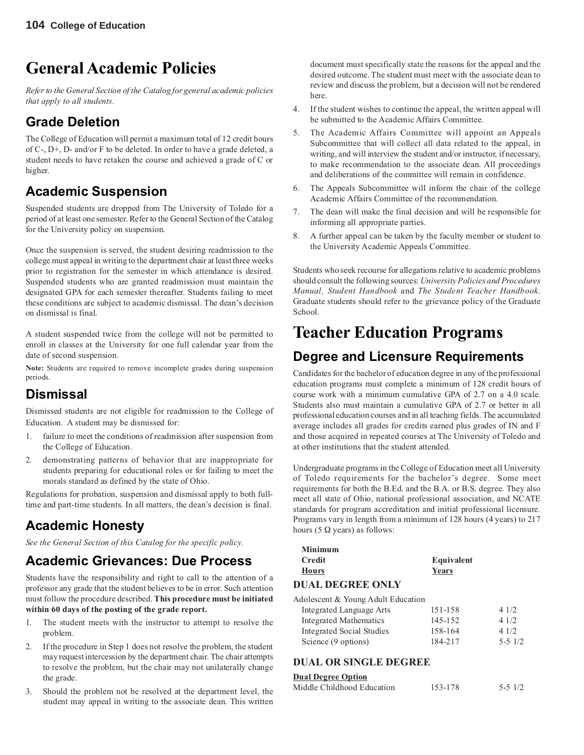# General Academic Policies

*Refer to the General Section of the Catalog for general academic policies that apply to all students.*

## Grade Deletion

The College of Education will permit a maximum total of 12 credit hours of C-, D+, D- and/or F to be deleted. In order to have a grade deleted, a student needs to have retaken the course and achieved a grade of C or higher.

## Academic Suspension

Suspended students are dropped from The University of Toledo for a period of at least one semester. Refer to the General Section of the Catalog for the University policy on suspension.

Once the suspension is served, the student desiring readmission to the college must appeal in writing to the department chair at least three weeks prior to registration for the semester in which attendance is desired. Suspended students who are granted readmission must maintain the designated GPA for each semester thereafter. Students failing to meet these conditions are subject to academic dismissal. The dean's decision on dismissal is final.

A student suspended twice from the college will not be permitted to enroll in classes at the University for one full calendar year from the date of second suspension.

**Note:** Students are required to remove incomplete grades during suspension periods.

## Dismissal

Dismissed students are not eligible for readmission to the College of Education. A student may be dismissed for:

1. failure to meet the conditions of readmission after suspension from the College of Education.
2. demonstrating patterns of behavior that are inappropriate for students preparing for educational roles or for failing to meet the morals standard as defined by the state of Ohio.

Regulations for probation, suspension and dismissal apply to both full-time and part-time students. In all matters, the dean's decision is final.

## Academic Honesty

*See the General Section of this Catalog for the specific policy.*

## Academic Grievances: Due Process

Students have the responsibility and right to call to the attention of a professor any grade that the student believes to be in error. Such attention must follow the procedure described. **This procedure must be initiated within 60 days of the posting of the grade report.**

1. The student meets with the instructor to attempt to resolve the problem.
2. If the procedure in Step 1 does not resolve the problem, the student may request intercession by the department chair. The chair attempts to resolve the problem, but the chair may not unilaterally change the grade.
3. Should the problem not be resolved at the department level, the student may appeal in writing to the associate dean. This written document must specifically state the reasons for the appeal and the desired outcome. The student must meet with the associate dean to review and discuss the problem, but a decision will not be rendered here.
4. If the student wishes to continue the appeal, the written appeal will be submitted to the Academic Affairs Committee.
5. The Academic Affairs Committee will appoint an Appeals Subcommittee that will collect all data related to the appeal, in writing, and will interview the student and/or instructor, if necessary, to make recommendation to the associate dean. All proceedings and deliberations of the committee will remain in confidence.
6. The Appeals Subcommittee will inform the chair of the college Academic Affairs Committee of the recommendation.
7. The dean will make the final decision and will be responsible for informing all appropriate parties.
8. A further appeal can be taken by the faculty member or student to the University Academic Appeals Committee.

Students who seek recourse for allegations relative to academic problems should consult the following sources: *University Policies and Procedures Manual, Student Handbook* and *The Student Teacher Handbook*. Graduate students should refer to the grievance policy of the Graduate School.

# Teacher Education Programs

## Degree and Licensure Requirements

Candidates for the bachelor of education degree in any of the professional education programs must complete a minimum of 128 credit hours of course work with a minimum cumulative GPA of 2.7 on a 4.0 scale. Students also must maintain a cumulative GPA of 2.7 or better in all professional education courses and in all teaching fields. The accumulated average includes all grades for credits earned plus grades of IN and F and those acquired in repeated courses at The University of Toledo and at other institutions that the student attended.

Undergraduate programs in the College of Education meet all University of Toledo requirements for the bachelor's degree. Some meet requirements for both the B.Ed. and the B.A. or B.S. degree. They also meet all state of Ohio, national professional association, and NCATE standards for program accreditation and initial professional licensure. Programs vary in length from a minimum of 128 hours (4 years) to 217 hours (5 Ω years) as follows:

| | Minimum Credit Hours | Equivalent Years |
|---|---|---|
| **DUAL DEGREE ONLY** | | |
| Adolescent & Young Adult Education | | |
| Integrated Language Arts | 151-158 | 4 1/2 |
| Integrated Mathematics | 145-152 | 4 1/2 |
| Integrated Social Studies | 158-164 | 4 1/2 |
| Science (9 options) | 184-217 | 5-5 1/2 |
| **DUAL OR SINGLE DEGREE** | | |
| **Dual Degree Option** | | |
| Middle Childhood Education | 153-178 | 5-5 1/2 |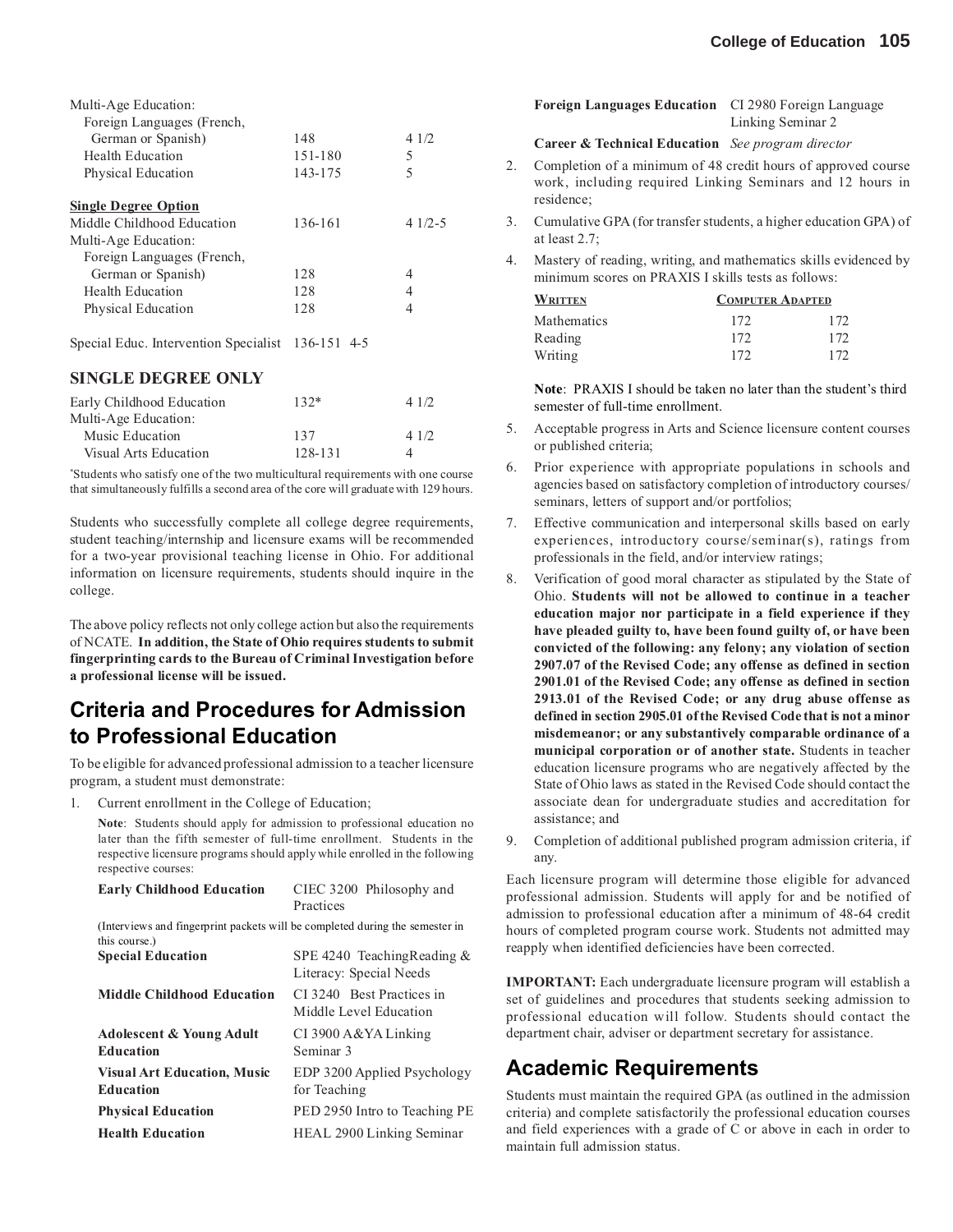| | | |
|---|---|---|
| Multi-Age Education: | | |
| Foreign Languages (French, German or Spanish) | 148 | 4 1/2 |
| Health Education | 151-180 | 5 |
| Physical Education | 143-175 | 5 |
| **Single Degree Option** | | |
| Middle Childhood Education | 136-161 | 4 1/2-5 |
| Multi-Age Education: | | |
| Foreign Languages (French, German or Spanish) | 128 | 4 |
| Health Education | 128 | 4 |
| Physical Education | 128 | 4 |
| Special Educ. Intervention Specialist | 136-151 | 4-5 |

### SINGLE DEGREE ONLY

| | | |
|---|---|---|
| Early Childhood Education | 132* | 4 1/2 |
| Multi-Age Education: | | |
| Music Education | 137 | 4 1/2 |
| Visual Arts Education | 128-131 | 4 |

*Students who satisfy one of the two multicultural requirements with one course that simultaneously fulfills a second area of the core will graduate with 129 hours.

Students who successfully complete all college degree requirements, student teaching/internship and licensure exams will be recommended for a two-year provisional teaching license in Ohio. For additional information on licensure requirements, students should inquire in the college.

The above policy reflects not only college action but also the requirements of NCATE. **In addition, the State of Ohio requires students to submit fingerprinting cards to the Bureau of Criminal Investigation before a professional license will be issued.**

## Criteria and Procedures for Admission to Professional Education

To be eligible for advanced professional admission to a teacher licensure program, a student must demonstrate:

1. Current enrollment in the College of Education;

   **Note**: Students should apply for admission to professional education no later than the fifth semester of full-time enrollment. Students in the respective licensure programs should apply while enrolled in the following respective courses:

   | | |
   |---|---|
   | **Early Childhood Education** | CIEC 3200 Philosophy and Practices |
   | (Interviews and fingerprint packets will be completed during the semester in this course.) | |
   | **Special Education** | SPE 4240 TeachingReading & Literacy: Special Needs |
   | **Middle Childhood Education** | CI 3240 Best Practices in Middle Level Education |
   | **Adolescent & Young Adult Education** | CI 3900 A&YA Linking Seminar 3 |
   | **Visual Art Education, Music Education** | EDP 3200 Applied Psychology for Teaching |
   | **Physical Education** | PED 2950 Intro to Teaching PE |
   | **Health Education** | HEAL 2900 Linking Seminar |
   | **Foreign Languages Education** | CI 2980 Foreign Language Linking Seminar 2 |
   | **Career & Technical Education** | *See program director* |

2. Completion of a minimum of 48 credit hours of approved course work, including required Linking Seminars and 12 hours in residence;
3. Cumulative GPA (for transfer students, a higher education GPA) of at least 2.7;
4. Mastery of reading, writing, and mathematics skills evidenced by minimum scores on PRAXIS I skills tests as follows:

   | Written | Computer Adapted | |
   |---|---|---|
   | Mathematics | 172 | 172 |
   | Reading | 172 | 172 |
   | Writing | 172 | 172 |

   **Note**: PRAXIS I should be taken no later than the student's third semester of full-time enrollment.

5. Acceptable progress in Arts and Science licensure content courses or published criteria;
6. Prior experience with appropriate populations in schools and agencies based on satisfactory completion of introductory courses/seminars, letters of support and/or portfolios;
7. Effective communication and interpersonal skills based on early experiences, introductory course/seminar(s), ratings from professionals in the field, and/or interview ratings;
8. Verification of good moral character as stipulated by the State of Ohio. **Students will not be allowed to continue in a teacher education major nor participate in a field experience if they have pleaded guilty to, have been found guilty of, or have been convicted of the following: any felony; any violation of section 2907.07 of the Revised Code; any offense as defined in section 2901.01 of the Revised Code; any offense as defined in section 2913.01 of the Revised Code; or any drug abuse offense as defined in section 2905.01 of the Revised Code that is not a minor misdemeanor; or any substantively comparable ordinance of a municipal corporation or of another state.** Students in teacher education licensure programs who are negatively affected by the State of Ohio laws as stated in the Revised Code should contact the associate dean for undergraduate studies and accreditation for assistance; and
9. Completion of additional published program admission criteria, if any.

Each licensure program will determine those eligible for advanced professional admission. Students will apply for and be notified of admission to professional education after a minimum of 48-64 credit hours of completed program course work. Students not admitted may reapply when identified deficiencies have been corrected.

**IMPORTANT:** Each undergraduate licensure program will establish a set of guidelines and procedures that students seeking admission to professional education will follow. Students should contact the department chair, adviser or department secretary for assistance.

## Academic Requirements

Students must maintain the required GPA (as outlined in the admission criteria) and complete satisfactorily the professional education courses and field experiences with a grade of C or above in each in order to maintain full admission status.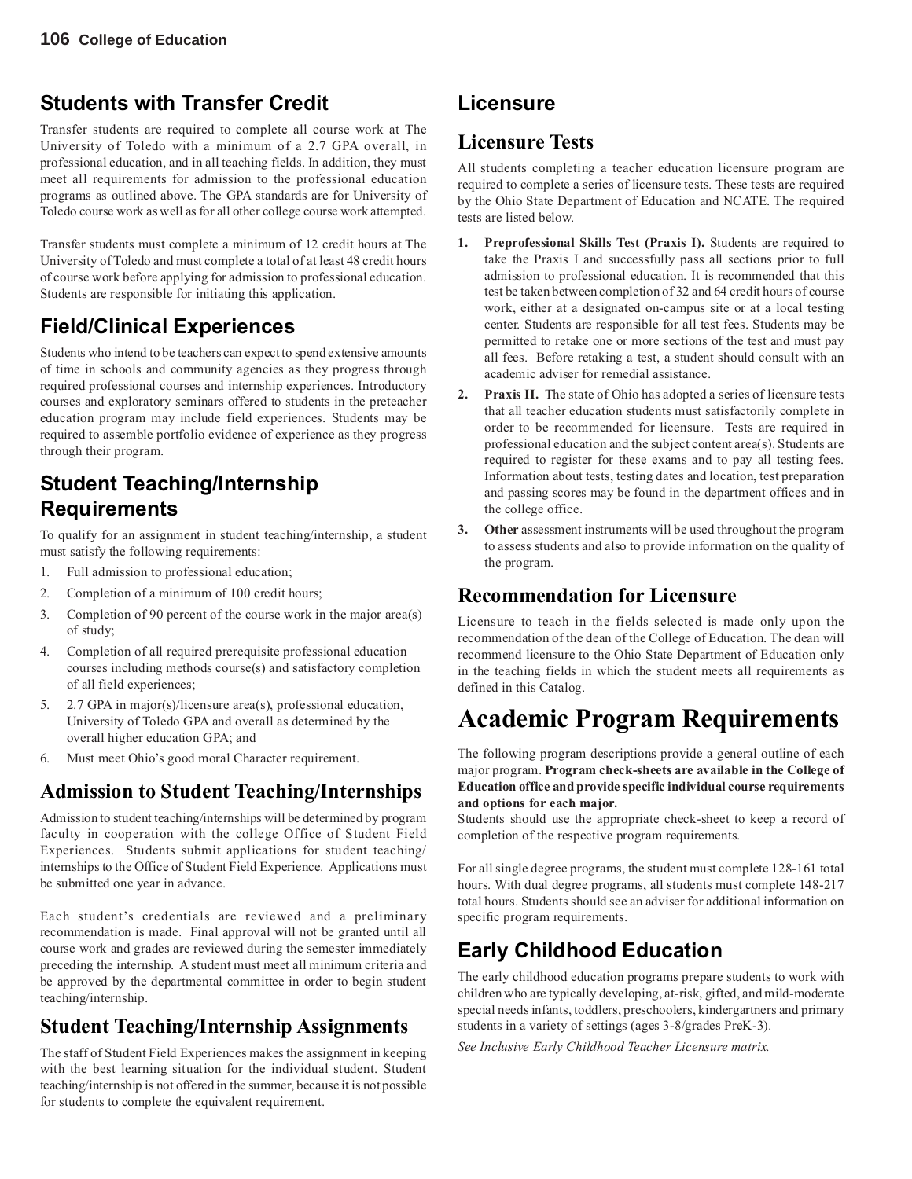## Students with Transfer Credit

Transfer students are required to complete all course work at The University of Toledo with a minimum of a 2.7 GPA overall, in professional education, and in all teaching fields. In addition, they must meet all requirements for admission to the professional education programs as outlined above. The GPA standards are for University of Toledo course work as well as for all other college course work attempted.

Transfer students must complete a minimum of 12 credit hours at The University of Toledo and must complete a total of at least 48 credit hours of course work before applying for admission to professional education. Students are responsible for initiating this application.

## Field/Clinical Experiences

Students who intend to be teachers can expect to spend extensive amounts of time in schools and community agencies as they progress through required professional courses and internship experiences. Introductory courses and exploratory seminars offered to students in the preteacher education program may include field experiences. Students may be required to assemble portfolio evidence of experience as they progress through their program.

## Student Teaching/Internship Requirements

To qualify for an assignment in student teaching/internship, a student must satisfy the following requirements:

1. Full admission to professional education;
2. Completion of a minimum of 100 credit hours;
3. Completion of 90 percent of the course work in the major area(s) of study;
4. Completion of all required prerequisite professional education courses including methods course(s) and satisfactory completion of all field experiences;
5. 2.7 GPA in major(s)/licensure area(s), professional education, University of Toledo GPA and overall as determined by the overall higher education GPA; and
6. Must meet Ohio's good moral Character requirement.

## Admission to Student Teaching/Internships

Admission to student teaching/internships will be determined by program faculty in cooperation with the college Office of Student Field Experiences. Students submit applications for student teaching/internships to the Office of Student Field Experience. Applications must be submitted one year in advance.

Each student's credentials are reviewed and a preliminary recommendation is made. Final approval will not be granted until all course work and grades are reviewed during the semester immediately preceding the internship. A student must meet all minimum criteria and be approved by the departmental committee in order to begin student teaching/internship.

## Student Teaching/Internship Assignments

The staff of Student Field Experiences makes the assignment in keeping with the best learning situation for the individual student. Student teaching/internship is not offered in the summer, because it is not possible for students to complete the equivalent requirement.

## Licensure

### Licensure Tests

All students completing a teacher education licensure program are required to complete a series of licensure tests. These tests are required by the Ohio State Department of Education and NCATE. The required tests are listed below.

1. **Preprofessional Skills Test (Praxis I).** Students are required to take the Praxis I and successfully pass all sections prior to full admission to professional education. It is recommended that this test be taken between completion of 32 and 64 credit hours of course work, either at a designated on-campus site or at a local testing center. Students are responsible for all test fees. Students may be permitted to retake one or more sections of the test and must pay all fees. Before retaking a test, a student should consult with an academic adviser for remedial assistance.
2. **Praxis II.** The state of Ohio has adopted a series of licensure tests that all teacher education students must satisfactorily complete in order to be recommended for licensure. Tests are required in professional education and the subject content area(s). Students are required to register for these exams and to pay all testing fees. Information about tests, testing dates and location, test preparation and passing scores may be found in the department offices and in the college office.
3. **Other** assessment instruments will be used throughout the program to assess students and also to provide information on the quality of the program.

### Recommendation for Licensure

Licensure to teach in the fields selected is made only upon the recommendation of the dean of the College of Education. The dean will recommend licensure to the Ohio State Department of Education only in the teaching fields in which the student meets all requirements as defined in this Catalog.

# Academic Program Requirements

The following program descriptions provide a general outline of each major program. **Program check-sheets are available in the College of Education office and provide specific individual course requirements and options for each major.**
Students should use the appropriate check-sheet to keep a record of completion of the respective program requirements.

For all single degree programs, the student must complete 128-161 total hours. With dual degree programs, all students must complete 148-217 total hours. Students should see an adviser for additional information on specific program requirements.

## Early Childhood Education

The early childhood education programs prepare students to work with children who are typically developing, at-risk, gifted, and mild-moderate special needs infants, toddlers, preschoolers, kindergartners and primary students in a variety of settings (ages 3-8/grades PreK-3).

*See Inclusive Early Childhood Teacher Licensure matrix.*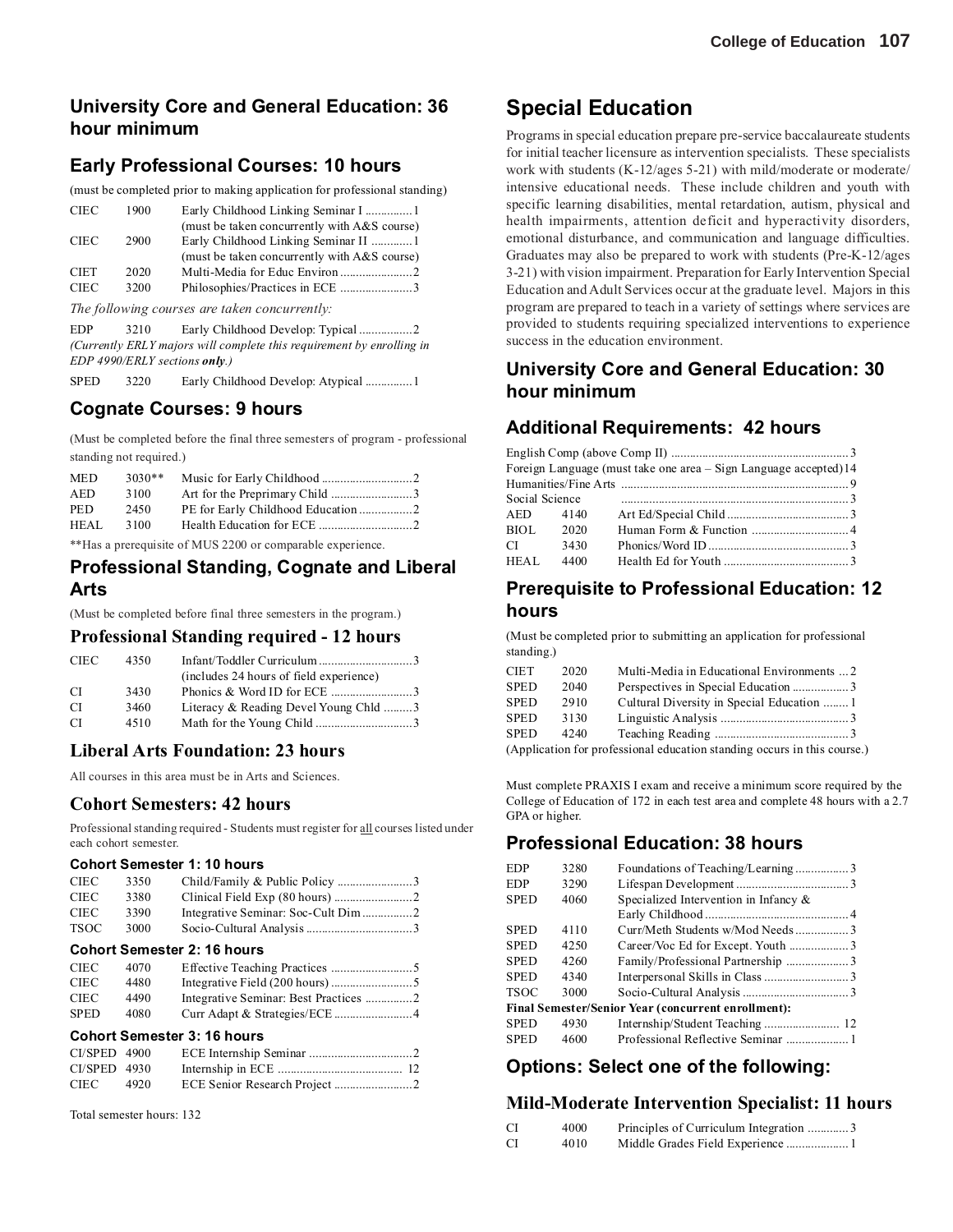## University Core and General Education: 36 hour minimum

## Early Professional Courses: 10 hours

(must be completed prior to making application for professional standing)

| | | | |
|---|---|---|---|
| CIEC | 1900 | Early Childhood Linking Seminar I (must be taken concurrently with A&S course) | 1 |
| CIEC | 2900 | Early Childhood Linking Seminar II (must be taken concurrently with A&S course) | 1 |
| CIET | 2020 | Multi-Media for Educ Environ | 2 |
| CIEC | 3200 | Philosophies/Practices in ECE | 3 |

*The following courses are taken concurrently:*

| | | | |
|---|---|---|---|
| EDP | 3210 | Early Childhood Develop: Typical | 2 |

*(Currently ERLY majors will complete this requirement by enrolling in EDP 4990/ERLY sections **only**.)*

| | | | |
|---|---|---|---|
| SPED | 3220 | Early Childhood Develop: Atypical | 1 |

## Cognate Courses: 9 hours

(Must be completed before the final three semesters of program - professional standing not required.)

| | | | |
|---|---|---|---|
| MED | 3030** | Music for Early Childhood | 2 |
| AED | 3100 | Art for the Preprimary Child | 3 |
| PED | 2450 | PE for Early Childhood Education | 2 |
| HEAL | 3100 | Health Education for ECE | 2 |

**Has a prerequisite of MUS 2200 or comparable experience.

## Professional Standing, Cognate and Liberal Arts

(Must be completed before final three semesters in the program.)

### Professional Standing required - 12 hours

| | | | |
|---|---|---|---|
| CIEC | 4350 | Infant/Toddler Curriculum (includes 24 hours of field experience) | 3 |
| CI | 3430 | Phonics & Word ID for ECE | 3 |
| CI | 3460 | Literacy & Reading Devel Young Chld | 3 |
| CI | 4510 | Math for the Young Child | 3 |

### Liberal Arts Foundation: 23 hours

All courses in this area must be in Arts and Sciences.

### Cohort Semesters: 42 hours

Professional standing required - Students must register for all courses listed under each cohort semester.

#### Cohort Semester 1: 10 hours

| | | | |
|---|---|---|---|
| CIEC | 3350 | Child/Family & Public Policy | 3 |
| CIEC | 3380 | Clinical Field Exp (80 hours) | 2 |
| CIEC | 3390 | Integrative Seminar: Soc-Cult Dim | 2 |
| TSOC | 3000 | Socio-Cultural Analysis | 3 |

#### Cohort Semester 2: 16 hours

| | | | |
|---|---|---|---|
| CIEC | 4070 | Effective Teaching Practices | 5 |
| CIEC | 4480 | Integrative Field (200 hours) | 5 |
| CIEC | 4490 | Integrative Seminar: Best Practices | 2 |
| SPED | 4080 | Curr Adapt & Strategies/ECE | 4 |

#### Cohort Semester 3: 16 hours

| | | | |
|---|---|---|---|
| CI/SPED | 4900 | ECE Internship Seminar | 2 |
| CI/SPED | 4930 | Internship in ECE | 12 |
| CIEC | 4920 | ECE Senior Research Project | 2 |

Total semester hours: 132

# Special Education

Programs in special education prepare pre-service baccalaureate students for initial teacher licensure as intervention specialists. These specialists work with students (K-12/ages 5-21) with mild/moderate or moderate/intensive educational needs. These include children and youth with specific learning disabilities, mental retardation, autism, physical and health impairments, attention deficit and hyperactivity disorders, emotional disturbance, and communication and language difficulties. Graduates may also be prepared to work with students (Pre-K-12/ages 3-21) with vision impairment. Preparation for Early Intervention Special Education and Adult Services occur at the graduate level. Majors in this program are prepared to teach in a variety of settings where services are provided to students requiring specialized interventions to experience success in the education environment.

## University Core and General Education: 30 hour minimum

## Additional Requirements: 42 hours

| | | | |
|---|---|---|---|
| English Comp (above Comp II) | | | 3 |
| Foreign Language (must take one area – Sign Language accepted) | | | 14 |
| Humanities/Fine Arts | | | 9 |
| Social Science | | | 3 |
| AED | 4140 | Art Ed/Special Child | 3 |
| BIOL | 2020 | Human Form & Function | 4 |
| CI | 3430 | Phonics/Word ID | 3 |
| HEAL | 4400 | Health Ed for Youth | 3 |

## Prerequisite to Professional Education: 12 hours

(Must be completed prior to submitting an application for professional standing.)

| | | | |
|---|---|---|---|
| CIET | 2020 | Multi-Media in Educational Environments | 2 |
| SPED | 2040 | Perspectives in Special Education | 3 |
| SPED | 2910 | Cultural Diversity in Special Education | 1 |
| SPED | 3130 | Linguistic Analysis | 3 |
| SPED | 4240 | Teaching Reading | 3 |

(Application for professional education standing occurs in this course.)

Must complete PRAXIS I exam and receive a minimum score required by the College of Education of 172 in each test area and complete 48 hours with a 2.7 GPA or higher.

## Professional Education: 38 hours

| | | | |
|---|---|---|---|
| EDP | 3280 | Foundations of Teaching/Learning | 3 |
| EDP | 3290 | Lifespan Development | 3 |
| SPED | 4060 | Specialized Intervention in Infancy & Early Childhood | 4 |
| SPED | 4110 | Curr/Meth Students w/Mod Needs | 3 |
| SPED | 4250 | Career/Voc Ed for Except. Youth | 3 |
| SPED | 4260 | Family/Professional Partnership | 3 |
| SPED | 4340 | Interpersonal Skills in Class | 3 |
| TSOC | 3000 | Socio-Cultural Analysis | 3 |

**Final Semester/Senior Year (concurrent enrollment):**

| | | | |
|---|---|---|---|
| SPED | 4930 | Internship/Student Teaching | 12 |
| SPED | 4600 | Professional Reflective Seminar | 1 |

## Options: Select one of the following:

### Mild-Moderate Intervention Specialist: 11 hours

| | | | |
|---|---|---|---|
| CI | 4000 | Principles of Curriculum Integration | 3 |
| CI | 4010 | Middle Grades Field Experience | 1 |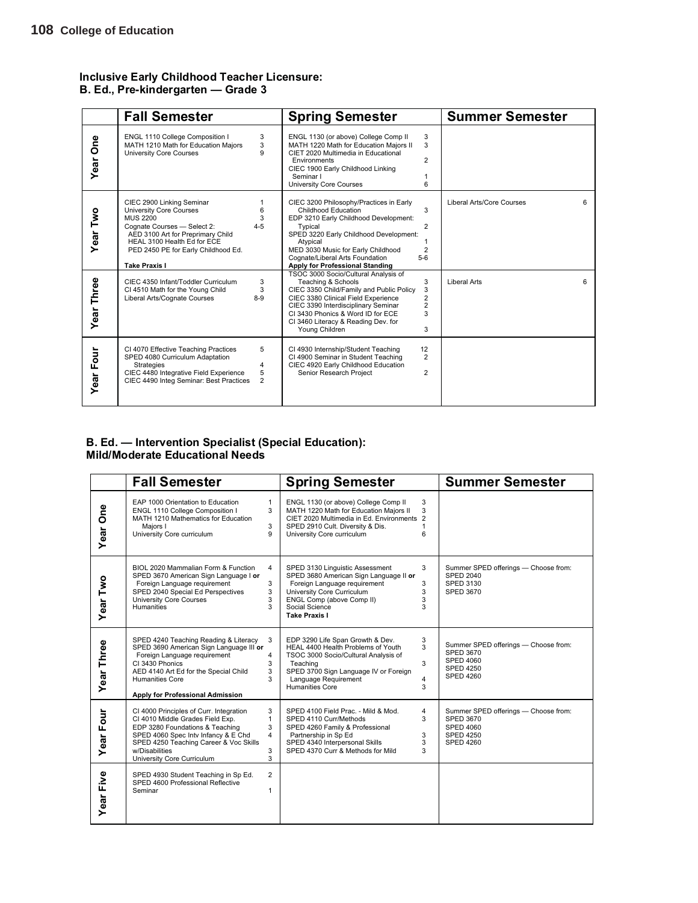## Inclusive Early Childhood Teacher Licensure: B. Ed., Pre-kindergarten — Grade 3

| | Fall Semester | Spring Semester | Summer Semester |
|---|---|---|---|
| Year One | ENGL 1110 College Composition I 3<br>MATH 1210 Math for Education Majors 3<br>University Core Courses 9 | ENGL 1130 (or above) College Comp II 3<br>MATH 1220 Math for Education Majors II 3<br>CIET 2020 Multimedia in Educational Environments 2<br>CIEC 1900 Early Childhood Linking Seminar I 1<br>University Core Courses 6 | |
| Year Two | CIEC 2900 Linking Seminar 1<br>University Core Courses 6<br>MUS 2200 3<br>Cognate Courses — Select 2: 4-5<br>AED 3100 Art for Preprimary Child<br>HEAL 3100 Health Ed for ECE<br>PED 2450 PE for Early Childhood Ed.<br>**Take Praxis I** | CIEC 3200 Philosophy/Practices in Early Childhood Education 3<br>EDP 3210 Early Childhood Development: Typical 2<br>SPED 3220 Early Childhood Development: Atypical 1<br>MED 3030 Music for Early Childhood 2<br>Cognate/Liberal Arts Foundation 5-6<br>**Apply for Professional Standing** | Liberal Arts/Core Courses 6 |
| Year Three | CIEC 4350 Infant/Toddler Curriculum 3<br>CI 4510 Math for the Young Child 3<br>Liberal Arts/Cognate Courses 8-9 | TSOC 3000 Socio/Cultural Analysis of Teaching & Schools 3<br>CIEC 3350 Child/Family and Public Policy 3<br>CIEC 3380 Clinical Field Experience 2<br>CIEC 3390 Interdisciplinary Seminar 2<br>CI 3430 Phonics & Word ID for ECE 3<br>CI 3460 Literacy & Reading Dev. for Young Children 3 | Liberal Arts 6 |
| Year Four | CI 4070 Effective Teaching Practices 5<br>SPED 4080 Curriculum Adaptation Strategies 4<br>CIEC 4480 Integrative Field Experience 5<br>CIEC 4490 Integ Seminar: Best Practices 2 | CI 4930 Internship/Student Teaching 12<br>CI 4900 Seminar in Student Teaching 2<br>CIEC 4920 Early Childhood Education Senior Research Project 2 | |

## B. Ed. — Intervention Specialist (Special Education): Mild/Moderate Educational Needs

| | Fall Semester | Spring Semester | Summer Semester |
|---|---|---|---|
| Year One | EAP 1000 Orientation to Education 1<br>ENGL 1110 College Composition I 3<br>MATH 1210 Mathematics for Education Majors I 3<br>University Core curriculum 9 | ENGL 1130 (or above) College Comp II 3<br>MATH 1220 Math for Education Majors II 3<br>CIET 2020 Multimedia in Ed. Environments 2<br>SPED 2910 Cult. Diversity & Dis. 1<br>University Core curriculum 6 | |
| Year Two | BIOL 2020 Mammalian Form & Function 4<br>SPED 3670 American Sign Language I **or** Foreign Language requirement 3<br>SPED 2040 Special Ed Perspectives 3<br>University Core Courses 3<br>Humanities 3 | SPED 3130 Linguistic Assessment 3<br>SPED 3680 American Sign Language II **or** Foreign Language requirement 3<br>University Core Curriculum 3<br>ENGL Comp (above Comp II) 3<br>Social Science 3<br>**Take Praxis I** | Summer SPED offerings — Choose from:<br>SPED 2040<br>SPED 3130<br>SPED 3670 |
| Year Three | SPED 4240 Teaching Reading & Literacy 3<br>SPED 3690 American Sign Language III **or** Foreign Language requirement 4<br>CI 3430 Phonics 3<br>AED 4140 Art Ed for the Special Child 3<br>Humanities Core 3<br>**Apply for Professional Admission** | EDP 3290 Life Span Growth & Dev. 3<br>HEAL 4400 Health Problems of Youth 3<br>TSOC 3000 Socio/Cultural Analysis of Teaching 3<br>SPED 3700 Sign Language IV or Foreign Language Requirement 4<br>Humanities Core 3 | Summer SPED offerings — Choose from:<br>SPED 3670<br>SPED 4060<br>SPED 4250<br>SPED 4260 |
| Year Four | CI 4000 Principles of Curr. Integration 3<br>CI 4010 Middle Grades Field Exp. 1<br>EDP 3280 Foundations & Teaching 3<br>SPED 4060 Spec Intv Infancy & E Chd 4<br>SPED 4250 Teaching Career & Voc Skills w/Disabilities 3<br>University Core Curriculum 3 | SPED 4100 Field Prac. - Mild & Mod. 4<br>SPED 4110 Curr/Methods 3<br>SPED 4260 Family & Professional Partnership in Sp Ed 3<br>SPED 4340 Interpersonal Skills 3<br>SPED 4370 Curr & Methods for Mild 3 | Summer SPED offerings — Choose from:<br>SPED 3670<br>SPED 4060<br>SPED 4250<br>SPED 4260 |
| Year Five | SPED 4930 Student Teaching in Sp Ed. 2<br>SPED 4600 Professional Reflective Seminar 1 | | |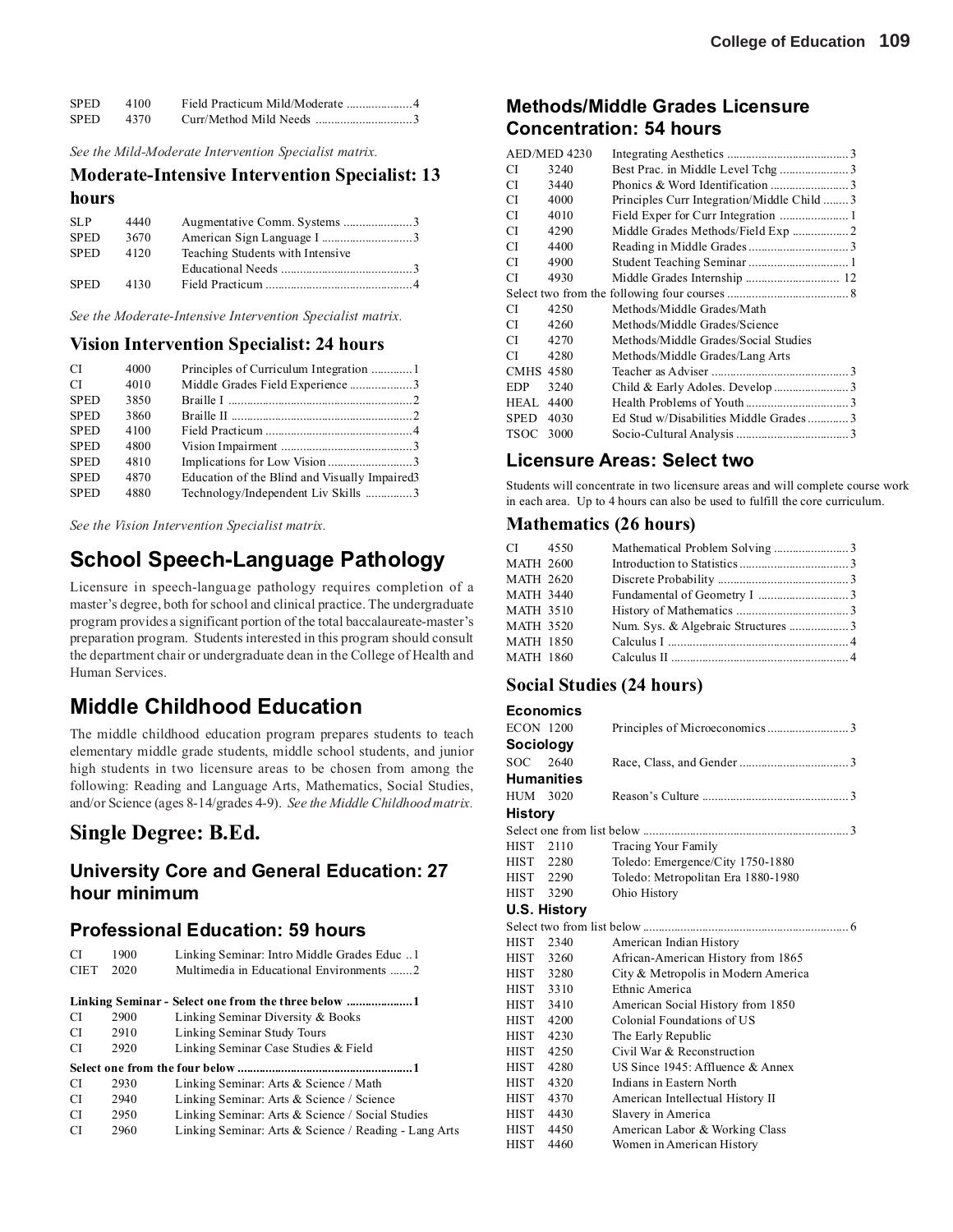| | | | |
|---|---|---|---|
| SPED | 4100 | Field Practicum Mild/Moderate | 4 |
| SPED | 4370 | Curr/Method Mild Needs | 3 |

*See the Mild-Moderate Intervention Specialist matrix.*

### Moderate-Intensive Intervention Specialist: 13 hours

| | | | |
|---|---|---|---|
| SLP | 4440 | Augmentative Comm. Systems | 3 |
| SPED | 3670 | American Sign Language I | 3 |
| SPED | 4120 | Teaching Students with Intensive Educational Needs | 3 |
| SPED | 4130 | Field Practicum | 4 |

*See the Moderate-Intensive Intervention Specialist matrix.*

### Vision Intervention Specialist: 24 hours

| | | | |
|---|---|---|---|
| CI | 4000 | Principles of Curriculum Integration | 1 |
| CI | 4010 | Middle Grades Field Experience | 3 |
| SPED | 3850 | Braille I | 2 |
| SPED | 3860 | Braille II | 2 |
| SPED | 4100 | Field Practicum | 4 |
| SPED | 4800 | Vision Impairment | 3 |
| SPED | 4810 | Implications for Low Vision | 3 |
| SPED | 4870 | Education of the Blind and Visually Impaired | 3 |
| SPED | 4880 | Technology/Independent Liv Skills | 3 |

*See the Vision Intervention Specialist matrix.*

## School Speech-Language Pathology

Licensure in speech-language pathology requires completion of a master's degree, both for school and clinical practice. The undergraduate program provides a significant portion of the total baccalaureate-master's preparation program. Students interested in this program should consult the department chair or undergraduate dean in the College of Health and Human Services.

## Middle Childhood Education

The middle childhood education program prepares students to teach elementary middle grade students, middle school students, and junior high students in two licensure areas to be chosen from among the following: Reading and Language Arts, Mathematics, Social Studies, and/or Science (ages 8-14/grades 4-9). *See the Middle Childhood matrix.*

## Single Degree: B.Ed.

### University Core and General Education: 27 hour minimum

### Professional Education: 59 hours

| | | | |
|---|---|---|---|
| CI | 1900 | Linking Seminar: Intro Middle Grades Educ | 1 |
| CIET | 2020 | Multimedia in Educational Environments | 2 |

**Linking Seminar - Select one from the three below** 1

| | | |
|---|---|---|
| CI | 2900 | Linking Seminar Diversity & Books |
| CI | 2910 | Linking Seminar Study Tours |
| CI | 2920 | Linking Seminar Case Studies & Field |

**Select one from the four below** 1

| | | |
|---|---|---|
| CI | 2930 | Linking Seminar: Arts & Science / Math |
| CI | 2940 | Linking Seminar: Arts & Science / Science |
| CI | 2950 | Linking Seminar: Arts & Science / Social Studies |
| CI | 2960 | Linking Seminar: Arts & Science / Reading - Lang Arts |

### Methods/Middle Grades Licensure Concentration: 54 hours

| | | | |
|---|---|---|---|
| AED/MED | 4230 | Integrating Aesthetics | 3 |
| CI | 3240 | Best Prac. in Middle Level Tchg | 3 |
| CI | 3440 | Phonics & Word Identification | 3 |
| CI | 4000 | Principles Curr Integration/Middle Child | 3 |
| CI | 4010 | Field Exper for Curr Integration | 1 |
| CI | 4290 | Middle Grades Methods/Field Exp | 2 |
| CI | 4400 | Reading in Middle Grades | 3 |
| CI | 4900 | Student Teaching Seminar | 1 |
| CI | 4930 | Middle Grades Internship | 12 |
| Select two from the following four courses | | | 8 |
| CI | 4250 | Methods/Middle Grades/Math | |
| CI | 4260 | Methods/Middle Grades/Science | |
| CI | 4270 | Methods/Middle Grades/Social Studies | |
| CI | 4280 | Methods/Middle Grades/Lang Arts | |
| CMHS | 4580 | Teacher as Adviser | 3 |
| EDP | 3240 | Child & Early Adoles. Develop | 3 |
| HEAL | 4400 | Health Problems of Youth | 3 |
| SPED | 4030 | Ed Stud w/Disabilities Middle Grades | 3 |
| TSOC | 3000 | Socio-Cultural Analysis | 3 |

### Licensure Areas: Select two

Students will concentrate in two licensure areas and will complete course work in each area. Up to 4 hours can also be used to fulfill the core curriculum.

### Mathematics (26 hours)

| | | | |
|---|---|---|---|
| CI | 4550 | Mathematical Problem Solving | 3 |
| MATH | 2600 | Introduction to Statistics | 3 |
| MATH | 2620 | Discrete Probability | 3 |
| MATH | 3440 | Fundamental of Geometry I | 3 |
| MATH | 3510 | History of Mathematics | 3 |
| MATH | 3520 | Num. Sys. & Algebraic Structures | 3 |
| MATH | 1850 | Calculus I | 4 |
| MATH | 1860 | Calculus II | 4 |

### Social Studies (24 hours)

**Economics**

| | | | |
|---|---|---|---|
| ECON | 1200 | Principles of Microeconomics | 3 |

**Sociology**

| | | | |
|---|---|---|---|
| SOC | 2640 | Race, Class, and Gender | 3 |

**Humanities**

| | | | |
|---|---|---|---|
| HUM | 3020 | Reason's Culture | 3 |

**History**

| | | | |
|---|---|---|---|
| Select one from list below | | | 3 |
| HIST | 2110 | Tracing Your Family | |
| HIST | 2280 | Toledo: Emergence/City 1750-1880 | |
| HIST | 2290 | Toledo: Metropolitan Era 1880-1980 | |
| HIST | 3290 | Ohio History | |

**U.S. History**

| | | | |
|---|---|---|---|
| Select two from list below | | | 6 |
| HIST | 2340 | American Indian History | |
| HIST | 3260 | African-American History from 1865 | |
| HIST | 3280 | City & Metropolis in Modern America | |
| HIST | 3310 | Ethnic America | |
| HIST | 3410 | American Social History from 1850 | |
| HIST | 4200 | Colonial Foundations of US | |
| HIST | 4230 | The Early Republic | |
| HIST | 4250 | Civil War & Reconstruction | |
| HIST | 4280 | US Since 1945: Affluence & Annex | |
| HIST | 4320 | Indians in Eastern North | |
| HIST | 4370 | American Intellectual History II | |
| HIST | 4430 | Slavery in America | |
| HIST | 4450 | American Labor & Working Class | |
| HIST | 4460 | Women in American History | |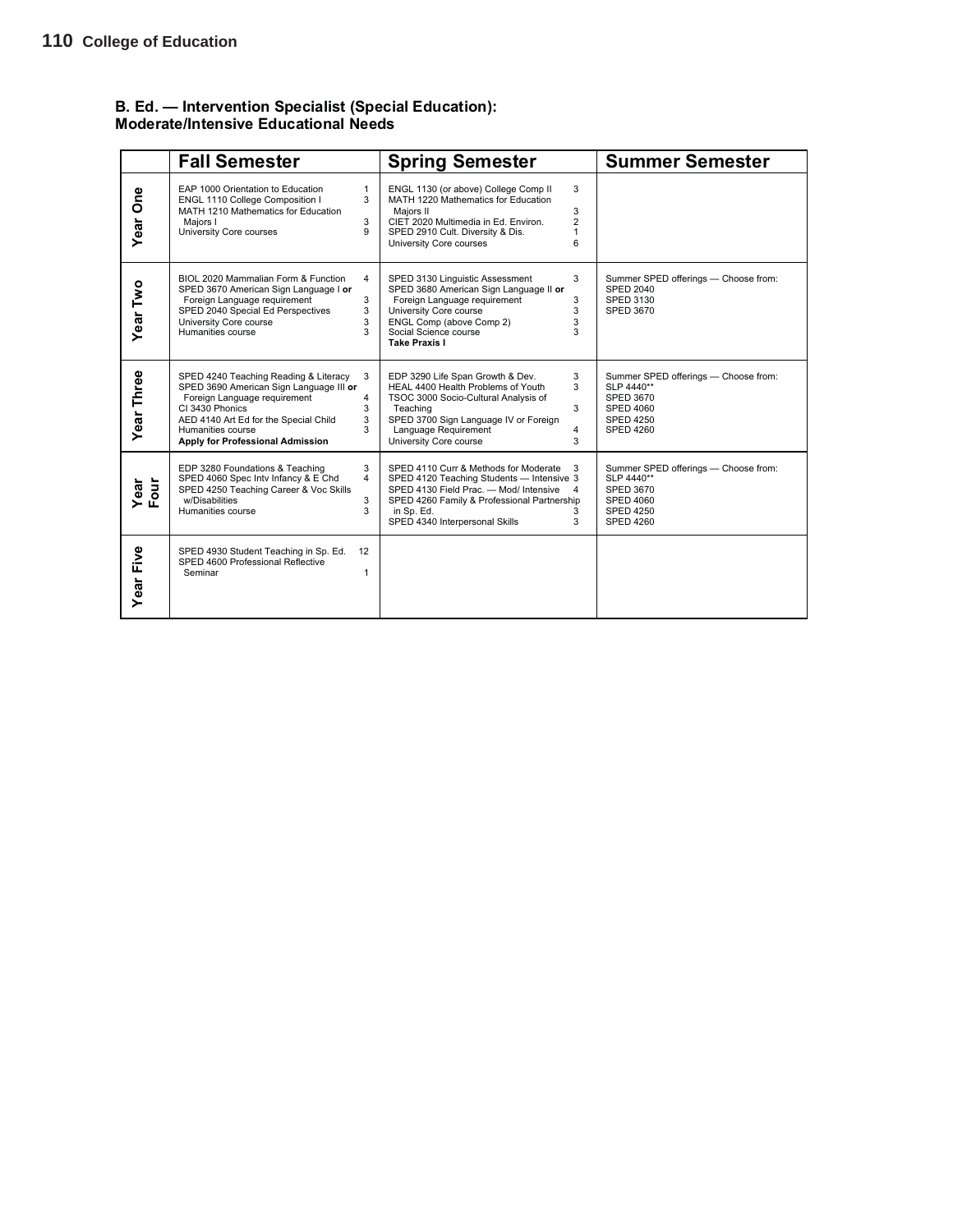## B. Ed. — Intervention Specialist (Special Education): Moderate/Intensive Educational Needs

| | Fall Semester | Spring Semester | Summer Semester |
|---|---|---|---|
| **Year One** | EAP 1000 Orientation to Education 1<br>ENGL 1110 College Composition I 3<br>MATH 1210 Mathematics for Education Majors I 3<br>University Core courses 9 | ENGL 1130 (or above) College Comp II 3<br>MATH 1220 Mathematics for Education Majors II 3<br>CIET 2020 Multimedia in Ed. Environ. 2<br>SPED 2910 Cult. Diversity & Dis. 1<br>University Core courses 6 | |
| **Year Two** | BIOL 2020 Mammalian Form & Function 4<br>SPED 3670 American Sign Language I **or** Foreign Language requirement 3<br>SPED 2040 Special Ed Perspectives 3<br>University Core course 3<br>Humanities course 3 | SPED 3130 Linguistic Assessment 3<br>SPED 3680 American Sign Language II **or** Foreign Language requirement 3<br>University Core course 3<br>ENGL Comp (above Comp 2) 3<br>Social Science course 3<br>**Take Praxis I** | Summer SPED offerings — Choose from:<br>SPED 2040<br>SPED 3130<br>SPED 3670 |
| **Year Three** | SPED 4240 Teaching Reading & Literacy 3<br>SPED 3690 American Sign Language III **or** Foreign Language requirement 4<br>CI 3430 Phonics 3<br>AED 4140 Art Ed for the Special Child 3<br>Humanities course 3<br>**Apply for Professional Admission** | EDP 3290 Life Span Growth & Dev. 3<br>HEAL 4400 Health Problems of Youth 3<br>TSOC 3000 Socio-Cultural Analysis of Teaching 3<br>SPED 3700 Sign Language IV or Foreign Language Requirement 4<br>University Core course 3 | Summer SPED offerings — Choose from:<br>SLP 4440**<br>SPED 3670<br>SPED 4060<br>SPED 4250<br>SPED 4260 |
| **Year Four** | EDP 3280 Foundations & Teaching 3<br>SPED 4060 Spec Intv Infancy & E Chd 4<br>SPED 4250 Teaching Career & Voc Skills w/Disabilities 3<br>Humanities course 3 | SPED 4110 Curr & Methods for Moderate 3<br>SPED 4120 Teaching Students — Intensive 3<br>SPED 4130 Field Prac. — Mod/ Intensive 4<br>SPED 4260 Family & Professional Partnership in Sp. Ed. 3<br>SPED 4340 Interpersonal Skills 3 | Summer SPED offerings — Choose from:<br>SLP 4440**<br>SPED 3670<br>SPED 4060<br>SPED 4250<br>SPED 4260 |
| **Year Five** | SPED 4930 Student Teaching in Sp. Ed. 12<br>SPED 4600 Professional Reflective Seminar 1 | | |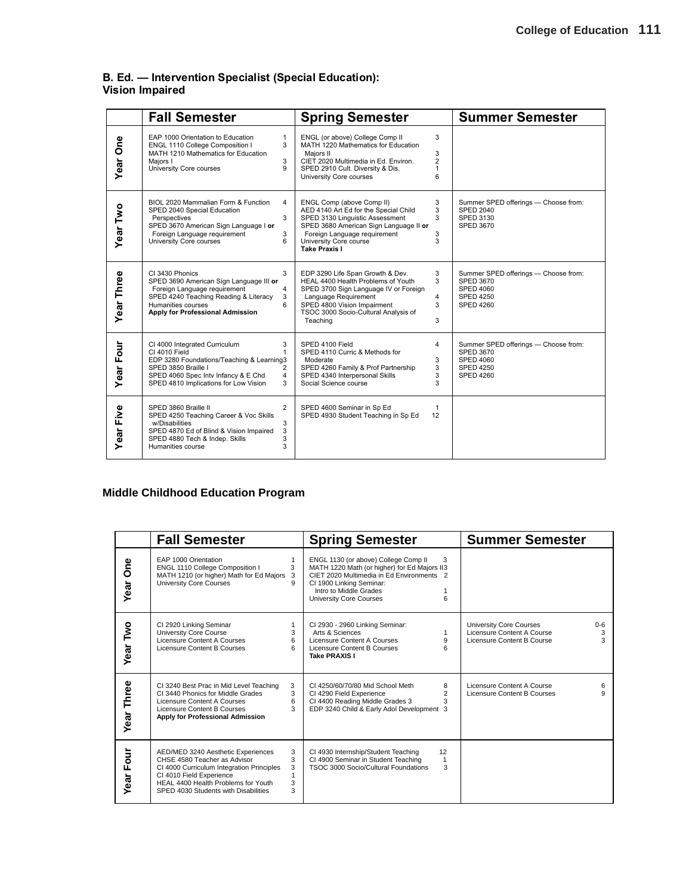## B. Ed. — Intervention Specialist (Special Education): Vision Impaired

| | Fall Semester | Spring Semester | Summer Semester |
|---|---|---|---|
| Year One | EAP 1000 Orientation to Education 1<br>ENGL 1110 College Composition I 3<br>MATH 1210 Mathematics for Education Majors I 3<br>University Core courses 9 | ENGL (or above) College Comp II 3<br>MATH 1220 Mathematics for Education Majors II 3<br>CIET 2020 Multimedia in Ed. Environ. 2<br>SPED 2910 Cult. Diversity & Dis. 1<br>University Core courses 6 | |
| Year Two | BIOL 2020 Mammalian Form & Function 4<br>SPED 2040 Special Education Perspectives 3<br>SPED 3670 American Sign Language I **or** Foreign Language requirement 3<br>University Core courses 6 | ENGL Comp (above Comp II) 3<br>AED 4140 Art Ed for the Special Child 3<br>SPED 3130 Linguistic Assessment 3<br>SPED 3680 American Sign Language II **or** Foreign Language requirement 3<br>University Core course 3<br>**Take Praxis I** | Summer SPED offerings — Choose from:<br>SPED 2040<br>SPED 3130<br>SPED 3670 |
| Year Three | CI 3430 Phonics 3<br>SPED 3690 American Sign Language III **or** Foreign Language requirement 4<br>SPED 4240 Teaching Reading & Literacy 3<br>Humanities courses 6<br>**Apply for Professional Admission** | EDP 3290 Life Span Growth & Dev. 3<br>HEAL 4400 Health Problems of Youth 3<br>SPED 3700 Sign Language IV or Foreign Language Requirement 4<br>SPED 4800 Vision Impairment 3<br>TSOC 3000 Socio-Cultural Analysis of Teaching 3 | Summer SPED offerings — Choose from:<br>SPED 3670<br>SPED 4060<br>SPED 4250<br>SPED 4260 |
| Year Four | CI 4000 Integrated Curriculum 3<br>CI 4010 Field 1<br>EDP 3280 Foundations/Teaching & Learning 3<br>SPED 3850 Braille I 2<br>SPED 4060 Spec Intv Infancy & E Chd 4<br>SPED 4810 Implications for Low Vision 3 | SPED 4100 Field 4<br>SPED 4110 Curric & Methods for Moderate 3<br>SPED 4260 Family & Prof Partnership 3<br>SPED 4340 Interpersonal Skills 3<br>Social Science course 3 | Summer SPED offerings — Choose from:<br>SPED 3670<br>SPED 4060<br>SPED 4250<br>SPED 4260 |
| Year Five | SPED 3860 Braille II 2<br>SPED 4250 Teaching Career & Voc Skills w/Disabilities 3<br>SPED 4870 Ed of Blind & Vision Impaired 3<br>SPED 4880 Tech & Indep. Skills 3<br>Humanities course 3 | SPED 4600 Seminar in Sp Ed 1<br>SPED 4930 Student Teaching in Sp Ed 12 | |

## Middle Childhood Education Program

| | Fall Semester | Spring Semester | Summer Semester |
|---|---|---|---|
| Year One | EAP 1000 Orientation 1<br>ENGL 1110 College Composition I 3<br>MATH 1210 (or higher) Math for Ed Majors 3<br>University Core Courses 9 | ENGL 1130 (or above) College Comp II 3<br>MATH 1220 Math (or higher) for Ed Majors II 3<br>CIET 2020 Multimedia in Ed Environments 2<br>CI 1900 Linking Seminar: Intro to Middle Grades 1<br>University Core Courses 6 | |
| Year Two | CI 2920 Linking Seminar 1<br>University Core Course 3<br>Licensure Content A Courses 6<br>Licensure Content B Courses 6 | CI 2930 - 2960 Linking Seminar: Arts & Sciences 1<br>Licensure Content A Courses 9<br>Licensure Content B Courses 6<br>**Take PRAXIS I** | University Core Courses 0-6<br>Licensure Content A Course 3<br>Licensure Content B Course 3 |
| Year Three | CI 3240 Best Prac in Mid Level Teaching 3<br>CI 3440 Phonics for Middle Grades 3<br>Licensure Content A Courses 6<br>Licensure Content B Courses 3<br>**Apply for Professional Admission** | CI 4250/60/70/80 Mid School Meth 8<br>CI 4290 Field Experience 2<br>CI 4400 Reading Middle Grades 3 3<br>EDP 3240 Child & Early Adol Development 3 | Licensure Content A Course 6<br>Licensure Content B Courses 9 |
| Year Four | AED/MED 3240 Aesthetic Experiences 3<br>CHSE 4580 Teacher as Advisor 3<br>CI 4000 Curriculum Integration Principles 3<br>CI 4010 Field Experience 1<br>HEAL 4400 Health Problems for Youth 3<br>SPED 4030 Students with Disabilities 3 | CI 4930 Internship/Student Teaching 12<br>CI 4900 Seminar in Student Teaching 1<br>TSOC 3000 Socio/Cultural Foundations 3 | |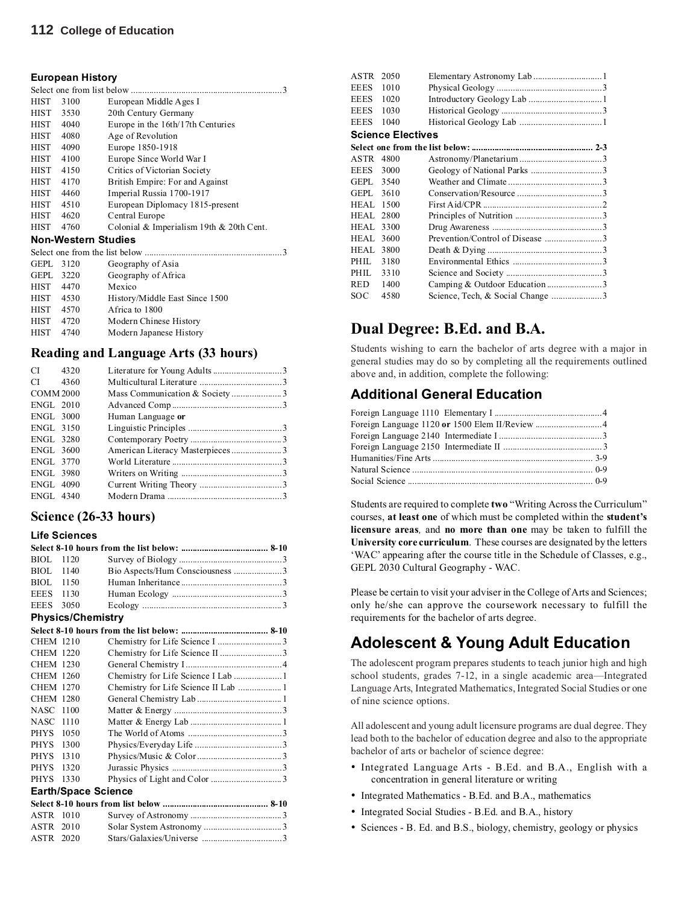### European History

Select one from list below ..................................................................3

| | | |
|---|---|---|
| HIST | 3100 | European Middle Ages I |
| HIST | 3530 | 20th Century Germany |
| HIST | 4040 | Europe in the 16th/17th Centuries |
| HIST | 4080 | Age of Revolution |
| HIST | 4090 | Europe 1850-1918 |
| HIST | 4100 | Europe Since World War I |
| HIST | 4150 | Critics of Victorian Society |
| HIST | 4170 | British Empire: For and Against |
| HIST | 4460 | Imperial Russia 1700-1917 |
| HIST | 4510 | European Diplomacy 1815-present |
| HIST | 4620 | Central Europe |
| HIST | 4760 | Colonial & Imperialism 19th & 20th Cent. |

### Non-Western Studies

Select one from the list below ..........................................................3

| | | |
|---|---|---|
| GEPL | 3120 | Geography of Asia |
| GEPL | 3220 | Geography of Africa |
| HIST | 4470 | Mexico |
| HIST | 4530 | History/Middle East Since 1500 |
| HIST | 4570 | Africa to 1800 |
| HIST | 4720 | Modern Chinese History |
| HIST | 4740 | Modern Japanese History |

## Reading and Language Arts (33 hours)

| | | | |
|---|---|---|---|
| CI | 4320 | Literature for Young Adults | 3 |
| CI | 4360 | Multicultural Literature | 3 |
| COMM | 2000 | Mass Communication & Society | 3 |
| ENGL | 2010 | Advanced Comp | 3 |
| ENGL | 3000 | Human Language **or** | |
| ENGL | 3150 | Linguistic Principles | 3 |
| ENGL | 3280 | Contemporary Poetry | 3 |
| ENGL | 3600 | American Literacy Masterpieces | 3 |
| ENGL | 3770 | World Literature | 3 |
| ENGL | 3980 | Writers on Writing | 3 |
| ENGL | 4090 | Current Writing Theory | 3 |
| ENGL | 4340 | Modern Drama | 3 |

## Science (26-33 hours)

### Life Sciences

**Select 8-10 hours from the list below: ..................................... 8-10**

| | | | |
|---|---|---|---|
| BIOL | 1120 | Survey of Biology | 3 |
| BIOL | 1140 | Bio Aspects/Hum Consciousness | 3 |
| BIOL | 1150 | Human Inheritance | 3 |
| EEES | 1130 | Human Ecology | 3 |
| EEES | 3050 | Ecology | 3 |

### Physics/Chemistry

**Select 8-10 hours from the list below: ..................................... 8-10**

| | | | |
|---|---|---|---|
| CHEM | 1210 | Chemistry for Life Science I | 3 |
| CHEM | 1220 | Chemistry for Life Science II | 3 |
| CHEM | 1230 | General Chemistry I | 4 |
| CHEM | 1260 | Chemistry for Life Science I Lab | 1 |
| CHEM | 1270 | Chemistry for Life Science II Lab | 1 |
| CHEM | 1280 | General Chemistry Lab | 1 |
| NASC | 1100 | Matter & Energy | 3 |
| NASC | 1110 | Matter & Energy Lab | 1 |
| PHYS | 1050 | The World of Atoms | 3 |
| PHYS | 1300 | Physics/Everyday Life | 3 |
| PHYS | 1310 | Physics/Music & Color | 3 |
| PHYS | 1320 | Jurassic Physics | 3 |
| PHYS | 1330 | Physics of Light and Color | 3 |

### Earth/Space Science

**Select 8-10 hours from list below ............................................ 8-10**

| | | | |
|---|---|---|---|
| ASTR | 1010 | Survey of Astronomy | 3 |
| ASTR | 2010 | Solar System Astronomy | 3 |
| ASTR | 2020 | Stars/Galaxies/Universe | 3 |
| ASTR | 2050 | Elementary Astronomy Lab | 1 |
| EEES | 1010 | Physical Geology | 3 |
| EEES | 1020 | Introductory Geology Lab | 1 |
| EEES | 1030 | Historical Geology | 3 |
| EEES | 1040 | Historical Geology Lab | 1 |

### Science Electives

**Select one from the list below: .................................................... 2-3**

| | | | |
|---|---|---|---|
| ASTR | 4800 | Astronomy/Planetarium | 3 |
| EEES | 3000 | Geology of National Parks | 3 |
| GEPL | 3540 | Weather and Climate | 3 |
| GEPL | 3610 | Conservation/Resource | 3 |
| HEAL | 1500 | First Aid/CPR | 2 |
| HEAL | 2800 | Principles of Nutrition | 3 |
| HEAL | 3300 | Drug Awareness | 3 |
| HEAL | 3600 | Prevention/Control of Disease | 3 |
| HEAL | 3800 | Death & Dying | 3 |
| PHIL | 3180 | Environmental Ethics | 3 |
| PHIL | 3310 | Science and Society | 3 |
| RED | 1400 | Camping & Outdoor Education | 3 |
| SOC | 4580 | Science, Tech, & Social Change | 3 |

## Dual Degree: B.Ed. and B.A.

Students wishing to earn the bachelor of arts degree with a major in general studies may do so by completing all the requirements outlined above and, in addition, complete the following:

### Additional General Education

| | |
|---|---|
| Foreign Language 1110 Elementary I | 4 |
| Foreign Language 1120 **or** 1500 Elem II/Review | 4 |
| Foreign Language 2140 Intermediate I | 3 |
| Foreign Language 2150 Intermediate II | 3 |
| Humanities/Fine Arts | 3-9 |
| Natural Science | 0-9 |
| Social Science | 0-9 |

Students are required to complete **two** "Writing Across the Curriculum" courses, **at least one** of which must be completed within the **student's licensure areas**, and **no more than one** may be taken to fulfill the **University core curriculum**. These courses are designated by the letters 'WAC' appearing after the course title in the Schedule of Classes, e.g., GEPL 2030 Cultural Geography - WAC.

Please be certain to visit your adviser in the College of Arts and Sciences; only he/she can approve the coursework necessary to fulfill the requirements for the bachelor of arts degree.

## Adolescent & Young Adult Education

The adolescent program prepares students to teach junior high and high school students, grades 7-12, in a single academic area—Integrated Language Arts, Integrated Mathematics, Integrated Social Studies or one of nine science options.

All adolescent and young adult licensure programs are dual degree. They lead both to the bachelor of education degree and also to the appropriate bachelor of arts or bachelor of science degree:

- Integrated Language Arts - B.Ed. and B.A., English with a concentration in general literature or writing
- Integrated Mathematics - B.Ed. and B.A., mathematics
- Integrated Social Studies - B.Ed. and B.A., history
- Sciences - B. Ed. and B.S., biology, chemistry, geology or physics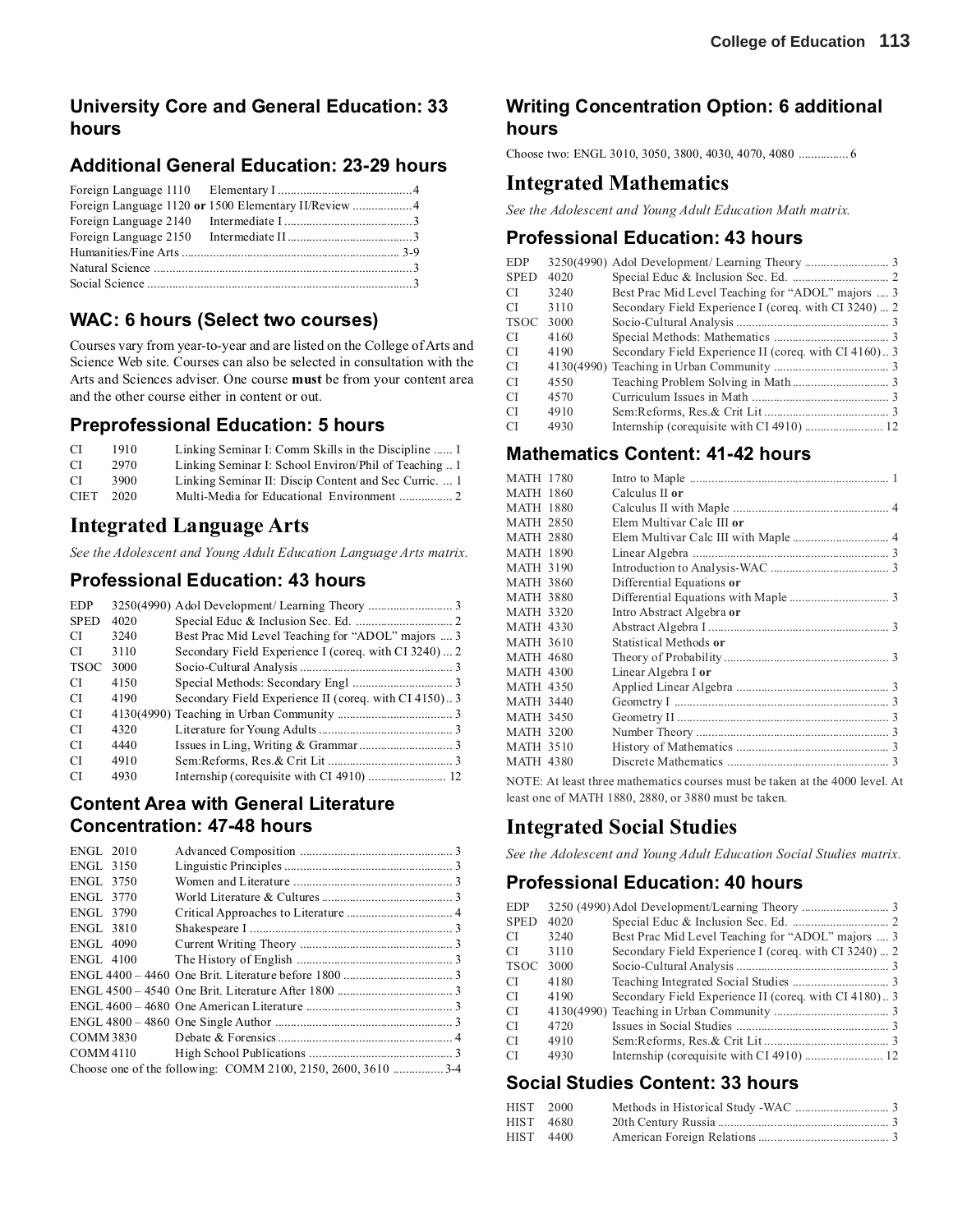## University Core and General Education: 33 hours

## Additional General Education: 23-29 hours

| | | |
|---|---|---|
| Foreign Language 1110 | Elementary I | 4 |
| Foreign Language 1120 **or** 1500 | Elementary II/Review | 4 |
| Foreign Language 2140 | Intermediate I | 3 |
| Foreign Language 2150 | Intermediate II | 3 |
| Humanities/Fine Arts | | 3-9 |
| Natural Science | | 3 |
| Social Science | | 3 |

## WAC: 6 hours (Select two courses)

Courses vary from year-to-year and are listed on the College of Arts and Science Web site. Courses can also be selected in consultation with the Arts and Sciences adviser. One course **must** be from your content area and the other course either in content or out.

## Preprofessional Education: 5 hours

| | | | |
|---|---|---|---|
| CI | 1910 | Linking Seminar I: Comm Skills in the Discipline | 1 |
| CI | 2970 | Linking Seminar I: School Environ/Phil of Teaching | 1 |
| CI | 3900 | Linking Seminar II: Discip Content and Sec Curric. | 1 |
| CIET | 2020 | Multi-Media for Educational Environment | 2 |

# Integrated Language Arts

*See the Adolescent and Young Adult Education Language Arts matrix.*

## Professional Education: 43 hours

| | | | |
|---|---|---|---|
| EDP | 3250(4990) | Adol Development/ Learning Theory | 3 |
| SPED | 4020 | Special Educ & Inclusion Sec. Ed. | 2 |
| CI | 3240 | Best Prac Mid Level Teaching for "ADOL" majors | 3 |
| CI | 3110 | Secondary Field Experience I (coreq. with CI 3240) | 2 |
| TSOC | 3000 | Socio-Cultural Analysis | 3 |
| CI | 4150 | Special Methods: Secondary Engl | 3 |
| CI | 4190 | Secondary Field Experience II (coreq. with CI 4150) | 3 |
| CI | 4130(4990) | Teaching in Urban Community | 3 |
| CI | 4320 | Literature for Young Adults | 3 |
| CI | 4440 | Issues in Ling, Writing & Grammar | 3 |
| CI | 4910 | Sem:Reforms, Res.& Crit Lit | 3 |
| CI | 4930 | Internship (corequisite with CI 4910) | 12 |

## Content Area with General Literature Concentration: 47-48 hours

| | | |
|---|---|---|
| ENGL 2010 | Advanced Composition | 3 |
| ENGL 3150 | Linguistic Principles | 3 |
| ENGL 3750 | Women and Literature | 3 |
| ENGL 3770 | World Literature & Cultures | 3 |
| ENGL 3790 | Critical Approaches to Literature | 4 |
| ENGL 3810 | Shakespeare I | 3 |
| ENGL 4090 | Current Writing Theory | 3 |
| ENGL 4100 | The History of English | 3 |
| ENGL 4400 – 4460 | One Brit. Literature before 1800 | 3 |
| ENGL 4500 – 4540 | One Brit. Literature After 1800 | 3 |
| ENGL 4600 – 4680 | One American Literature | 3 |
| ENGL 4800 – 4860 | One Single Author | 3 |
| COMM 3830 | Debate & Forensics | 4 |
| COMM 4110 | High School Publications | 3 |

Choose one of the following: COMM 2100, 2150, 2600, 3610 ................ 3-4

## Writing Concentration Option: 6 additional hours

Choose two: ENGL 3010, 3050, 3800, 4030, 4070, 4080 ................ 6

# Integrated Mathematics

*See the Adolescent and Young Adult Education Math matrix.*

## Professional Education: 43 hours

| | | | |
|---|---|---|---|
| EDP | 3250(4990) | Adol Development/ Learning Theory | 3 |
| SPED | 4020 | Special Educ & Inclusion Sec. Ed. | 2 |
| CI | 3240 | Best Prac Mid Level Teaching for "ADOL" majors | 3 |
| CI | 3110 | Secondary Field Experience I (coreq. with CI 3240) | 2 |
| TSOC | 3000 | Socio-Cultural Analysis | 3 |
| CI | 4160 | Special Methods: Mathematics | 3 |
| CI | 4190 | Secondary Field Experience II (coreq. with CI 4160) | 3 |
| CI | 4130(4990) | Teaching in Urban Community | 3 |
| CI | 4550 | Teaching Problem Solving in Math | 3 |
| CI | 4570 | Curriculum Issues in Math | 3 |
| CI | 4910 | Sem:Reforms, Res.& Crit Lit | 3 |
| CI | 4930 | Internship (corequisite with CI 4910) | 12 |

## Mathematics Content: 41-42 hours

| | | |
|---|---|---|
| MATH 1780 | Intro to Maple | 1 |
| MATH 1860 | Calculus II **or** | |
| MATH 1880 | Calculus II with Maple | 4 |
| MATH 2850 | Elem Multivar Calc III **or** | |
| MATH 2880 | Elem Multivar Calc III with Maple | 4 |
| MATH 1890 | Linear Algebra | 3 |
| MATH 3190 | Introduction to Analysis-WAC | 3 |
| MATH 3860 | Differential Equations **or** | |
| MATH 3880 | Differential Equations with Maple | 3 |
| MATH 3320 | Intro Abstract Algebra **or** | |
| MATH 4330 | Abstract Algebra I | 3 |
| MATH 3610 | Statistical Methods **or** | |
| MATH 4680 | Theory of Probability | 3 |
| MATH 4300 | Linear Algebra I **or** | |
| MATH 4350 | Applied Linear Algebra | 3 |
| MATH 3440 | Geometry I | 3 |
| MATH 3450 | Geometry II | 3 |
| MATH 3200 | Number Theory | 3 |
| MATH 3510 | History of Mathematics | 3 |
| MATH 4380 | Discrete Mathematics | 3 |

NOTE: At least three mathematics courses must be taken at the 4000 level. At least one of MATH 1880, 2880, or 3880 must be taken.

# Integrated Social Studies

*See the Adolescent and Young Adult Education Social Studies matrix.*

## Professional Education: 40 hours

| | | | |
|---|---|---|---|
| EDP | 3250 (4990) | Adol Development/Learning Theory | 3 |
| SPED | 4020 | Special Educ & Inclusion Sec. Ed. | 2 |
| CI | 3240 | Best Prac Mid Level Teaching for "ADOL" majors | 3 |
| CI | 3110 | Secondary Field Experience I (coreq. with CI 3240) | 2 |
| TSOC | 3000 | Socio-Cultural Analysis | 3 |
| CI | 4180 | Teaching Integrated Social Studies | 3 |
| CI | 4190 | Secondary Field Experience II (coreq. with CI 4180) | 3 |
| CI | 4130(4990) | Teaching in Urban Community | 3 |
| CI | 4720 | Issues in Social Studies | 3 |
| CI | 4910 | Sem:Reforms, Res.& Crit Lit | 3 |
| CI | 4930 | Internship (corequisite with CI 4910) | 12 |

## Social Studies Content: 33 hours

| | | | |
|---|---|---|---|
| HIST | 2000 | Methods in Historical Study -WAC | 3 |
| HIST | 4680 | 20th Century Russia | 3 |
| HIST | 4400 | American Foreign Relations | 3 |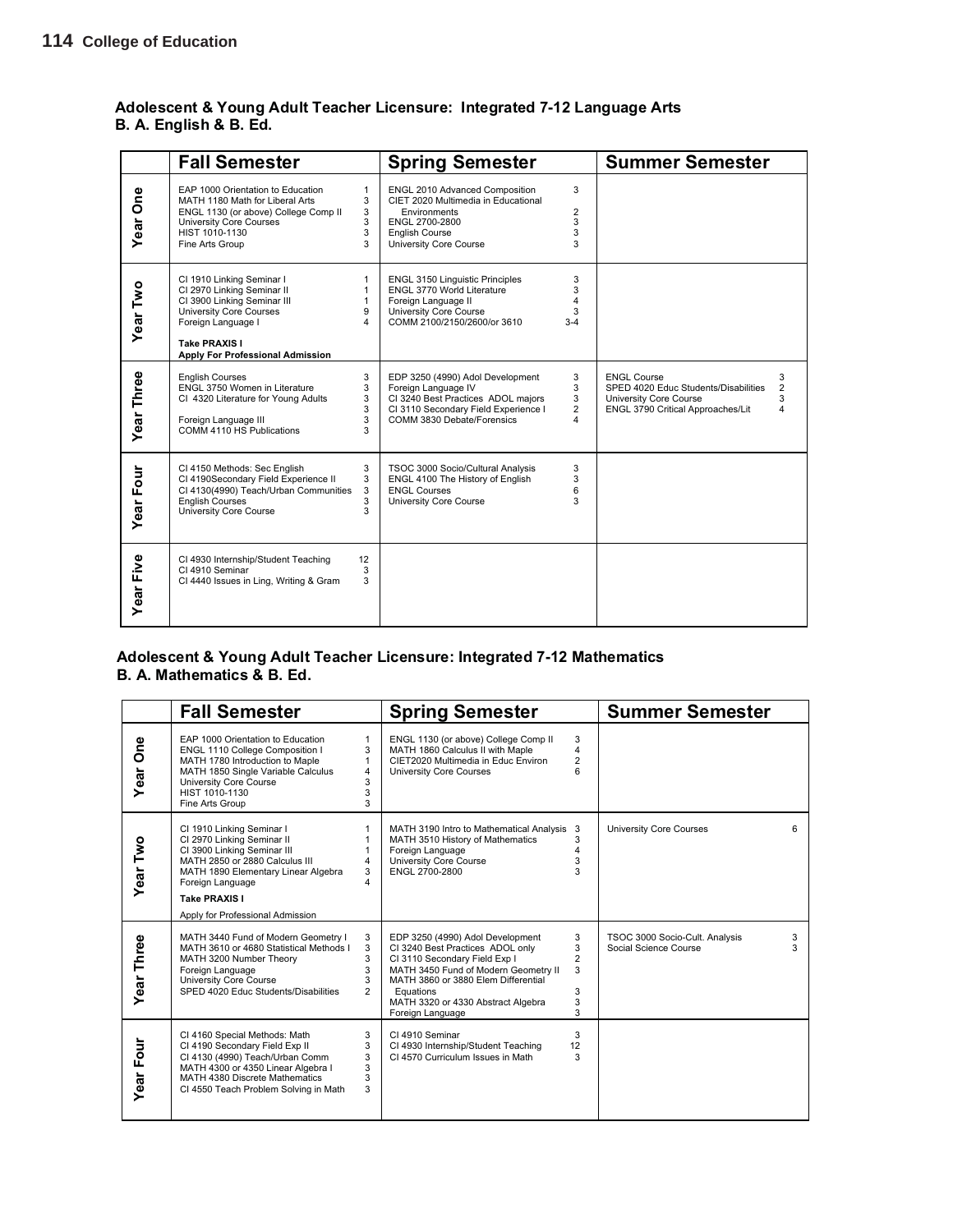## Adolescent & Young Adult Teacher Licensure: Integrated 7-12 Language Arts
## B. A. English & B. Ed.

| | Fall Semester | Spring Semester | Summer Semester |
|---|---|---|---|
| **Year One** | EAP 1000 Orientation to Education 1<br>MATH 1180 Math for Liberal Arts 3<br>ENGL 1130 (or above) College Comp II 3<br>University Core Courses 3<br>HIST 1010-1130 3<br>Fine Arts Group 3 | ENGL 2010 Advanced Composition 3<br>CIET 2020 Multimedia in Educational Environments 2<br>ENGL 2700-2800 3<br>English Course 3<br>University Core Course 3 | |
| **Year Two** | CI 1910 Linking Seminar I 1<br>CI 2970 Linking Seminar II 1<br>CI 3900 Linking Seminar III 1<br>University Core Courses 9<br>Foreign Language I 4<br>**Take PRAXIS I**<br>**Apply For Professional Admission** | ENGL 3150 Linguistic Principles 3<br>ENGL 3770 World Literature 3<br>Foreign Language II 4<br>University Core Course 3<br>COMM 2100/2150/2600/or 3610 3-4 | |
| **Year Three** | English Courses 3<br>ENGL 3750 Women in Literature 3<br>CI 4320 Literature for Young Adults 3<br>3<br>Foreign Language III 3<br>COMM 4110 HS Publications 3 | EDP 3250 (4990) Adol Development 3<br>Foreign Language IV 3<br>CI 3240 Best Practices ADOL majors 3<br>CI 3110 Secondary Field Experience I 2<br>COMM 3830 Debate/Forensics 4 | ENGL Course 3<br>SPED 4020 Educ Students/Disabilities 2<br>University Core Course 3<br>ENGL 3790 Critical Approaches/Lit 4 |
| **Year Four** | CI 4150 Methods: Sec English 3<br>CI 4190Secondary Field Experience II 3<br>CI 4130(4990) Teach/Urban Communities 3<br>English Courses 3<br>University Core Course 3 | TSOC 3000 Socio/Cultural Analysis 3<br>ENGL 4100 The History of English 3<br>ENGL Courses 6<br>University Core Course 3 | |
| **Year Five** | CI 4930 Internship/Student Teaching 12<br>CI 4910 Seminar 3<br>CI 4440 Issues in Ling, Writing & Gram 3 | | |

## Adolescent & Young Adult Teacher Licensure: Integrated 7-12 Mathematics
## B. A. Mathematics & B. Ed.

| | Fall Semester | Spring Semester | Summer Semester |
|---|---|---|---|
| **Year One** | EAP 1000 Orientation to Education 1<br>ENGL 1110 College Composition I 3<br>MATH 1780 Introduction to Maple 1<br>MATH 1850 Single Variable Calculus 4<br>University Core Course 3<br>HIST 1010-1130 3<br>Fine Arts Group 3 | ENGL 1130 (or above) College Comp II 3<br>MATH 1860 Calculus II with Maple 4<br>CIET2020 Multimedia in Educ Environ 2<br>University Core Courses 6 | |
| **Year Two** | CI 1910 Linking Seminar I 1<br>CI 2970 Linking Seminar II 1<br>CI 3900 Linking Seminar III 1<br>MATH 2850 or 2880 Calculus III 4<br>MATH 1890 Elementary Linear Algebra 3<br>Foreign Language 4<br>**Take PRAXIS I**<br>Apply for Professional Admission | MATH 3190 Intro to Mathematical Analysis 3<br>MATH 3510 History of Mathematics 3<br>Foreign Language 4<br>University Core Course 3<br>ENGL 2700-2800 3 | University Core Courses 6 |
| **Year Three** | MATH 3440 Fund of Modern Geometry I 3<br>MATH 3610 or 4680 Statistical Methods I 3<br>MATH 3200 Number Theory 3<br>Foreign Language 3<br>University Core Course 3<br>SPED 4020 Educ Students/Disabilities 2 | EDP 3250 (4990) Adol Development 3<br>CI 3240 Best Practices ADOL only 3<br>CI 3110 Secondary Field Exp I 2<br>MATH 3450 Fund of Modern Geometry II 3<br>MATH 3860 or 3880 Elem Differential Equations 3<br>MATH 3320 or 4330 Abstract Algebra 3<br>Foreign Language 3 | TSOC 3000 Socio-Cult. Analysis 3<br>Social Science Course 3 |
| **Year Four** | CI 4160 Special Methods: Math 3<br>CI 4190 Secondary Field Exp II 3<br>CI 4130 (4990) Teach/Urban Comm 3<br>MATH 4300 or 4350 Linear Algebra I 3<br>MATH 4380 Discrete Mathematics 3<br>CI 4550 Teach Problem Solving in Math 3 | CI 4910 Seminar 3<br>CI 4930 Internship/Student Teaching 12<br>CI 4570 Curriculum Issues in Math 3 | |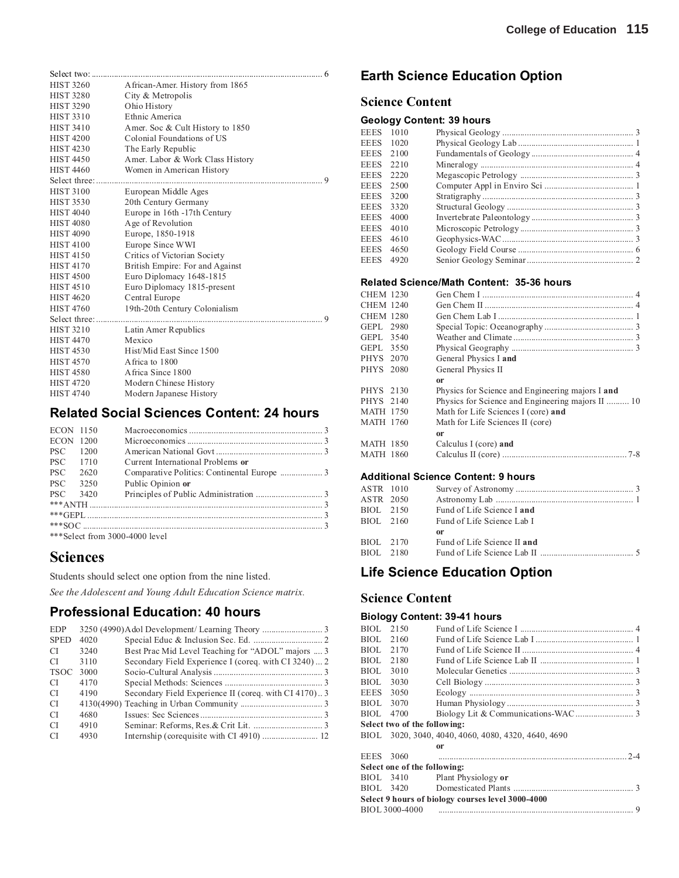| | | |
|---|---|---|
| Select two: | | 6 |
| HIST 3260 | African-Amer. History from 1865 | |
| HIST 3280 | City & Metropolis | |
| HIST 3290 | Ohio History | |
| HIST 3310 | Ethnic America | |
| HIST 3410 | Amer. Soc & Cult History to 1850 | |
| HIST 4200 | Colonial Foundations of US | |
| HIST 4230 | The Early Republic | |
| HIST 4450 | Amer. Labor & Work Class History | |
| HIST 4460 | Women in American History | |
| Select three: | | 9 |
| HIST 3100 | European Middle Ages | |
| HIST 3530 | 20th Century Germany | |
| HIST 4040 | Europe in 16th -17th Century | |
| HIST 4080 | Age of Revolution | |
| HIST 4090 | Europe, 1850-1918 | |
| HIST 4100 | Europe Since WWI | |
| HIST 4150 | Critics of Victorian Society | |
| HIST 4170 | British Empire: For and Against | |
| HIST 4500 | Euro Diplomacy 1648-1815 | |
| HIST 4510 | Euro Diplomacy 1815-present | |
| HIST 4620 | Central Europe | |
| HIST 4760 | 19th-20th Century Colonialism | |
| Select three: | | 9 |
| HIST 3210 | Latin Amer Republics | |
| HIST 4470 | Mexico | |
| HIST 4530 | Hist/Mid East Since 1500 | |
| HIST 4570 | Africa to 1800 | |
| HIST 4580 | Africa Since 1800 | |
| HIST 4720 | Modern Chinese History | |
| HIST 4740 | Modern Japanese History | |

## Related Social Sciences Content: 24 hours

| | | |
|---|---|---|
| ECON 1150 | Macroeconomics | 3 |
| ECON 1200 | Microeconomics | 3 |
| PSC 1200 | American National Govt | 3 |
| PSC 1710 | Current International Problems **or** | |
| PSC 2620 | Comparative Politics: Continental Europe | 3 |
| PSC 3250 | Public Opinion **or** | |
| PSC 3420 | Principles of Public Administration | 3 |
| ***ANTH | | 3 |
| ***GEPL | | 3 |
| ***SOC | | 3 |

***Select from 3000-4000 level

# Sciences

Students should select one option from the nine listed.

*See the Adolescent and Young Adult Education Science matrix.*

## Professional Education: 40 hours

| | | |
|---|---|---|
| EDP 3250 (4990) | Adol Development/ Learning Theory | 3 |
| SPED 4020 | Special Educ & Inclusion Sec. Ed. | 2 |
| CI 3240 | Best Prac Mid Level Teaching for "ADOL" majors | 3 |
| CI 3110 | Secondary Field Experience I (coreq. with CI 3240) | 2 |
| TSOC 3000 | Socio-Cultural Analysis | 3 |
| CI 4170 | Special Methods: Sciences | 3 |
| CI 4190 | Secondary Field Experience II (coreq. with CI 4170) | 3 |
| CI 4130(4990) | Teaching in Urban Community | 3 |
| CI 4680 | Issues: Sec Sciences | 3 |
| CI 4910 | Seminar: Reforms, Res.& Crit Lit. | 3 |
| CI 4930 | Internship (corequisite with CI 4910) | 12 |

## Earth Science Education Option

# Science Content

### Geology Content: 39 hours

| | | |
|---|---|---|
| EEES 1010 | Physical Geology | 3 |
| EEES 1020 | Physical Geology Lab | 1 |
| EEES 2100 | Fundamentals of Geology | 4 |
| EEES 2210 | Mineralogy | 4 |
| EEES 2220 | Megascopic Petrology | 3 |
| EEES 2500 | Computer Appl in Enviro Sci | 1 |
| EEES 3200 | Stratigraphy | 3 |
| EEES 3320 | Structural Geology | 3 |
| EEES 4000 | Invertebrate Paleontology | 3 |
| EEES 4010 | Microscopic Petrology | 3 |
| EEES 4610 | Geophysics-WAC | 3 |
| EEES 4650 | Geology Field Course | 6 |
| EEES 4920 | Senior Geology Seminar | 2 |

### Related Science/Math Content: 35-36 hours

| | | |
|---|---|---|
| CHEM 1230 | Gen Chem I | 4 |
| CHEM 1240 | Gen Chem II | 4 |
| CHEM 1280 | Gen Chem Lab I | 1 |
| GEPL 2980 | Special Topic: Oceanography | 3 |
| GEPL 3540 | Weather and Climate | 3 |
| GEPL 3550 | Physical Geography | 3 |
| PHYS 2070 | General Physics I **and** | |
| PHYS 2080 | General Physics II | |
| | **or** | |
| PHYS 2130 | Physics for Science and Engineering majors I **and** | |
| PHYS 2140 | Physics for Science and Engineering majors II | 10 |
| MATH 1750 | Math for Life Sciences I (core) **and** | |
| MATH 1760 | Math for Life Sciences II (core) | |
| | **or** | |
| MATH 1850 | Calculus I (core) **and** | |
| MATH 1860 | Calculus II (core) | 7-8 |

### Additional Science Content: 9 hours

| | | |
|---|---|---|
| ASTR 1010 | Survey of Astronomy | 3 |
| ASTR 2050 | Astronomy Lab | 1 |
| BIOL 2150 | Fund of Life Science I **and** | |
| BIOL 2160 | Fund of Life Science Lab I | |
| | **or** | |
| BIOL 2170 | Fund of Life Science II **and** | |
| BIOL 2180 | Fund of Life Science Lab II | 5 |

## Life Science Education Option

# Science Content

### Biology Content: 39-41 hours

| | | |
|---|---|---|
| BIOL 2150 | Fund of Life Science I | 4 |
| BIOL 2160 | Fund of Life Science Lab I | 1 |
| BIOL 2170 | Fund of Life Science II | 4 |
| BIOL 2180 | Fund of Life Science Lab II | 1 |
| BIOL 3010 | Molecular Genetics | 3 |
| BIOL 3030 | Cell Biology | 3 |
| EEES 3050 | Ecology | 3 |
| BIOL 3070 | Human Physiology | 3 |
| BIOL 4700 | Biology Lit & Communications-WAC | 3 |
| **Select two of the following:** | | |
| BIOL 3020, 3040, 4040, 4060, 4080, 4320, 4640, 4690 | | |
| | **or** | |
| EEES 3060 | | 2-4 |
| **Select one of the following:** | | |
| BIOL 3410 | Plant Physiology **or** | |
| BIOL 3420 | Domesticated Plants | 3 |
| **Select 9 hours of biology courses level 3000-4000** | | |
| BIOL 3000-4000 | | 9 |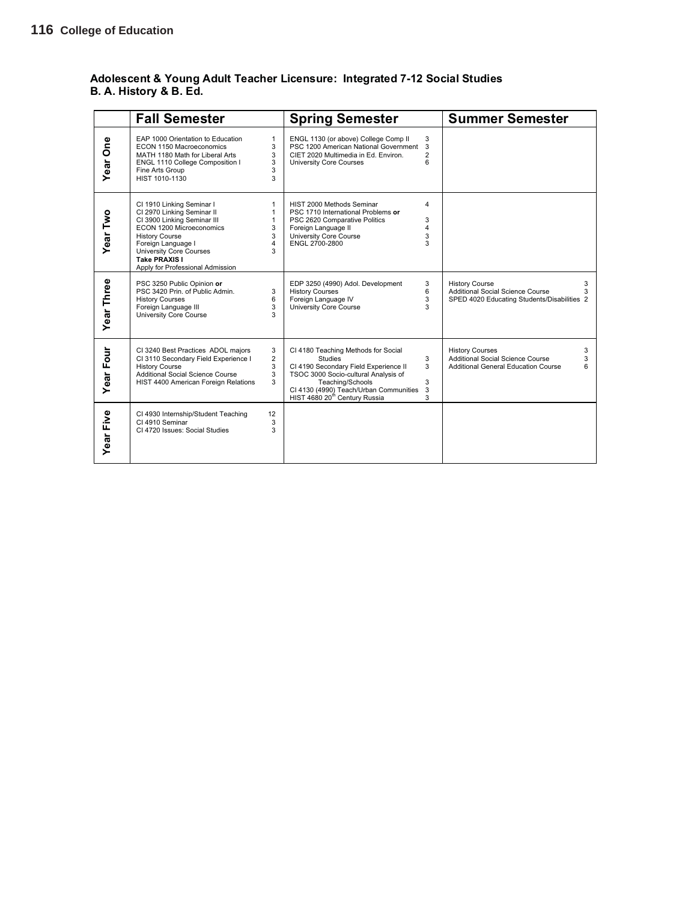## Adolescent & Young Adult Teacher Licensure: Integrated 7-12 Social Studies
## B. A. History & B. Ed.

| | Fall Semester | Spring Semester | Summer Semester |
|---|---|---|---|
| Year One | EAP 1000 Orientation to Education 1<br>ECON 1150 Macroeconomics 3<br>MATH 1180 Math for Liberal Arts 3<br>ENGL 1110 College Composition I 3<br>Fine Arts Group 3<br>HIST 1010-1130 3 | ENGL 1130 (or above) College Comp II 3<br>PSC 1200 American National Government 3<br>CIET 2020 Multimedia in Ed. Environ. 2<br>University Core Courses 6 | |
| Year Two | CI 1910 Linking Seminar I 1<br>CI 2970 Linking Seminar II 1<br>CI 3900 Linking Seminar III 1<br>ECON 1200 Microeconomics 3<br>History Course 3<br>Foreign Language I 4<br>University Core Courses 3<br>**Take PRAXIS I**<br>Apply for Professional Admission | HIST 2000 Methods Seminar 4<br>PSC 1710 International Problems **or**<br>PSC 2620 Comparative Politics 3<br>Foreign Language II 4<br>University Core Course 3<br>ENGL 2700-2800 3 | |
| Year Three | PSC 3250 Public Opinion **or**<br>PSC 3420 Prin. of Public Admin. 3<br>History Courses 6<br>Foreign Language III 3<br>University Core Course 3 | EDP 3250 (4990) Adol. Development 3<br>History Courses 6<br>Foreign Language IV 3<br>University Core Course 3 | History Course 3<br>Additional Social Science Course 3<br>SPED 4020 Educating Students/Disabilities 2 |
| Year Four | CI 3240 Best Practices ADOL majors 3<br>CI 3110 Secondary Field Experience I 2<br>History Course 3<br>Additional Social Science Course 3<br>HIST 4400 American Foreign Relations 3 | CI 4180 Teaching Methods for Social Studies 3<br>CI 4190 Secondary Field Experience II 3<br>TSOC 3000 Socio-cultural Analysis of Teaching/Schools 3<br>CI 4130 (4990) Teach/Urban Communities 3<br>HIST 4680 20th Century Russia 3 | History Courses 3<br>Additional Social Science Course 3<br>Additional General Education Course 6 |
| Year Five | CI 4930 Internship/Student Teaching 12<br>CI 4910 Seminar 3<br>CI 4720 Issues: Social Studies 3 | | |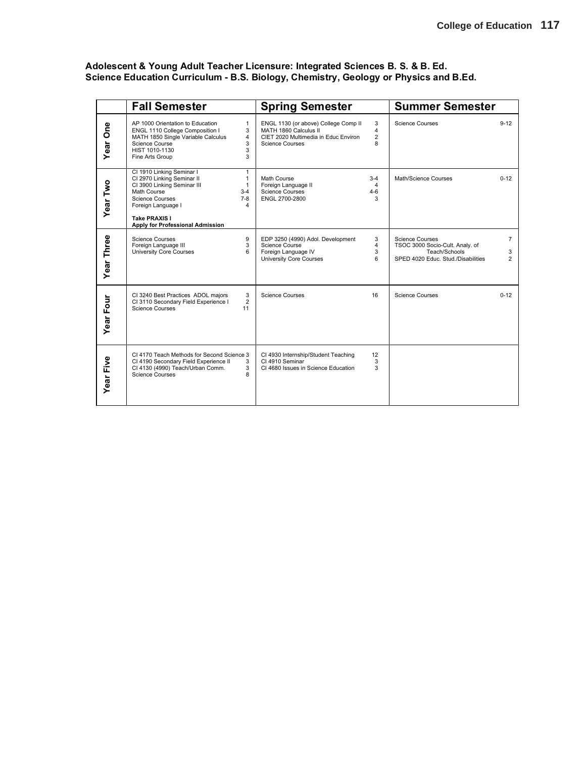**Adolescent & Young Adult Teacher Licensure: Integrated Sciences B. S. & B. Ed.**
**Science Education Curriculum - B.S. Biology, Chemistry, Geology or Physics and B.Ed.**

| | Fall Semester | | Spring Semester | | Summer Semester | |
|---|---|---|---|---|---|---|
| **Year One** | AP 1000 Orientation to Education<br>ENGL 1110 College Composition I<br>MATH 1850 Single Variable Calculus<br>Science Course<br>HIST 1010-1130<br>Fine Arts Group | 1<br>3<br>4<br>3<br>3<br>3 | ENGL 1130 (or above) College Comp II<br>MATH 1860 Calculus II<br>CIET 2020 Multimedia in Educ Environ<br>Science Courses | 3<br>4<br>2<br>8 | Science Courses | 9-12 |
| **Year Two** | CI 1910 Linking Seminar I<br>CI 2970 Linking Seminar II<br>CI 3900 Linking Seminar III<br>Math Course<br>Science Courses<br>Foreign Language I<br><br>**Take PRAXIS I**<br>**Apply for Professional Admission** | 1<br>1<br>1<br>3-4<br>7-8<br>4 | Math Course<br>Foreign Language II<br>Science Courses<br>ENGL 2700-2800 | 3-4<br>4<br>4-6<br>3 | Math/Science Courses | 0-12 |
| **Year Three** | Science Courses<br>Foreign Language III<br>University Core Courses | 9<br>3<br>6 | EDP 3250 (4990) Adol. Development<br>Science Course<br>Foreign Language IV<br>University Core Courses | 3<br>4<br>3<br>6 | Science Courses<br>TSOC 3000 Socio-Cult. Analy. of Teach/Schools<br>SPED 4020 Educ. Stud./Disabilities | 7<br>3<br>2 |
| **Year Four** | CI 3240 Best Practices ADOL majors<br>CI 3110 Secondary Field Experience I<br>Science Courses | 3<br>2<br>11 | Science Courses | 16 | Science Courses | 0-12 |
| **Year Five** | CI 4170 Teach Methods for Second Science<br>CI 4190 Secondary Field Experience II<br>CI 4130 (4990) Teach/Urban Comm.<br>Science Courses | 3<br>3<br>3<br>8 | CI 4930 Internship/Student Teaching<br>CI 4910 Seminar<br>CI 4680 Issues in Science Education | 12<br>3<br>3 | | |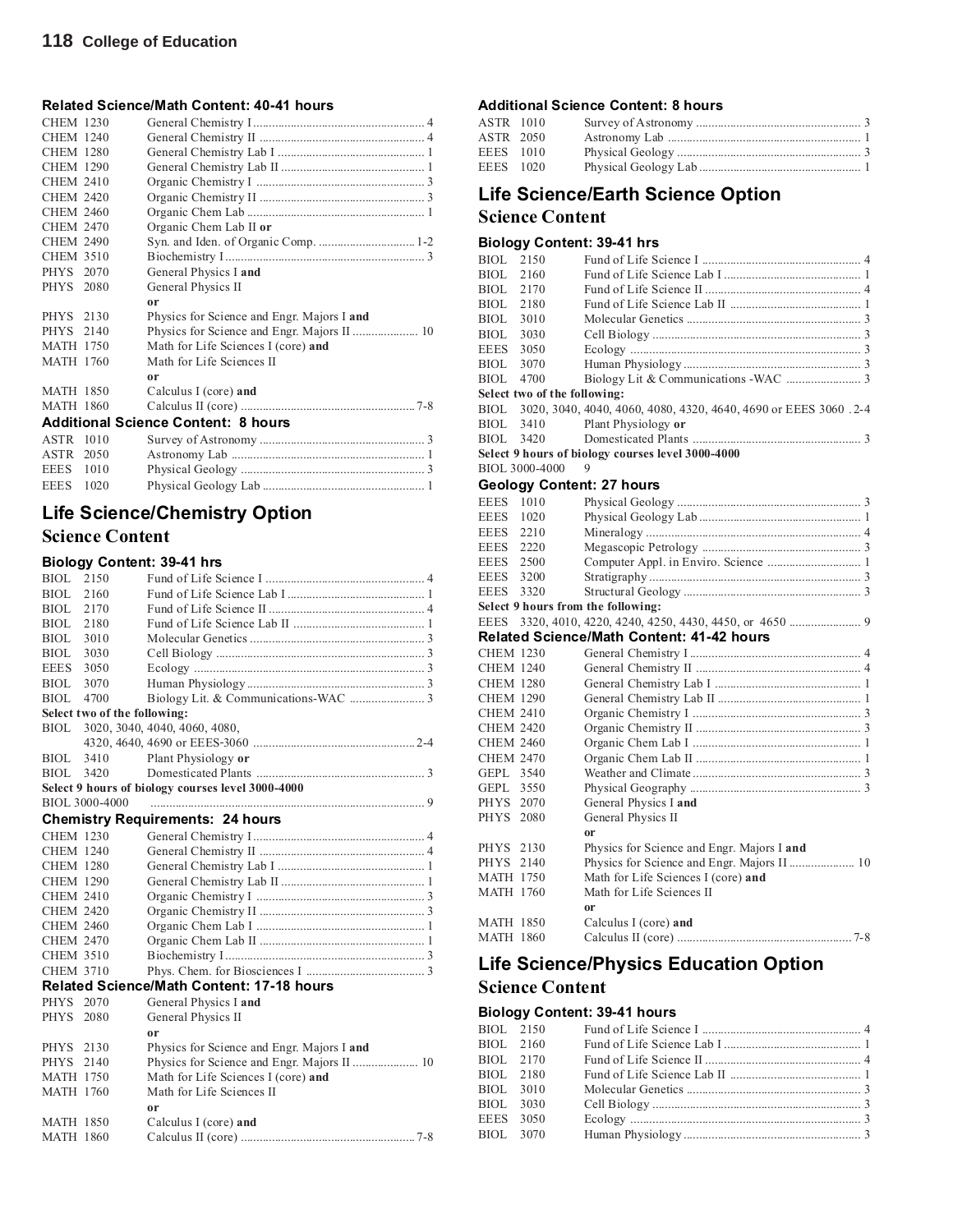### Related Science/Math Content: 40-41 hours

| | | |
|---|---|---|
| CHEM 1230 | General Chemistry I | 4 |
| CHEM 1240 | General Chemistry II | 4 |
| CHEM 1280 | General Chemistry Lab I | 1 |
| CHEM 1290 | General Chemistry Lab II | 1 |
| CHEM 2410 | Organic Chemistry I | 3 |
| CHEM 2420 | Organic Chemistry II | 3 |
| CHEM 2460 | Organic Chem Lab | 1 |
| CHEM 2470 | Organic Chem Lab II **or** | |
| CHEM 2490 | Syn. and Iden. of Organic Comp. | 1-2 |
| CHEM 3510 | Biochemistry I | 3 |
| PHYS 2070 | General Physics I **and** | |
| PHYS 2080 | General Physics II | |
| | **or** | |
| PHYS 2130 | Physics for Science and Engr. Majors I **and** | |
| PHYS 2140 | Physics for Science and Engr. Majors II | 10 |
| MATH 1750 | Math for Life Sciences I (core) **and** | |
| MATH 1760 | Math for Life Sciences II | |
| | **or** | |
| MATH 1850 | Calculus I (core) **and** | |
| MATH 1860 | Calculus II (core) | 7-8 |

### Additional Science Content: 8 hours

| | | |
|---|---|---|
| ASTR 1010 | Survey of Astronomy | 3 |
| ASTR 2050 | Astronomy Lab | 1 |
| EEES 1010 | Physical Geology | 3 |
| EEES 1020 | Physical Geology Lab | 1 |

## Life Science/Chemistry Option

## Science Content

### Biology Content: 39-41 hrs

| | | |
|---|---|---|
| BIOL 2150 | Fund of Life Science I | 4 |
| BIOL 2160 | Fund of Life Science Lab I | 1 |
| BIOL 2170 | Fund of Life Science II | 4 |
| BIOL 2180 | Fund of Life Science Lab II | 1 |
| BIOL 3010 | Molecular Genetics | 3 |
| BIOL 3030 | Cell Biology | 3 |
| EEES 3050 | Ecology | 3 |
| BIOL 3070 | Human Physiology | 3 |
| BIOL 4700 | Biology Lit. & Communications-WAC | 3 |

**Select two of the following:**

| | | |
|---|---|---|
| BIOL | 3020, 3040, 4040, 4060, 4080, 4320, 4640, 4690 or EEES-3060 | 2-4 |
| BIOL 3410 | Plant Physiology **or** | |
| BIOL 3420 | Domesticated Plants | 3 |

**Select 9 hours of biology courses level 3000-4000**

| | | |
|---|---|---|
| BIOL 3000-4000 | | 9 |

### Chemistry Requirements: 24 hours

| | | |
|---|---|---|
| CHEM 1230 | General Chemistry I | 4 |
| CHEM 1240 | General Chemistry II | 4 |
| CHEM 1280 | General Chemistry Lab I | 1 |
| CHEM 1290 | General Chemistry Lab II | 1 |
| CHEM 2410 | Organic Chemistry I | 3 |
| CHEM 2420 | Organic Chemistry II | 3 |
| CHEM 2460 | Organic Chem Lab I | 1 |
| CHEM 2470 | Organic Chem Lab II | 1 |
| CHEM 3510 | Biochemistry I | 3 |
| CHEM 3710 | Phys. Chem. for Biosciences I | 3 |

### Related Science/Math Content: 17-18 hours

| | | |
|---|---|---|
| PHYS 2070 | General Physics I **and** | |
| PHYS 2080 | General Physics II | |
| | **or** | |
| PHYS 2130 | Physics for Science and Engr. Majors I **and** | |
| PHYS 2140 | Physics for Science and Engr. Majors II | 10 |
| MATH 1750 | Math for Life Sciences I (core) **and** | |
| MATH 1760 | Math for Life Sciences II | |
| | **or** | |
| MATH 1850 | Calculus I (core) **and** | |
| MATH 1860 | Calculus II (core) | 7-8 |

### Additional Science Content: 8 hours

| | | |
|---|---|---|
| ASTR 1010 | Survey of Astronomy | 3 |
| ASTR 2050 | Astronomy Lab | 1 |
| EEES 1010 | Physical Geology | 3 |
| EEES 1020 | Physical Geology Lab | 1 |

## Life Science/Earth Science Option

## Science Content

### Biology Content: 39-41 hrs

| | | |
|---|---|---|
| BIOL 2150 | Fund of Life Science I | 4 |
| BIOL 2160 | Fund of Life Science Lab I | 1 |
| BIOL 2170 | Fund of Life Science II | 4 |
| BIOL 2180 | Fund of Life Science Lab II | 1 |
| BIOL 3010 | Molecular Genetics | 3 |
| BIOL 3030 | Cell Biology | 3 |
| EEES 3050 | Ecology | 3 |
| BIOL 3070 | Human Physiology | 3 |
| BIOL 4700 | Biology Lit & Communications -WAC | 3 |

**Select two of the following:**

| | | |
|---|---|---|
| BIOL | 3020, 3040, 4040, 4060, 4080, 4320, 4640, 4690 or EEES 3060 | 2-4 |
| BIOL 3410 | Plant Physiology **or** | |
| BIOL 3420 | Domesticated Plants | 3 |

**Select 9 hours of biology courses level 3000-4000**

| | | |
|---|---|---|
| BIOL 3000-4000 | | 9 |

### Geology Content: 27 hours

| | | |
|---|---|---|
| EEES 1010 | Physical Geology | 3 |
| EEES 1020 | Physical Geology Lab | 1 |
| EEES 2210 | Mineralogy | 4 |
| EEES 2220 | Megascopic Petrology | 3 |
| EEES 2500 | Computer Appl. in Enviro. Science | 1 |
| EEES 3200 | Stratigraphy | 3 |
| EEES 3320 | Structural Geology | 3 |

**Select 9 hours from the following:**

| | | |
|---|---|---|
| EEES | 3320, 4010, 4220, 4240, 4250, 4430, 4450, or 4650 | 9 |

### Related Science/Math Content: 41-42 hours

| | | |
|---|---|---|
| CHEM 1230 | General Chemistry I | 4 |
| CHEM 1240 | General Chemistry II | 4 |
| CHEM 1280 | General Chemistry Lab I | 1 |
| CHEM 1290 | General Chemistry Lab II | 1 |
| CHEM 2410 | Organic Chemistry I | 3 |
| CHEM 2420 | Organic Chemistry II | 3 |
| CHEM 2460 | Organic Chem Lab I | 1 |
| CHEM 2470 | Organic Chem Lab II | 1 |
| GEPL 3540 | Weather and Climate | 3 |
| GEPL 3550 | Physical Geography | 3 |
| PHYS 2070 | General Physics I **and** | |
| PHYS 2080 | General Physics II | |
| | **or** | |
| PHYS 2130 | Physics for Science and Engr. Majors I **and** | |
| PHYS 2140 | Physics for Science and Engr. Majors II | 10 |
| MATH 1750 | Math for Life Sciences I (core) **and** | |
| MATH 1760 | Math for Life Sciences II | |
| | **or** | |
| MATH 1850 | Calculus I (core) **and** | |
| MATH 1860 | Calculus II (core) | 7-8 |

## Life Science/Physics Education Option

## Science Content

### Biology Content: 39-41 hours

| | | |
|---|---|---|
| BIOL 2150 | Fund of Life Science I | 4 |
| BIOL 2160 | Fund of Life Science Lab I | 1 |
| BIOL 2170 | Fund of Life Science II | 4 |
| BIOL 2180 | Fund of Life Science Lab II | 1 |
| BIOL 3010 | Molecular Genetics | 3 |
| BIOL 3030 | Cell Biology | 3 |
| EEES 3050 | Ecology | 3 |
| BIOL 3070 | Human Physiology | 3 |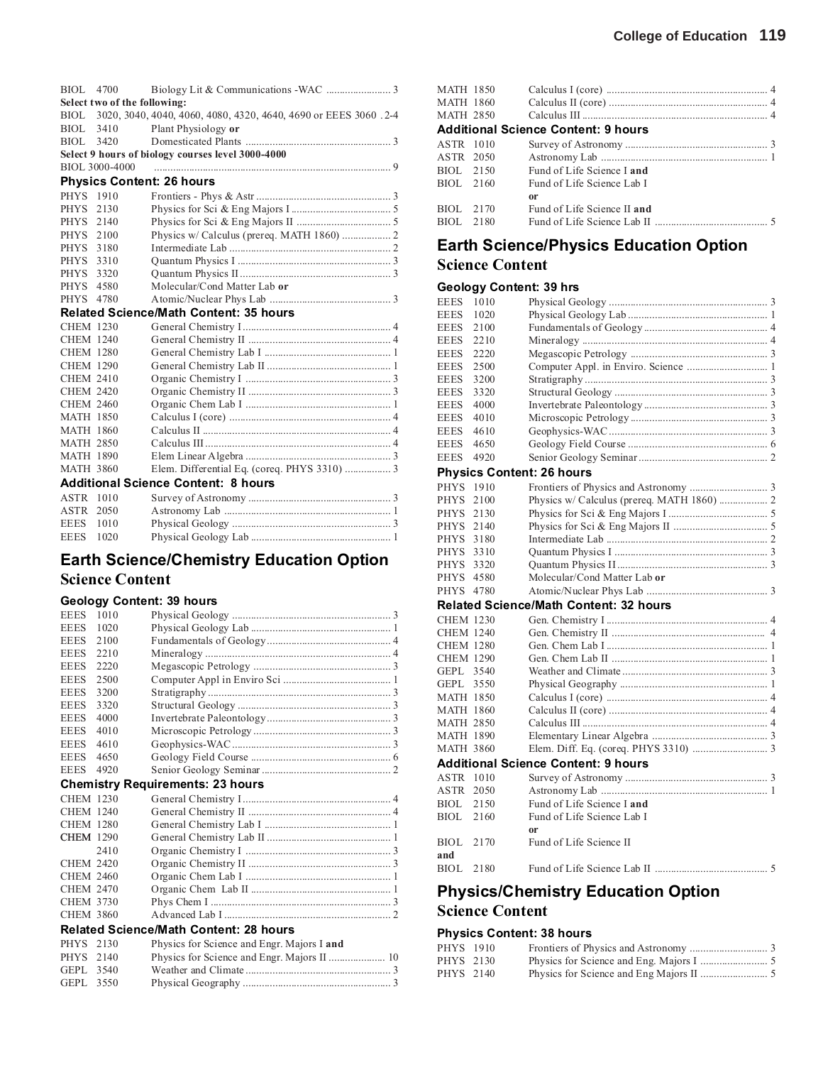| | | |
|---|---|---|
| BIOL 4700 | Biology Lit & Communications -WAC | 3 |

**Select two of the following:**

| | | |
|---|---|---|
| BIOL | 3020, 3040, 4040, 4060, 4080, 4320, 4640, 4690 or EEES 3060 | 2-4 |
| BIOL 3410 | Plant Physiology **or** | |
| BIOL 3420 | Domesticated Plants | 3 |

**Select 9 hours of biology courses level 3000-4000**

| | | |
|---|---|---|
| BIOL 3000-4000 | | 9 |

### Physics Content: 26 hours

| | | |
|---|---|---|
| PHYS 1910 | Frontiers - Phys & Astr | 3 |
| PHYS 2130 | Physics for Sci & Eng Majors I | 5 |
| PHYS 2140 | Physics for Sci & Eng Majors II | 5 |
| PHYS 2100 | Physics w/ Calculus (prereq. MATH 1860) | 2 |
| PHYS 3180 | Intermediate Lab | 2 |
| PHYS 3310 | Quantum Physics I | 3 |
| PHYS 3320 | Quantum Physics II | 3 |
| PHYS 4580 | Molecular/Cond Matter Lab **or** | |
| PHYS 4780 | Atomic/Nuclear Phys Lab | 3 |

### Related Science/Math Content: 35 hours

| | | |
|---|---|---|
| CHEM 1230 | General Chemistry I | 4 |
| CHEM 1240 | General Chemistry II | 4 |
| CHEM 1280 | General Chemistry Lab I | 1 |
| CHEM 1290 | General Chemistry Lab II | 1 |
| CHEM 2410 | Organic Chemistry I | 3 |
| CHEM 2420 | Organic Chemistry II | 3 |
| CHEM 2460 | Organic Chem Lab I | 1 |
| MATH 1850 | Calculus I (core) | 4 |
| MATH 1860 | Calculus II | 4 |
| MATH 2850 | Calculus III | 4 |
| MATH 1890 | Elem Linear Algebra | 3 |
| MATH 3860 | Elem. Differential Eq. (coreq. PHYS 3310) | 3 |

### Additional Science Content: 8 hours

| | | |
|---|---|---|
| ASTR 1010 | Survey of Astronomy | 3 |
| ASTR 2050 | Astronomy Lab | 1 |
| EEES 1010 | Physical Geology | 3 |
| EEES 1020 | Physical Geology Lab | 1 |

## Earth Science/Chemistry Education Option

## Science Content

### Geology Content: 39 hours

| | | |
|---|---|---|
| EEES 1010 | Physical Geology | 3 |
| EEES 1020 | Physical Geology Lab | 1 |
| EEES 2100 | Fundamentals of Geology | 4 |
| EEES 2210 | Mineralogy | 4 |
| EEES 2220 | Megascopic Petrology | 3 |
| EEES 2500 | Computer Appl in Enviro Sci | 1 |
| EEES 3200 | Stratigraphy | 3 |
| EEES 3320 | Structural Geology | 3 |
| EEES 4000 | Invertebrate Paleontology | 3 |
| EEES 4010 | Microscopic Petrology | 3 |
| EEES 4610 | Geophysics-WAC | 3 |
| EEES 4650 | Geology Field Course | 6 |
| EEES 4920 | Senior Geology Seminar | 2 |

### Chemistry Requirements: 23 hours

| | | |
|---|---|---|
| CHEM 1230 | General Chemistry I | 4 |
| CHEM 1240 | General Chemistry II | 4 |
| CHEM 1280 | General Chemistry Lab I | 1 |
| CHEM 1290 | General Chemistry Lab II | 1 |
| 2410 | Organic Chemistry I | 3 |
| CHEM 2420 | Organic Chemistry II | 3 |
| CHEM 2460 | Organic Chem Lab I | 1 |
| CHEM 2470 | Organic Chem Lab II | 1 |
| CHEM 3730 | Phys Chem I | 3 |
| CHEM 3860 | Advanced Lab I | 2 |

### Related Science/Math Content: 28 hours

| | | |
|---|---|---|
| PHYS 2130 | Physics for Science and Engr. Majors I **and** | |
| PHYS 2140 | Physics for Science and Engr. Majors II | 10 |
| GEPL 3540 | Weather and Climate | 3 |
| GEPL 3550 | Physical Geography | 3 |
| MATH 1850 | Calculus I (core) | 4 |
| MATH 1860 | Calculus II (core) | 4 |
| MATH 2850 | Calculus III | 4 |

### Additional Science Content: 9 hours

| | | |
|---|---|---|
| ASTR 1010 | Survey of Astronomy | 3 |
| ASTR 2050 | Astronomy Lab | 1 |
| BIOL 2150 | Fund of Life Science I **and** | |
| BIOL 2160 | Fund of Life Science Lab I | |
| | **or** | |
| BIOL 2170 | Fund of Life Science II **and** | |
| BIOL 2180 | Fund of Life Science Lab II | 5 |

## Earth Science/Physics Education Option

## Science Content

### Geology Content: 39 hrs

| | | |
|---|---|---|
| EEES 1010 | Physical Geology | 3 |
| EEES 1020 | Physical Geology Lab | 1 |
| EEES 2100 | Fundamentals of Geology | 4 |
| EEES 2210 | Mineralogy | 4 |
| EEES 2220 | Megascopic Petrology | 3 |
| EEES 2500 | Computer Appl. in Enviro. Science | 1 |
| EEES 3200 | Stratigraphy | 3 |
| EEES 3320 | Structural Geology | 3 |
| EEES 4000 | Invertebrate Paleontology | 3 |
| EEES 4010 | Microscopic Petrology | 3 |
| EEES 4610 | Geophysics-WAC | 3 |
| EEES 4650 | Geology Field Course | 6 |
| EEES 4920 | Senior Geology Seminar | 2 |

### Physics Content: 26 hours

| | | |
|---|---|---|
| PHYS 1910 | Frontiers of Physics and Astronomy | 3 |
| PHYS 2100 | Physics w/ Calculus (prereq. MATH 1860) | 2 |
| PHYS 2130 | Physics for Sci & Eng Majors I | 5 |
| PHYS 2140 | Physics for Sci & Eng Majors II | 5 |
| PHYS 3180 | Intermediate Lab | 2 |
| PHYS 3310 | Quantum Physics I | 3 |
| PHYS 3320 | Quantum Physics II | 3 |
| PHYS 4580 | Molecular/Cond Matter Lab **or** | |
| PHYS 4780 | Atomic/Nuclear Phys Lab | 3 |

### Related Science/Math Content: 32 hours

| | | |
|---|---|---|
| CHEM 1230 | Gen. Chemistry I | 4 |
| CHEM 1240 | Gen. Chemistry II | 4 |
| CHEM 1280 | Gen. Chem Lab I | 1 |
| CHEM 1290 | Gen. Chem Lab II | 1 |
| GEPL 3540 | Weather and Climate | 3 |
| GEPL 3550 | Physical Geography | 1 |
| MATH 1850 | Calculus I (core) | 4 |
| MATH 1860 | Calculus II (core) | 4 |
| MATH 2850 | Calculus III | 4 |
| MATH 1890 | Elementary Linear Algebra | 3 |
| MATH 3860 | Elem. Diff. Eq. (coreq. PHYS 3310) | 3 |

### Additional Science Content: 9 hours

| | | |
|---|---|---|
| ASTR 1010 | Survey of Astronomy | 3 |
| ASTR 2050 | Astronomy Lab | 1 |
| BIOL 2150 | Fund of Life Science I **and** | |
| BIOL 2160 | Fund of Life Science Lab I | |
| | **or** | |
| BIOL 2170 | Fund of Life Science II | |
| **and** | | |
| BIOL 2180 | Fund of Life Science Lab II | 5 |

## Physics/Chemistry Education Option

## Science Content

### Physics Content: 38 hours

| | | |
|---|---|---|
| PHYS 1910 | Frontiers of Physics and Astronomy | 3 |
| PHYS 2130 | Physics for Science and Eng. Majors I | 5 |
| PHYS 2140 | Physics for Science and Eng Majors II | 5 |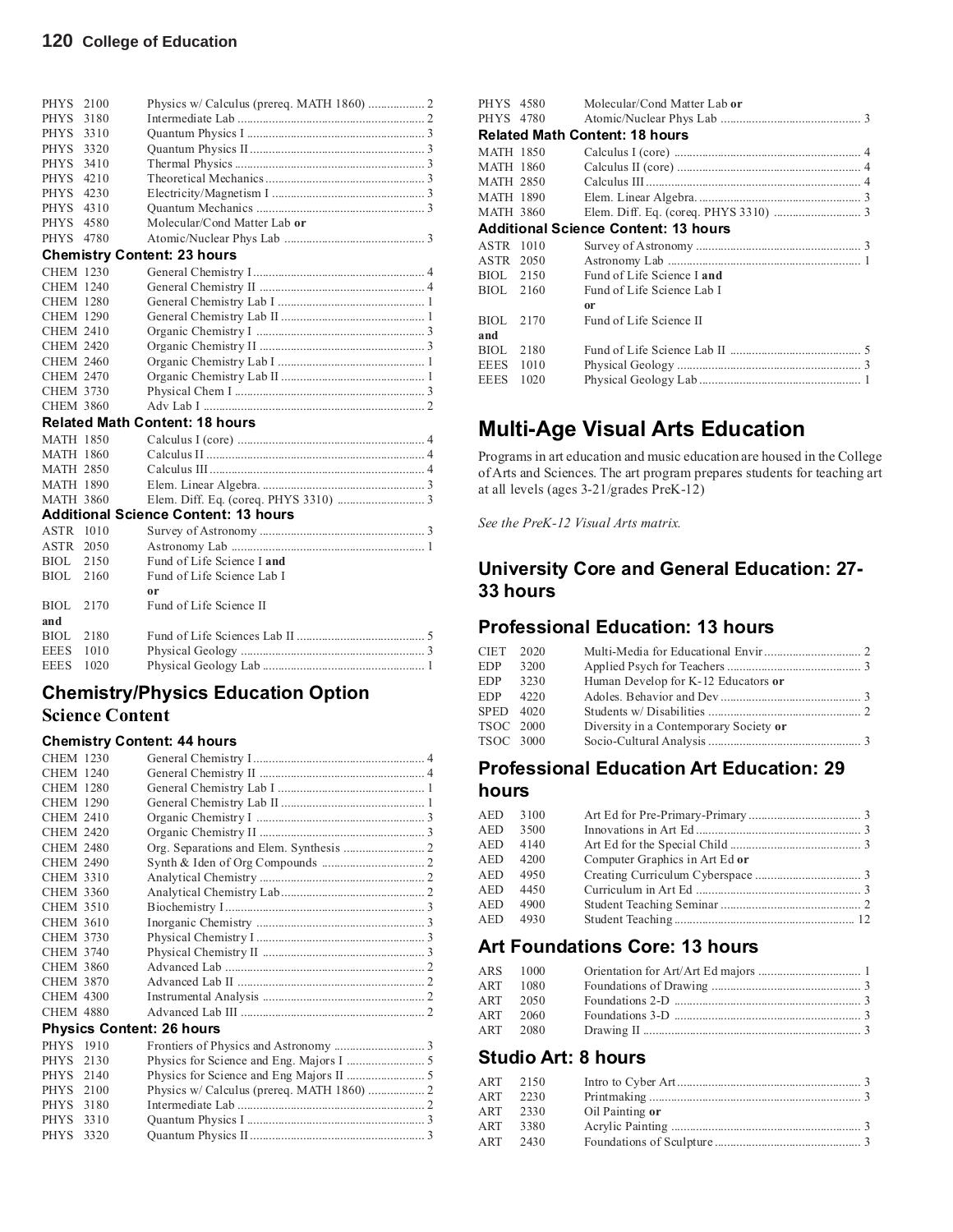| | | |
|---|---|---|
| PHYS | 2100 | Physics w/ Calculus (prereq. MATH 1860) 2 |
| PHYS | 3180 | Intermediate Lab 2 |
| PHYS | 3310 | Quantum Physics I 3 |
| PHYS | 3320 | Quantum Physics II 3 |
| PHYS | 3410 | Thermal Physics 3 |
| PHYS | 4210 | Theoretical Mechanics 3 |
| PHYS | 4230 | Electricity/Magnetism I 3 |
| PHYS | 4310 | Quantum Mechanics 3 |
| PHYS | 4580 | Molecular/Cond Matter Lab **or** |
| PHYS | 4780 | Atomic/Nuclear Phys Lab 3 |

**Chemistry Content: 23 hours**

| | | |
|---|---|---|
| CHEM | 1230 | General Chemistry I 4 |
| CHEM | 1240 | General Chemistry II 4 |
| CHEM | 1280 | General Chemistry Lab I 1 |
| CHEM | 1290 | General Chemistry Lab II 1 |
| CHEM | 2410 | Organic Chemistry I 3 |
| CHEM | 2420 | Organic Chemistry II 3 |
| CHEM | 2460 | Organic Chemistry Lab I 1 |
| CHEM | 2470 | Organic Chemistry Lab II 1 |
| CHEM | 3730 | Physical Chem I 3 |
| CHEM | 3860 | Adv Lab I 2 |

**Related Math Content: 18 hours**

| | | |
|---|---|---|
| MATH | 1850 | Calculus I (core) 4 |
| MATH | 1860 | Calculus II 4 |
| MATH | 2850 | Calculus III 4 |
| MATH | 1890 | Elem. Linear Algebra. 3 |
| MATH | 3860 | Elem. Diff. Eq. (coreq. PHYS 3310) 3 |

**Additional Science Content: 13 hours**

| | | |
|---|---|---|
| ASTR | 1010 | Survey of Astronomy 3 |
| ASTR | 2050 | Astronomy Lab 1 |
| BIOL | 2150 | Fund of Life Science I **and** |
| BIOL | 2160 | Fund of Life Science Lab I |
| | | **or** |
| BIOL | 2170 | Fund of Life Science II |
| **and** | | |
| BIOL | 2180 | Fund of Life Sciences Lab II 5 |
| EEES | 1010 | Physical Geology 3 |
| EEES | 1020 | Physical Geology Lab 1 |

## Chemistry/Physics Education Option

### Science Content

**Chemistry Content: 44 hours**

| | | |
|---|---|---|
| CHEM | 1230 | General Chemistry I 4 |
| CHEM | 1240 | General Chemistry II 4 |
| CHEM | 1280 | General Chemistry Lab I 1 |
| CHEM | 1290 | General Chemistry Lab II 1 |
| CHEM | 2410 | Organic Chemistry I 3 |
| CHEM | 2420 | Organic Chemistry II 3 |
| CHEM | 2480 | Org. Separations and Elem. Synthesis 2 |
| CHEM | 2490 | Synth & Iden of Org Compounds 2 |
| CHEM | 3310 | Analytical Chemistry 2 |
| CHEM | 3360 | Analytical Chemistry Lab 2 |
| CHEM | 3510 | Biochemistry I 3 |
| CHEM | 3610 | Inorganic Chemistry 3 |
| CHEM | 3730 | Physical Chemistry I 3 |
| CHEM | 3740 | Physical Chemistry II 3 |
| CHEM | 3860 | Advanced Lab 2 |
| CHEM | 3870 | Advanced Lab II 2 |
| CHEM | 4300 | Instrumental Analysis 2 |
| CHEM | 4880 | Advanced Lab III 2 |

**Physics Content: 26 hours**

| | | |
|---|---|---|
| PHYS | 1910 | Frontiers of Physics and Astronomy 3 |
| PHYS | 2130 | Physics for Science and Eng. Majors I 5 |
| PHYS | 2140 | Physics for Science and Eng Majors II 5 |
| PHYS | 2100 | Physics w/ Calculus (prereq. MATH 1860) 2 |
| PHYS | 3180 | Intermediate Lab 2 |
| PHYS | 3310 | Quantum Physics I 3 |
| PHYS | 3320 | Quantum Physics II 3 |
| PHYS | 4580 | Molecular/Cond Matter Lab **or** |
| PHYS | 4780 | Atomic/Nuclear Phys Lab 3 |

**Related Math Content: 18 hours**

| | | |
|---|---|---|
| MATH | 1850 | Calculus I (core) 4 |
| MATH | 1860 | Calculus II (core) 4 |
| MATH | 2850 | Calculus III 4 |
| MATH | 1890 | Elem. Linear Algebra. 3 |
| MATH | 3860 | Elem. Diff. Eq. (coreq. PHYS 3310) 3 |

**Additional Science Content: 13 hours**

| | | |
|---|---|---|
| ASTR | 1010 | Survey of Astronomy 3 |
| ASTR | 2050 | Astronomy Lab 1 |
| BIOL | 2150 | Fund of Life Science I **and** |
| BIOL | 2160 | Fund of Life Science Lab I |
| | | **or** |
| BIOL | 2170 | Fund of Life Science II |
| **and** | | |
| BIOL | 2180 | Fund of Life Science Lab II 5 |
| EEES | 1010 | Physical Geology 3 |
| EEES | 1020 | Physical Geology Lab 1 |

# Multi-Age Visual Arts Education

Programs in art education and music education are housed in the College of Arts and Sciences. The art program prepares students for teaching art at all levels (ages 3-21/grades PreK-12)

*See the PreK-12 Visual Arts matrix.*

## University Core and General Education: 27-33 hours

## Professional Education: 13 hours

| | | |
|---|---|---|
| CIET | 2020 | Multi-Media for Educational Envir 2 |
| EDP | 3200 | Applied Psych for Teachers 3 |
| EDP | 3230 | Human Develop for K-12 Educators **or** |
| EDP | 4220 | Adoles. Behavior and Dev 3 |
| SPED | 4020 | Students w/ Disabilities 2 |
| TSOC | 2000 | Diversity in a Contemporary Society **or** |
| TSOC | 3000 | Socio-Cultural Analysis 3 |

## Professional Education Art Education: 29 hours

| | | |
|---|---|---|
| AED | 3100 | Art Ed for Pre-Primary-Primary 3 |
| AED | 3500 | Innovations in Art Ed 3 |
| AED | 4140 | Art Ed for the Special Child 3 |
| AED | 4200 | Computer Graphics in Art Ed **or** |
| AED | 4950 | Creating Curriculum Cyberspace 3 |
| AED | 4450 | Curriculum in Art Ed 3 |
| AED | 4900 | Student Teaching Seminar 2 |
| AED | 4930 | Student Teaching 12 |

## Art Foundations Core: 13 hours

| | | |
|---|---|---|
| ARS | 1000 | Orientation for Art/Art Ed majors 1 |
| ART | 1080 | Foundations of Drawing 3 |
| ART | 2050 | Foundations 2-D 3 |
| ART | 2060 | Foundations 3-D 3 |
| ART | 2080 | Drawing II 3 |

## Studio Art: 8 hours

| | | |
|---|---|---|
| ART | 2150 | Intro to Cyber Art 3 |
| ART | 2230 | Printmaking 3 |
| ART | 2330 | Oil Painting **or** |
| ART | 3380 | Acrylic Painting 3 |
| ART | 2430 | Foundations of Sculpture 3 |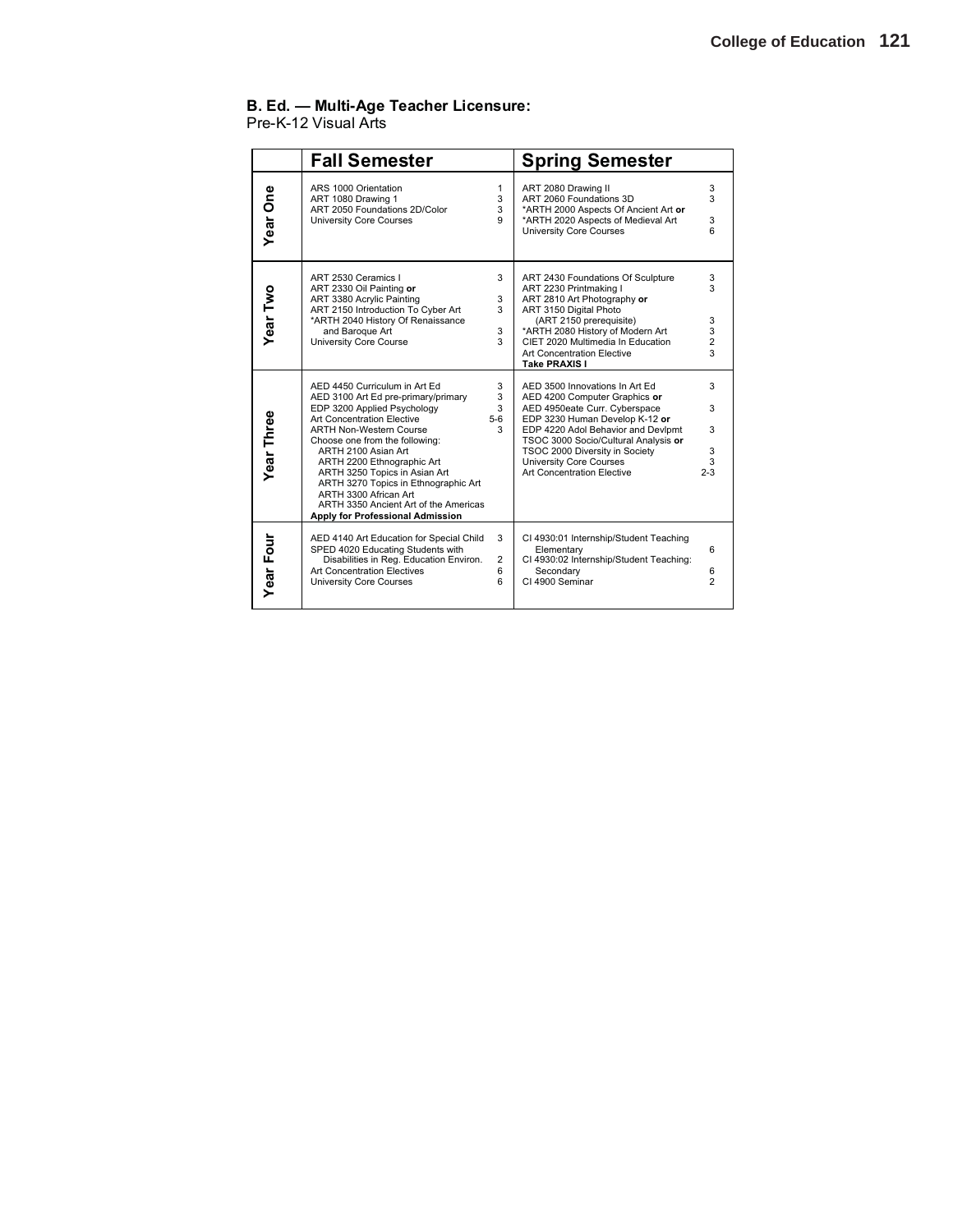**B. Ed. — Multi-Age Teacher Licensure:**
Pre-K-12 Visual Arts

| | Fall Semester | | Spring Semester | |
|---|---|---|---|---|
| **Year One** | ARS 1000 Orientation<br>ART 1080 Drawing 1<br>ART 2050 Foundations 2D/Color<br>University Core Courses | 1<br>3<br>3<br>9 | ART 2080 Drawing II<br>ART 2060 Foundations 3D<br>*ARTH 2000 Aspects Of Ancient Art **or**<br>*ARTH 2020 Aspects of Medieval Art<br>University Core Courses | 3<br>3<br><br>3<br>6 |
| **Year Two** | ART 2530 Ceramics I<br>ART 2330 Oil Painting **or**<br>ART 3380 Acrylic Painting<br>ART 2150 Introduction To Cyber Art<br>*ARTH 2040 History Of Renaissance and Baroque Art<br>University Core Course | 3<br><br>3<br>3<br><br>3<br>3 | ART 2430 Foundations Of Sculpture<br>ART 2230 Printmaking I<br>ART 2810 Art Photography **or**<br>ART 3150 Digital Photo (ART 2150 prerequisite)<br>*ARTH 2080 History of Modern Art<br>CIET 2020 Multimedia In Education<br>Art Concentration Elective<br>**Take PRAXIS I** | 3<br>3<br><br>3<br>3<br>2<br>3 |
| **Year Three** | AED 4450 Curriculum in Art Ed<br>AED 3100 Art Ed pre-primary/primary<br>EDP 3200 Applied Psychology<br>Art Concentration Elective<br>ARTH Non-Western Course<br>Choose one from the following:<br>ARTH 2100 Asian Art<br>ARTH 2200 Ethnographic Art<br>ARTH 3250 Topics in Asian Art<br>ARTH 3270 Topics in Ethnographic Art<br>ARTH 3300 African Art<br>ARTH 3350 Ancient Art of the Americas<br>**Apply for Professional Admission** | 3<br>3<br>3<br>5-6<br>3 | AED 3500 Innovations In Art Ed<br>AED 4200 Computer Graphics **or**<br>AED 4950eate Curr. Cyberspace<br>EDP 3230 Human Develop K-12 **or**<br>EDP 4220 Adol Behavior and Devlpmt<br>TSOC 3000 Socio/Cultural Analysis **or**<br>TSOC 2000 Diversity in Society<br>University Core Courses<br>Art Concentration Elective | 3<br><br>3<br><br>3<br><br>3<br>3<br>2-3 |
| **Year Four** | AED 4140 Art Education for Special Child<br>SPED 4020 Educating Students with Disabilities in Reg. Education Environ.<br>Art Concentration Electives<br>University Core Courses | 3<br><br>2<br>6<br>6 | CI 4930:01 Internship/Student Teaching Elementary<br>CI 4930:02 Internship/Student Teaching: Secondary<br>CI 4900 Seminar | 6<br><br>6<br>2 |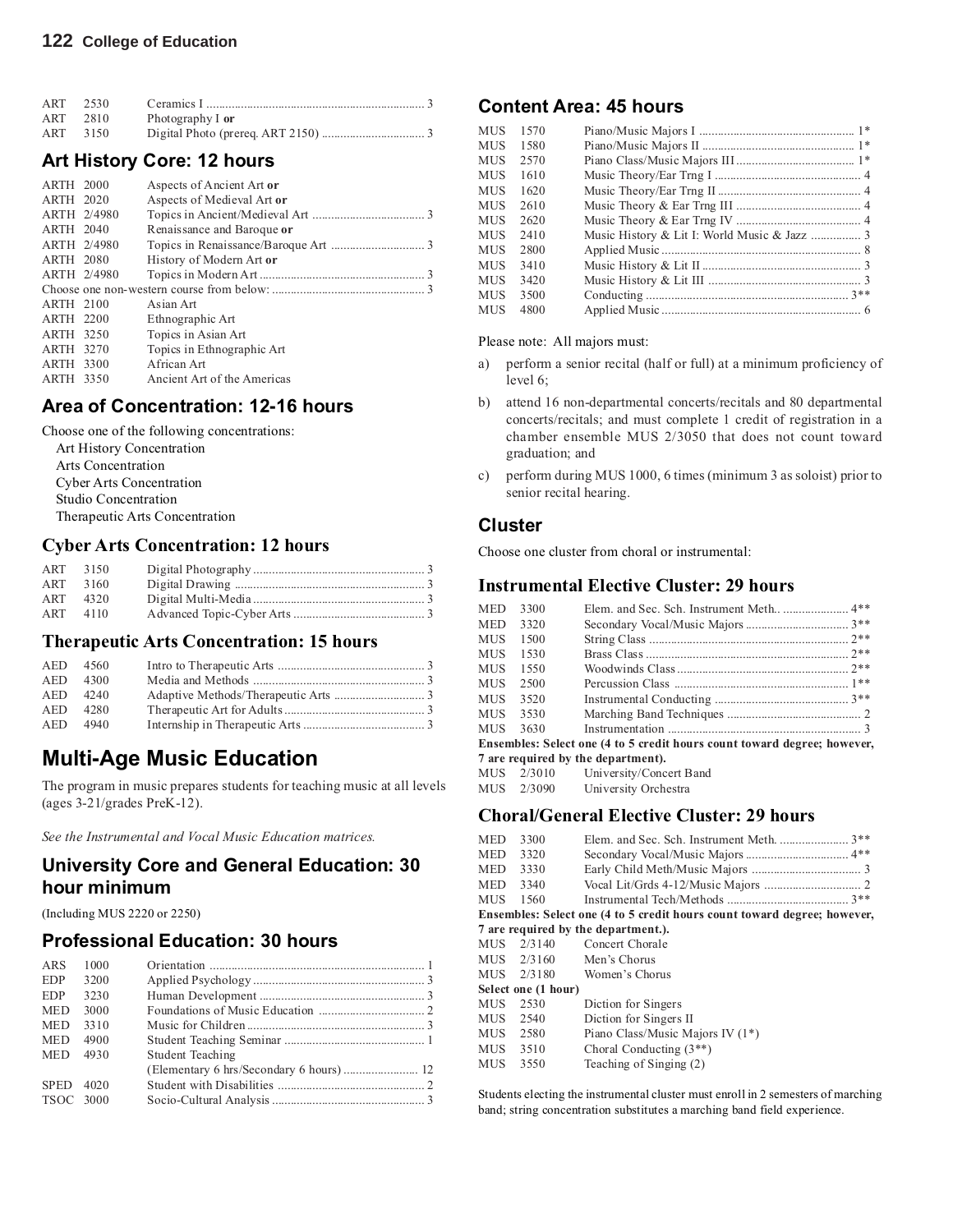| | | | |
|---|---|---|---|
| ART | 2530 | Ceramics I | 3 |
| ART | 2810 | Photography I **or** | |
| ART | 3150 | Digital Photo (prereq. ART 2150) | 3 |

## Art History Core: 12 hours

| | | | |
|---|---|---|---|
| ARTH | 2000 | Aspects of Ancient Art **or** | |
| ARTH | 2020 | Aspects of Medieval Art **or** | |
| ARTH | 2/4980 | Topics in Ancient/Medieval Art | 3 |
| ARTH | 2040 | Renaissance and Baroque **or** | |
| ARTH | 2/4980 | Topics in Renaissance/Baroque Art | 3 |
| ARTH | 2080 | History of Modern Art **or** | |
| ARTH | 2/4980 | Topics in Modern Art | 3 |
| Choose one non-western course from below: | | | 3 |
| ARTH | 2100 | Asian Art | |
| ARTH | 2200 | Ethnographic Art | |
| ARTH | 3250 | Topics in Asian Art | |
| ARTH | 3270 | Topics in Ethnographic Art | |
| ARTH | 3300 | African Art | |
| ARTH | 3350 | Ancient Art of the Americas | |

## Area of Concentration: 12-16 hours

Choose one of the following concentrations:

- Art History Concentration
- Arts Concentration
- Cyber Arts Concentration
- Studio Concentration
- Therapeutic Arts Concentration

### Cyber Arts Concentration: 12 hours

| | | | |
|---|---|---|---|
| ART | 3150 | Digital Photography | 3 |
| ART | 3160 | Digital Drawing | 3 |
| ART | 4320 | Digital Multi-Media | 3 |
| ART | 4110 | Advanced Topic-Cyber Arts | 3 |

### Therapeutic Arts Concentration: 15 hours

| | | | |
|---|---|---|---|
| AED | 4560 | Intro to Therapeutic Arts | 3 |
| AED | 4300 | Media and Methods | 3 |
| AED | 4240 | Adaptive Methods/Therapeutic Arts | 3 |
| AED | 4280 | Therapeutic Art for Adults | 3 |
| AED | 4940 | Internship in Therapeutic Arts | 3 |

# Multi-Age Music Education

The program in music prepares students for teaching music at all levels (ages 3-21/grades PreK-12).

*See the Instrumental and Vocal Music Education matrices.*

## University Core and General Education: 30 hour minimum

(Including MUS 2220 or 2250)

## Professional Education: 30 hours

| | | | |
|---|---|---|---|
| ARS | 1000 | Orientation | 1 |
| EDP | 3200 | Applied Psychology | 3 |
| EDP | 3230 | Human Development | 3 |
| MED | 3000 | Foundations of Music Education | 2 |
| MED | 3310 | Music for Children | 3 |
| MED | 4900 | Student Teaching Seminar | 1 |
| MED | 4930 | Student Teaching (Elementary 6 hrs/Secondary 6 hours) | 12 |
| SPED | 4020 | Student with Disabilities | 2 |
| TSOC | 3000 | Socio-Cultural Analysis | 3 |

## Content Area: 45 hours

| | | | |
|---|---|---|---|
| MUS | 1570 | Piano/Music Majors I | 1* |
| MUS | 1580 | Piano/Music Majors II | 1* |
| MUS | 2570 | Piano Class/Music Majors III | 1* |
| MUS | 1610 | Music Theory/Ear Trng I | 4 |
| MUS | 1620 | Music Theory/Ear Trng II | 4 |
| MUS | 2610 | Music Theory & Ear Trng III | 4 |
| MUS | 2620 | Music Theory & Ear Trng IV | 4 |
| MUS | 2410 | Music History & Lit I: World Music & Jazz | 3 |
| MUS | 2800 | Applied Music | 8 |
| MUS | 3410 | Music History & Lit II | 3 |
| MUS | 3420 | Music History & Lit III | 3 |
| MUS | 3500 | Conducting | 3** |
| MUS | 4800 | Applied Music | 6 |

Please note: All majors must:

a) perform a senior recital (half or full) at a minimum proficiency of level 6;

b) attend 16 non-departmental concerts/recitals and 80 departmental concerts/recitals; and must complete 1 credit of registration in a chamber ensemble MUS 2/3050 that does not count toward graduation; and

c) perform during MUS 1000, 6 times (minimum 3 as soloist) prior to senior recital hearing.

## Cluster

Choose one cluster from choral or instrumental:

### Instrumental Elective Cluster: 29 hours

| | | | |
|---|---|---|---|
| MED | 3300 | Elem. and Sec. Sch. Instrument Meth. | 4** |
| MED | 3320 | Secondary Vocal/Music Majors | 3** |
| MUS | 1500 | String Class | 2** |
| MUS | 1530 | Brass Class | 2** |
| MUS | 1550 | Woodwinds Class | 2** |
| MUS | 2500 | Percussion Class | 1** |
| MUS | 3520 | Instrumental Conducting | 3** |
| MUS | 3530 | Marching Band Techniques | 2 |
| MUS | 3630 | Instrumentation | 3 |
| **Ensembles: Select one (4 to 5 credit hours count toward degree; however, 7 are required by the department).** | | | |
| MUS | 2/3010 | University/Concert Band | |
| MUS | 2/3090 | University Orchestra | |

### Choral/General Elective Cluster: 29 hours

| | | | |
|---|---|---|---|
| MED | 3300 | Elem. and Sec. Sch. Instrument Meth. | 3** |
| MED | 3320 | Secondary Vocal/Music Majors | 4** |
| MED | 3330 | Early Child Meth/Music Majors | 3 |
| MED | 3340 | Vocal Lit/Grds 4-12/Music Majors | 2 |
| MUS | 1560 | Instrumental Tech/Methods | 3** |
| **Ensembles: Select one (4 to 5 credit hours count toward degree; however, 7 are required by the department.).** | | | |
| MUS | 2/3140 | Concert Chorale | |
| MUS | 2/3160 | Men's Chorus | |
| MUS | 2/3180 | Women's Chorus | |
| **Select one (1 hour)** | | | |
| MUS | 2530 | Diction for Singers | |
| MUS | 2540 | Diction for Singers II | |
| MUS | 2580 | Piano Class/Music Majors IV (1*) | |
| MUS | 3510 | Choral Conducting (3**) | |
| MUS | 3550 | Teaching of Singing (2) | |

Students electing the instrumental cluster must enroll in 2 semesters of marching band; string concentration substitutes a marching band field experience.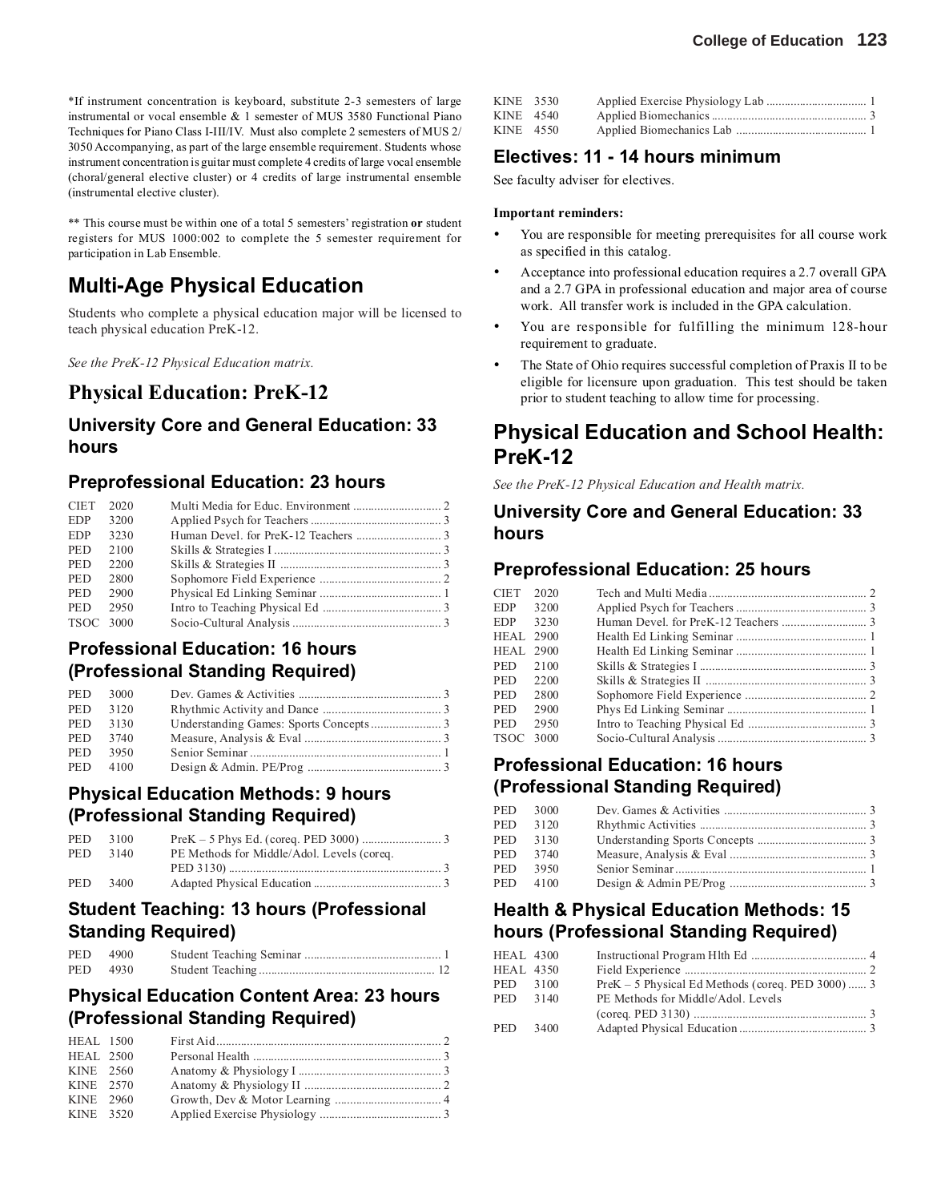*If instrument concentration is keyboard, substitute 2-3 semesters of large instrumental or vocal ensemble & 1 semester of MUS 3580 Functional Piano Techniques for Piano Class I-III/IV. Must also complete 2 semesters of MUS 2/3050 Accompanying, as part of the large ensemble requirement. Students whose instrument concentration is guitar must complete 4 credits of large vocal ensemble (choral/general elective cluster) or 4 credits of large instrumental ensemble (instrumental elective cluster).

** This course must be within one of a total 5 semesters' registration **or** student registers for MUS 1000:002 to complete the 5 semester requirement for participation in Lab Ensemble.

## Multi-Age Physical Education

Students who complete a physical education major will be licensed to teach physical education PreK-12.

*See the PreK-12 Physical Education matrix.*

## Physical Education: PreK-12

### University Core and General Education: 33 hours

### Preprofessional Education: 23 hours

| | | | |
|---|---|---|---|
| CIET | 2020 | Multi Media for Educ. Environment | 2 |
| EDP | 3200 | Applied Psych for Teachers | 3 |
| EDP | 3230 | Human Devel. for PreK-12 Teachers | 3 |
| PED | 2100 | Skills & Strategies I | 3 |
| PED | 2200 | Skills & Strategies II | 3 |
| PED | 2800 | Sophomore Field Experience | 2 |
| PED | 2900 | Physical Ed Linking Seminar | 1 |
| PED | 2950 | Intro to Teaching Physical Ed | 3 |
| TSOC | 3000 | Socio-Cultural Analysis | 3 |

### Professional Education: 16 hours (Professional Standing Required)

| | | | |
|---|---|---|---|
| PED | 3000 | Dev. Games & Activities | 3 |
| PED | 3120 | Rhythmic Activity and Dance | 3 |
| PED | 3130 | Understanding Games: Sports Concepts | 3 |
| PED | 3740 | Measure, Analysis & Eval | 3 |
| PED | 3950 | Senior Seminar | 1 |
| PED | 4100 | Design & Admin. PE/Prog | 3 |

### Physical Education Methods: 9 hours (Professional Standing Required)

| | | | |
|---|---|---|---|
| PED | 3100 | PreK – 5 Phys Ed. (coreq. PED 3000) | 3 |
| PED | 3140 | PE Methods for Middle/Adol. Levels (coreq. PED 3130) | 3 |
| PED | 3400 | Adapted Physical Education | 3 |

### Student Teaching: 13 hours (Professional Standing Required)

| | | | |
|---|---|---|---|
| PED | 4900 | Student Teaching Seminar | 1 |
| PED | 4930 | Student Teaching | 12 |

### Physical Education Content Area: 23 hours (Professional Standing Required)

| | | | |
|---|---|---|---|
| HEAL | 1500 | First Aid | 2 |
| HEAL | 2500 | Personal Health | 3 |
| KINE | 2560 | Anatomy & Physiology I | 3 |
| KINE | 2570 | Anatomy & Physiology II | 2 |
| KINE | 2960 | Growth, Dev & Motor Learning | 4 |
| KINE | 3520 | Applied Exercise Physiology | 3 |
| KINE | 3530 | Applied Exercise Physiology Lab | 1 |
| KINE | 4540 | Applied Biomechanics | 3 |
| KINE | 4550 | Applied Biomechanics Lab | 1 |

### Electives: 11 - 14 hours minimum

See faculty adviser for electives.

**Important reminders:**

- You are responsible for meeting prerequisites for all course work as specified in this catalog.
- Acceptance into professional education requires a 2.7 overall GPA and a 2.7 GPA in professional education and major area of course work. All transfer work is included in the GPA calculation.
- You are responsible for fulfilling the minimum 128-hour requirement to graduate.
- The State of Ohio requires successful completion of Praxis II to be eligible for licensure upon graduation. This test should be taken prior to student teaching to allow time for processing.

## Physical Education and School Health: PreK-12

*See the PreK-12 Physical Education and Health matrix.*

### University Core and General Education: 33 hours

### Preprofessional Education: 25 hours

| | | | |
|---|---|---|---|
| CIET | 2020 | Tech and Multi Media | 2 |
| EDP | 3200 | Applied Psych for Teachers | 3 |
| EDP | 3230 | Human Devel. for PreK-12 Teachers | 3 |
| HEAL | 2900 | Health Ed Linking Seminar | 1 |
| HEAL | 2900 | Health Ed Linking Seminar | 1 |
| PED | 2100 | Skills & Strategies I | 3 |
| PED | 2200 | Skills & Strategies II | 3 |
| PED | 2800 | Sophomore Field Experience | 2 |
| PED | 2900 | Phys Ed Linking Seminar | 1 |
| PED | 2950 | Intro to Teaching Physical Ed | 3 |
| TSOC | 3000 | Socio-Cultural Analysis | 3 |

### Professional Education: 16 hours (Professional Standing Required)

| | | | |
|---|---|---|---|
| PED | 3000 | Dev. Games & Activities | 3 |
| PED | 3120 | Rhythmic Activities | 3 |
| PED | 3130 | Understanding Sports Concepts | 3 |
| PED | 3740 | Measure, Analysis & Eval | 3 |
| PED | 3950 | Senior Seminar | 1 |
| PED | 4100 | Design & Admin PE/Prog | 3 |

### Health & Physical Education Methods: 15 hours (Professional Standing Required)

| | | | |
|---|---|---|---|
| HEAL | 4300 | Instructional Program Hlth Ed | 4 |
| HEAL | 4350 | Field Experience | 2 |
| PED | 3100 | PreK – 5 Physical Ed Methods (coreq. PED 3000) | 3 |
| PED | 3140 | PE Methods for Middle/Adol. Levels (coreq. PED 3130) | 3 |
| PED | 3400 | Adapted Physical Education | 3 |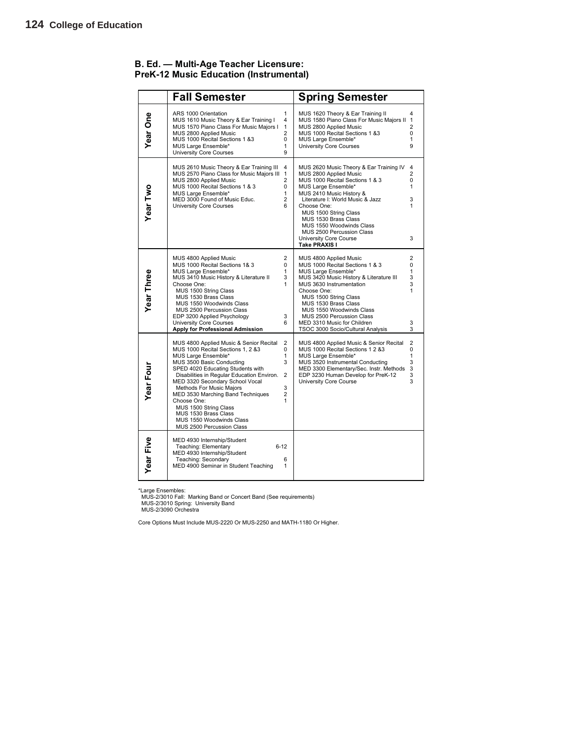## B. Ed. — Multi-Age Teacher Licensure: PreK-12 Music Education (Instrumental)

| | Fall Semester | | Spring Semester | |
|---|---|---|---|---|
| **Year One** | ARS 1000 Orientation | 1 | MUS 1620 Theory & Ear Training II | 4 |
| | MUS 1610 Music Theory & Ear Training I | 4 | MUS 1580 Piano Class For Music Majors II | 1 |
| | MUS 1570 Piano Class For Music Majors I | 1 | MUS 2800 Applied Music | 2 |
| | MUS 2800 Applied Music | 2 | MUS 1000 Recital Sections 1 &3 | 0 |
| | MUS 1000 Recital Sections 1 &3 | 0 | MUS Large Ensemble* | 1 |
| | MUS Large Ensemble* | 1 | University Core Courses | 9 |
| | University Core Courses | 9 | | |
| **Year Two** | MUS 2610 Music Theory & Ear Training III | 4 | MUS 2620 Music Theory & Ear Training IV | 4 |
| | MUS 2570 Piano Class for Music Majors III | 1 | MUS 2800 Applied Music | 2 |
| | MUS 2800 Applied Music | 2 | MUS 1000 Recital Sections 1 & 3 | 0 |
| | MUS 1000 Recital Sections 1 & 3 | 0 | MUS Large Ensemble* | 1 |
| | MUS Large Ensemble* | 1 | MUS 2410 Music History & Literature I: World Music & Jazz | 3 |
| | MED 3000 Found of Music Educ. | 2 | Choose One: | 1 |
| | University Core Courses | 6 | MUS 1500 String Class | |
| | | | MUS 1530 Brass Class | |
| | | | MUS 1550 Woodwinds Class | |
| | | | MUS 2500 Percussion Class | |
| | | | University Core Course | 3 |
| | | | **Take PRAXIS I** | |
| **Year Three** | MUS 4800 Applied Music | 2 | MUS 4800 Applied Music | 2 |
| | MUS 1000 Recital Sections 1& 3 | 0 | MUS 1000 Recital Sections 1 & 3 | 0 |
| | MUS Large Ensemble* | 1 | MUS Large Ensemble* | 1 |
| | MUS 3410 Music History & Literature II | 3 | MUS 3420 Music History & Literature III | 3 |
| | Choose One: | 1 | MUS 3630 Instrumentation | 3 |
| | MUS 1500 String Class | | Choose One: | 1 |
| | MUS 1530 Brass Class | | MUS 1500 String Class | |
| | MUS 1550 Woodwinds Class | | MUS 1530 Brass Class | |
| | MUS 2500 Percussion Class | | MUS 1550 Woodwinds Class | |
| | EDP 3200 Applied Psychology | 3 | MUS 2500 Percussion Class | |
| | University Core Courses | 6 | MED 3310 Music for Children | 3 |
| | **Apply for Professional Admission** | | TSOC 3000 Socio/Cultural Analysis | 3 |
| **Year Four** | MUS 4800 Applied Music & Senior Recital | 2 | MUS 4800 Applied Music & Senior Recital | 2 |
| | MUS 1000 Recital Sections 1, 2 &3 | 0 | MUS 1000 Recital Sections 1 2 &3 | 0 |
| | MUS Large Ensemble* | 1 | MUS Large Ensemble* | 1 |
| | MUS 3500 Basic Conducting | 3 | MUS 3520 Instrumental Conducting | 3 |
| | SPED 4020 Educating Students with Disabilities in Regular Education Environ. | 2 | MED 3300 Elementary/Sec. Instr. Methods | 3 |
| | MED 3320 Secondary School Vocal Methods For Music Majors | 3 | EDP 3230 Human Develop for PreK-12 | 3 |
| | MED 3530 Marching Band Techniques | 2 | University Core Course | 3 |
| | Choose One: | 1 | | |
| | MUS 1500 String Class | | | |
| | MUS 1530 Brass Class | | | |
| | MUS 1550 Woodwinds Class | | | |
| | MUS 2500 Percussion Class | | | |
| **Year Five** | MED 4930 Internship/Student Teaching: Elementary | 6-12 | | |
| | MED 4930 Internship/Student Teaching: Secondary | 6 | | |
| | MED 4900 Seminar in Student Teaching | 1 | | |

*Large Ensembles:
MUS-2/3010 Fall: Marking Band or Concert Band (See requirements)
MUS-2/3010 Spring: University Band
MUS-2/3090 Orchestra

Core Options Must Include MUS-2220 Or MUS-2250 and MATH-1180 Or Higher.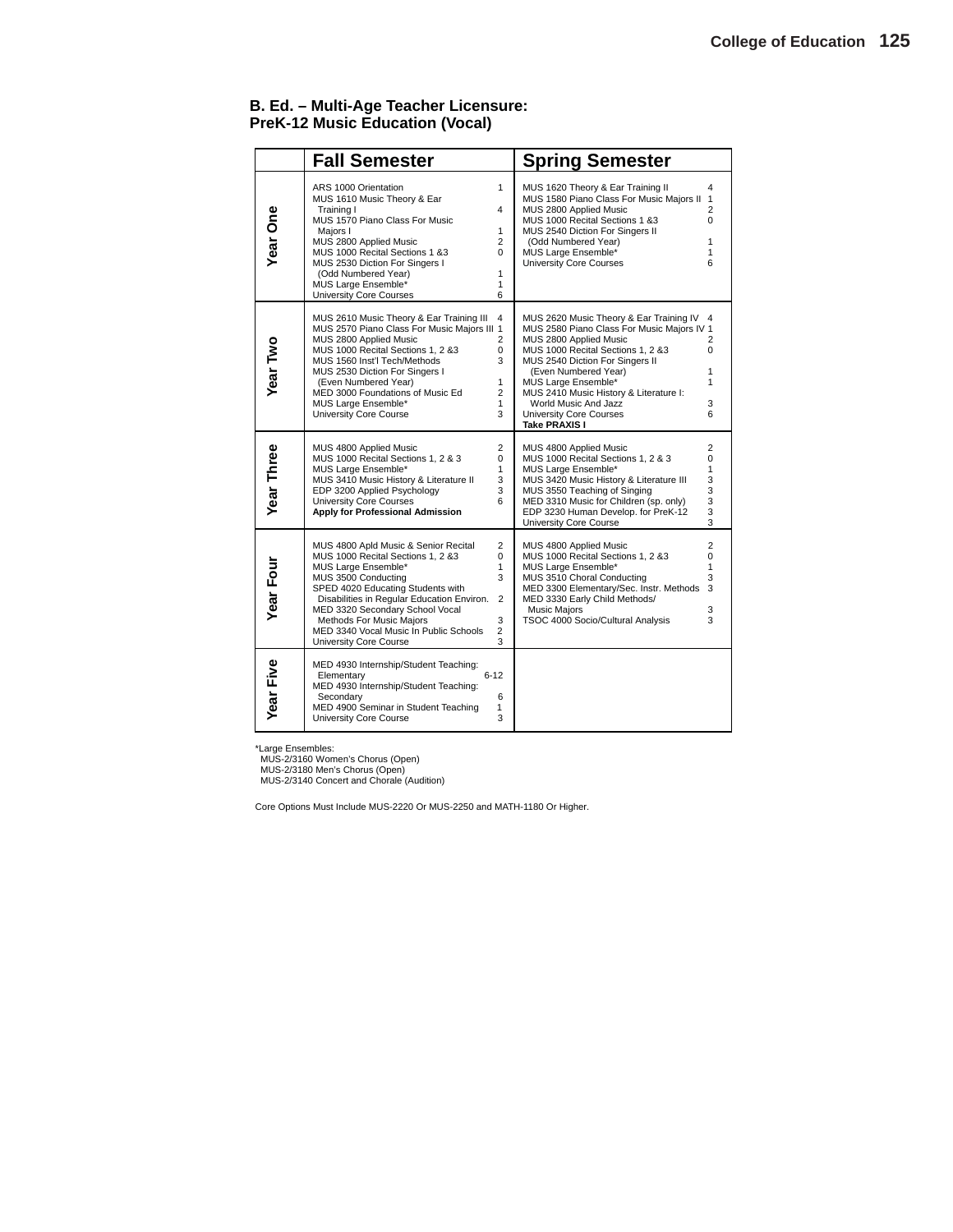## B. Ed. – Multi-Age Teacher Licensure: PreK-12 Music Education (Vocal)

| | Fall Semester | | Spring Semester | |
|---|---|---|---|---|
| **Year One** | ARS 1000 Orientation | 1 | MUS 1620 Theory & Ear Training II | 4 |
| | MUS 1610 Music Theory & Ear Training I | 4 | MUS 1580 Piano Class For Music Majors II | 1 |
| | MUS 1570 Piano Class For Music Majors I | 1 | MUS 2800 Applied Music | 2 |
| | MUS 2800 Applied Music | 2 | MUS 1000 Recital Sections 1 &3 | 0 |
| | MUS 1000 Recital Sections 1 &3 | 0 | MUS 2540 Diction For Singers II (Odd Numbered Year) | 1 |
| | MUS 2530 Diction For Singers I (Odd Numbered Year) | 1 | MUS Large Ensemble* | 1 |
| | MUS Large Ensemble* | 1 | University Core Courses | 6 |
| | University Core Courses | 6 | | |
| **Year Two** | MUS 2610 Music Theory & Ear Training III | 4 | MUS 2620 Music Theory & Ear Training IV | 4 |
| | MUS 2570 Piano Class For Music Majors III | 1 | MUS 2580 Piano Class For Music Majors IV | 1 |
| | MUS 2800 Applied Music | 2 | MUS 2800 Applied Music | 2 |
| | MUS 1000 Recital Sections 1, 2 &3 | 0 | MUS 1000 Recital Sections 1, 2 &3 | 0 |
| | MUS 1560 Inst'l Tech/Methods | 3 | MUS 2540 Diction For Singers II (Even Numbered Year) | 1 |
| | MUS 2530 Diction For Singers I (Even Numbered Year) | 1 | MUS Large Ensemble* | 1 |
| | MED 3000 Foundations of Music Ed | 2 | MUS 2410 Music History & Literature I: World Music And Jazz | 3 |
| | MUS Large Ensemble* | 1 | University Core Courses | 6 |
| | University Core Course | 3 | **Take PRAXIS I** | |
| **Year Three** | MUS 4800 Applied Music | 2 | MUS 4800 Applied Music | 2 |
| | MUS 1000 Recital Sections 1, 2 & 3 | 0 | MUS 1000 Recital Sections 1, 2 & 3 | 0 |
| | MUS Large Ensemble* | 1 | MUS Large Ensemble* | 1 |
| | MUS 3410 Music History & Literature II | 3 | MUS 3420 Music History & Literature III | 3 |
| | EDP 3200 Applied Psychology | 3 | MUS 3550 Teaching of Singing | 3 |
| | University Core Courses | 6 | MED 3310 Music for Children (sp. only) | 3 |
| | **Apply for Professional Admission** | | EDP 3230 Human Develop. for PreK-12 | 3 |
| | | | University Core Course | 3 |
| **Year Four** | MUS 4800 Apld Music & Senior Recital | 2 | MUS 4800 Applied Music | 2 |
| | MUS 1000 Recital Sections 1, 2 &3 | 0 | MUS 1000 Recital Sections 1, 2 &3 | 0 |
| | MUS Large Ensemble* | 1 | MUS Large Ensemble* | 1 |
| | MUS 3500 Conducting | 3 | MUS 3510 Choral Conducting | 3 |
| | SPED 4020 Educating Students with Disabilities in Regular Education Environ. | 2 | MED 3300 Elementary/Sec. Instr. Methods | 3 |
| | MED 3320 Secondary School Vocal Methods For Music Majors | 3 | MED 3330 Early Child Methods/ Music Majors | 3 |
| | MED 3340 Vocal Music In Public Schools | 2 | TSOC 4000 Socio/Cultural Analysis | 3 |
| | University Core Course | 3 | | |
| **Year Five** | MED 4930 Internship/Student Teaching: Elementary | 6-12 | | |
| | MED 4930 Internship/Student Teaching: Secondary | 6 | | |
| | MED 4900 Seminar in Student Teaching | 1 | | |
| | University Core Course | 3 | | |

*Large Ensembles:
MUS-2/3160 Women's Chorus (Open)
MUS-2/3180 Men's Chorus (Open)
MUS-2/3140 Concert and Chorale (Audition)

Core Options Must Include MUS-2220 Or MUS-2250 and MATH-1180 Or Higher.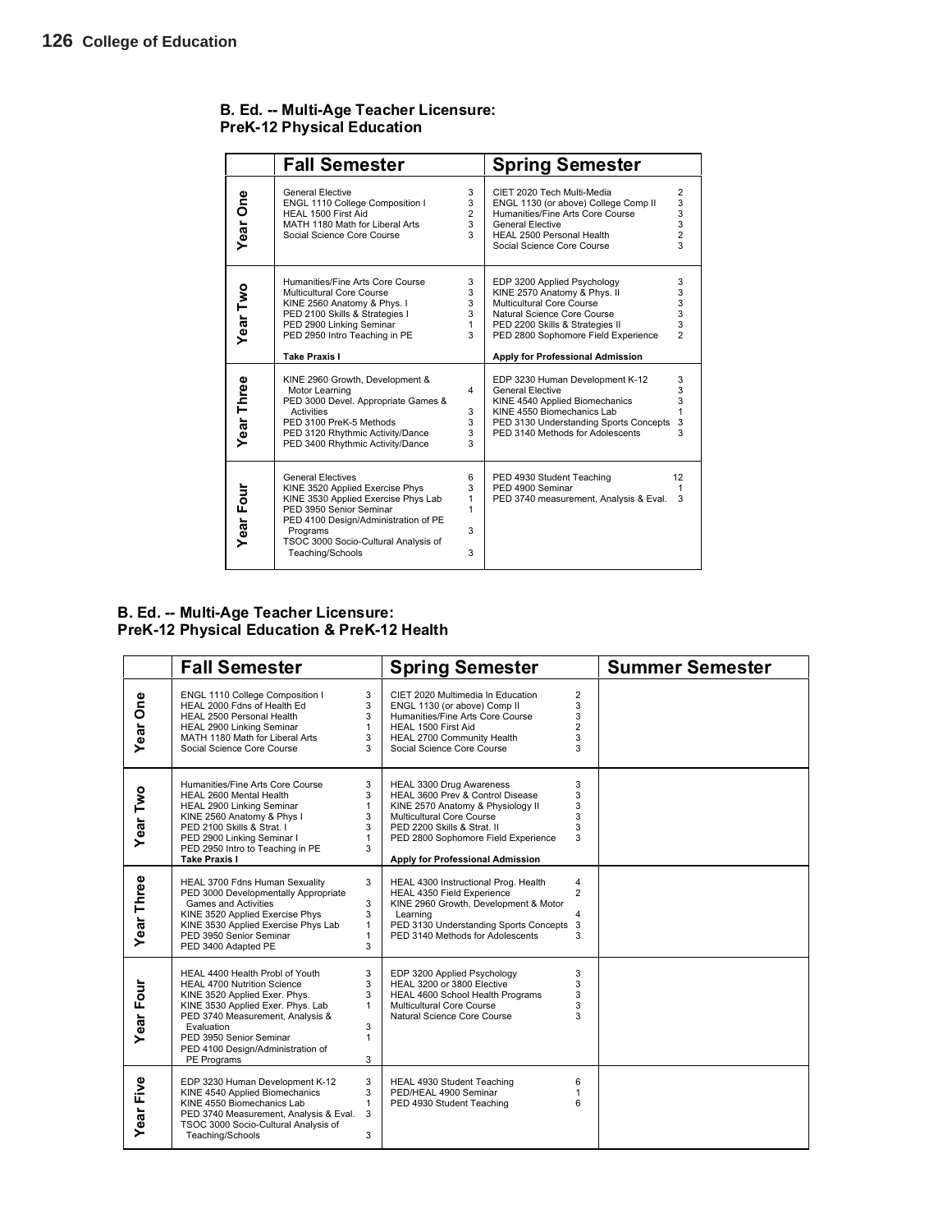## B. Ed. -- Multi-Age Teacher Licensure: PreK-12 Physical Education

| | Fall Semester | | Spring Semester | |
|---|---|---|---|---|
| **Year One** | General Elective<br>ENGL 1110 College Composition I<br>HEAL 1500 First Aid<br>MATH 1180 Math for Liberal Arts<br>Social Science Core Course | 3<br>3<br>2<br>3<br>3 | CIET 2020 Tech Multi-Media<br>ENGL 1130 (or above) College Comp II<br>Humanities/Fine Arts Core Course<br>General Elective<br>HEAL 2500 Personal Health<br>Social Science Core Course | 2<br>3<br>3<br>3<br>2<br>3 |
| **Year Two** | Humanities/Fine Arts Core Course<br>Multicultural Core Course<br>KINE 2560 Anatomy & Phys. I<br>PED 2100 Skills & Strategies I<br>PED 2900 Linking Seminar<br>PED 2950 Intro Teaching in PE<br>**Take Praxis I** | 3<br>3<br>3<br>3<br>1<br>3 | EDP 3200 Applied Psychology<br>KINE 2570 Anatomy & Phys. II<br>Multicultural Core Course<br>Natural Science Core Course<br>PED 2200 Skills & Strategies II<br>PED 2800 Sophomore Field Experience<br>**Apply for Professional Admission** | 3<br>3<br>3<br>3<br>3<br>2 |
| **Year Three** | KINE 2960 Growth, Development & Motor Learning<br>PED 3000 Devel. Appropriate Games & Activities<br>PED 3100 PreK-5 Methods<br>PED 3120 Rhythmic Activity/Dance<br>PED 3400 Rhythmic Activity/Dance | 4<br>3<br>3<br>3<br>3 | EDP 3230 Human Development K-12<br>General Elective<br>KINE 4540 Applied Biomechanics<br>KINE 4550 Biomechanics Lab<br>PED 3130 Understanding Sports Concepts<br>PED 3140 Methods for Adolescents | 3<br>3<br>3<br>1<br>3<br>3 |
| **Year Four** | General Electives<br>KINE 3520 Applied Exercise Phys<br>KINE 3530 Applied Exercise Phys Lab<br>PED 3950 Senior Seminar<br>PED 4100 Design/Administration of PE Programs<br>TSOC 3000 Socio-Cultural Analysis of Teaching/Schools | 6<br>3<br>1<br>1<br>3<br>3 | PED 4930 Student Teaching<br>PED 4900 Seminar<br>PED 3740 measurement, Analysis & Eval. | 12<br>1<br>3 |

## B. Ed. -- Multi-Age Teacher Licensure: PreK-12 Physical Education & PreK-12 Health

| | Fall Semester | | Spring Semester | | Summer Semester |
|---|---|---|---|---|---|
| **Year One** | ENGL 1110 College Composition I<br>HEAL 2000 Fdns of Health Ed<br>HEAL 2500 Personal Health<br>HEAL 2900 Linking Seminar<br>MATH 1180 Math for Liberal Arts<br>Social Science Core Course | 3<br>3<br>3<br>1<br>3<br>3 | CIET 2020 Multimedia In Education<br>ENGL 1130 (or above) Comp II<br>Humanities/Fine Arts Core Course<br>HEAL 1500 First Aid<br>HEAL 2700 Community Health<br>Social Science Core Course | 2<br>3<br>3<br>2<br>3<br>3 | |
| **Year Two** | Humanities/Fine Arts Core Course<br>HEAL 2600 Mental Health<br>HEAL 2900 Linking Seminar<br>KINE 2560 Anatomy & Phys I<br>PED 2100 Skills & Strat. I<br>PED 2900 Linking Seminar I<br>PED 2950 Intro to Teaching in PE<br>**Take Praxis I** | 3<br>3<br>1<br>3<br>3<br>1<br>3 | HEAL 3300 Drug Awareness<br>HEAL 3600 Prev & Control Disease<br>KINE 2570 Anatomy & Physiology II<br>Multicultural Core Course<br>PED 2200 Skills & Strat. II<br>PED 2800 Sophomore Field Experience<br>**Apply for Professional Admission** | 3<br>3<br>3<br>3<br>3<br>3 | |
| **Year Three** | HEAL 3700 Fdns Human Sexuality<br>PED 3000 Developmentally Appropriate Games and Activities<br>KINE 3520 Applied Exercise Phys<br>KINE 3530 Applied Exercise Phys Lab<br>PED 3950 Senior Seminar<br>PED 3400 Adapted PE | 3<br>3<br>3<br>1<br>1<br>3 | HEAL 4300 Instructional Prog. Health<br>HEAL 4350 Field Experience<br>KINE 2960 Growth, Development & Motor Learning<br>PED 3130 Understanding Sports Concepts<br>PED 3140 Methods for Adolescents | 4<br>2<br>4<br>3<br>3 | |
| **Year Four** | HEAL 4400 Health Probl of Youth<br>HEAL 4700 Nutrition Science<br>KINE 3520 Applied Exer. Phys.<br>KINE 3530 Applied Exer. Phys. Lab<br>PED 3740 Measurement, Analysis & Evaluation<br>PED 3950 Senior Seminar<br>PED 4100 Design/Administration of PE Programs | 3<br>3<br>3<br>1<br>3<br>1<br>3 | EDP 3200 Applied Psychology<br>HEAL 3200 or 3800 Elective<br>HEAL 4600 School Health Programs<br>Multicultural Core Course<br>Natural Science Core Course | 3<br>3<br>3<br>3<br>3 | |
| **Year Five** | EDP 3230 Human Development K-12<br>KINE 4540 Applied Biomechanics<br>KINE 4550 Biomechanics Lab<br>PED 3740 Measurement, Analysis & Eval.<br>TSOC 3000 Socio-Cultural Analysis of Teaching/Schools | 3<br>3<br>1<br>3<br>3 | HEAL 4930 Student Teaching<br>PED/HEAL 4900 Seminar<br>PED 4930 Student Teaching | 6<br>1<br>6 | |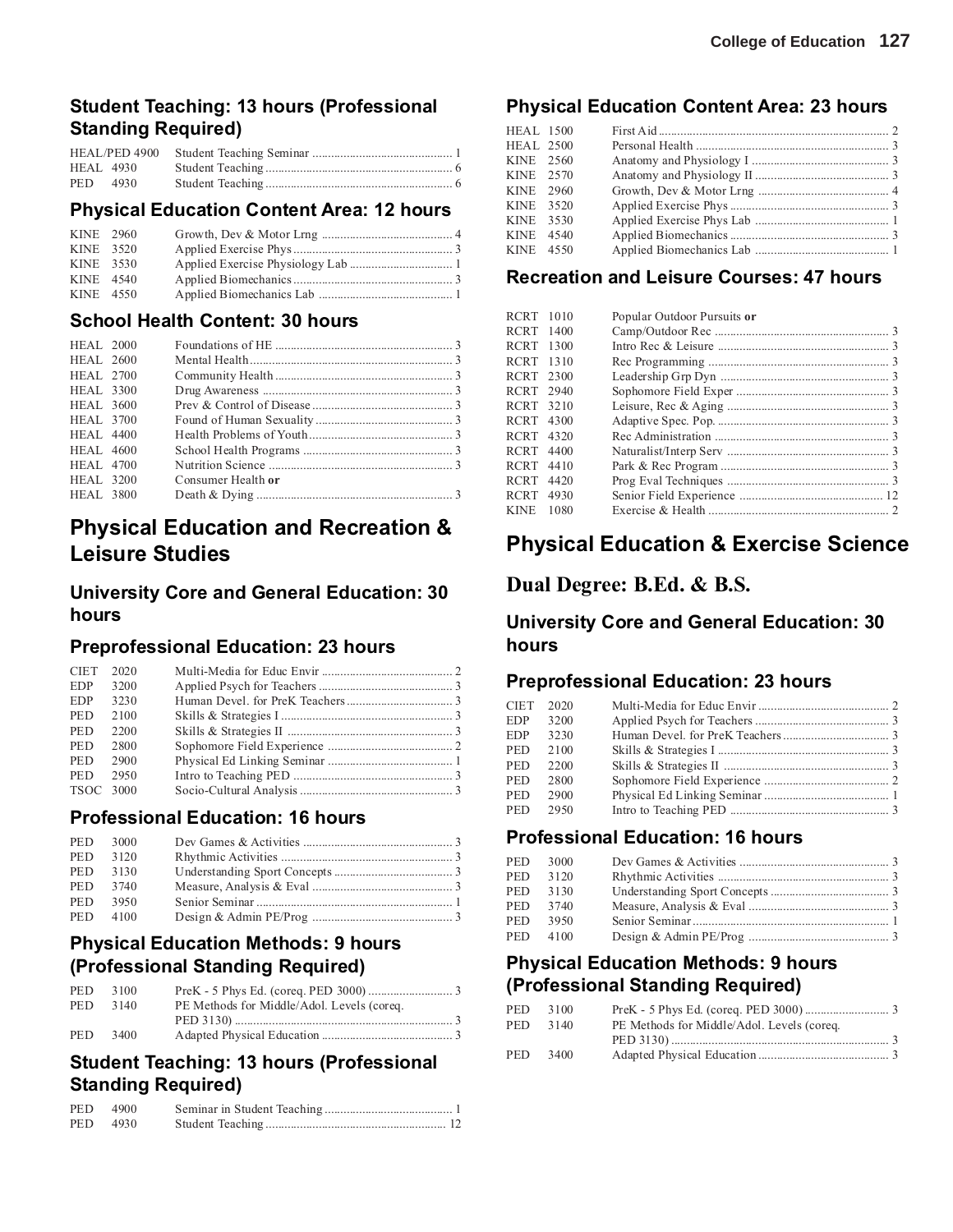### Student Teaching: 13 hours (Professional Standing Required)

| | | |
|---|---|---|
| HEAL/PED 4900 | Student Teaching Seminar | 1 |
| HEAL 4930 | Student Teaching | 6 |
| PED 4930 | Student Teaching | 6 |

### Physical Education Content Area: 12 hours

| | | |
|---|---|---|
| KINE 2960 | Growth, Dev & Motor Lrng | 4 |
| KINE 3520 | Applied Exercise Phys | 3 |
| KINE 3530 | Applied Exercise Physiology Lab | 1 |
| KINE 4540 | Applied Biomechanics | 3 |
| KINE 4550 | Applied Biomechanics Lab | 1 |

### School Health Content: 30 hours

| | | |
|---|---|---|
| HEAL 2000 | Foundations of HE | 3 |
| HEAL 2600 | Mental Health | 3 |
| HEAL 2700 | Community Health | 3 |
| HEAL 3300 | Drug Awareness | 3 |
| HEAL 3600 | Prev & Control of Disease | 3 |
| HEAL 3700 | Found of Human Sexuality | 3 |
| HEAL 4400 | Health Problems of Youth | 3 |
| HEAL 4600 | School Health Programs | 3 |
| HEAL 4700 | Nutrition Science | 3 |
| HEAL 3200 | Consumer Health **or** | |
| HEAL 3800 | Death & Dying | 3 |

## Physical Education and Recreation & Leisure Studies

### University Core and General Education: 30 hours

### Preprofessional Education: 23 hours

| | | |
|---|---|---|
| CIET 2020 | Multi-Media for Educ Envir | 2 |
| EDP 3200 | Applied Psych for Teachers | 3 |
| EDP 3230 | Human Devel. for PreK Teachers | 3 |
| PED 2100 | Skills & Strategies I | 3 |
| PED 2200 | Skills & Strategies II | 3 |
| PED 2800 | Sophomore Field Experience | 2 |
| PED 2900 | Physical Ed Linking Seminar | 1 |
| PED 2950 | Intro to Teaching PED | 3 |
| TSOC 3000 | Socio-Cultural Analysis | 3 |

### Professional Education: 16 hours

| | | |
|---|---|---|
| PED 3000 | Dev Games & Activities | 3 |
| PED 3120 | Rhythmic Activities | 3 |
| PED 3130 | Understanding Sport Concepts | 3 |
| PED 3740 | Measure, Analysis & Eval | 3 |
| PED 3950 | Senior Seminar | 1 |
| PED 4100 | Design & Admin PE/Prog | 3 |

### Physical Education Methods: 9 hours (Professional Standing Required)

| | | |
|---|---|---|
| PED 3100 | PreK - 5 Phys Ed. (coreq. PED 3000) | 3 |
| PED 3140 | PE Methods for Middle/Adol. Levels (coreq. PED 3130) | 3 |
| PED 3400 | Adapted Physical Education | 3 |

### Student Teaching: 13 hours (Professional Standing Required)

| | | |
|---|---|---|
| PED 4900 | Seminar in Student Teaching | 1 |
| PED 4930 | Student Teaching | 12 |

### Physical Education Content Area: 23 hours

| | | |
|---|---|---|
| HEAL 1500 | First Aid | 2 |
| HEAL 2500 | Personal Health | 3 |
| KINE 2560 | Anatomy and Physiology I | 3 |
| KINE 2570 | Anatomy and Physiology II | 3 |
| KINE 2960 | Growth, Dev & Motor Lrng | 4 |
| KINE 3520 | Applied Exercise Phys | 3 |
| KINE 3530 | Applied Exercise Phys Lab | 1 |
| KINE 4540 | Applied Biomechanics | 3 |
| KINE 4550 | Applied Biomechanics Lab | 1 |

### Recreation and Leisure Courses: 47 hours

| | | |
|---|---|---|
| RCRT 1010 | Popular Outdoor Pursuits **or** | |
| RCRT 1400 | Camp/Outdoor Rec | 3 |
| RCRT 1300 | Intro Rec & Leisure | 3 |
| RCRT 1310 | Rec Programming | 3 |
| RCRT 2300 | Leadership Grp Dyn | 3 |
| RCRT 2940 | Sophomore Field Exper | 3 |
| RCRT 3210 | Leisure, Rec & Aging | 3 |
| RCRT 4300 | Adaptive Spec. Pop. | 3 |
| RCRT 4320 | Rec Administration | 3 |
| RCRT 4400 | Naturalist/Interp Serv | 3 |
| RCRT 4410 | Park & Rec Program | 3 |
| RCRT 4420 | Prog Eval Techniques | 3 |
| RCRT 4930 | Senior Field Experience | 12 |
| KINE 1080 | Exercise & Health | 2 |

## Physical Education & Exercise Science

## Dual Degree: B.Ed. & B.S.

### University Core and General Education: 30 hours

### Preprofessional Education: 23 hours

| | | |
|---|---|---|
| CIET 2020 | Multi-Media for Educ Envir | 2 |
| EDP 3200 | Applied Psych for Teachers | 3 |
| EDP 3230 | Human Devel. for PreK Teachers | 3 |
| PED 2100 | Skills & Strategies I | 3 |
| PED 2200 | Skills & Strategies II | 3 |
| PED 2800 | Sophomore Field Experience | 2 |
| PED 2900 | Physical Ed Linking Seminar | 1 |
| PED 2950 | Intro to Teaching PED | 3 |

### Professional Education: 16 hours

| | | |
|---|---|---|
| PED 3000 | Dev Games & Activities | 3 |
| PED 3120 | Rhythmic Activities | 3 |
| PED 3130 | Understanding Sport Concepts | 3 |
| PED 3740 | Measure, Analysis & Eval | 3 |
| PED 3950 | Senior Seminar | 1 |
| PED 4100 | Design & Admin PE/Prog | 3 |

### Physical Education Methods: 9 hours (Professional Standing Required)

| | | |
|---|---|---|
| PED 3100 | PreK - 5 Phys Ed. (coreq. PED 3000) | 3 |
| PED 3140 | PE Methods for Middle/Adol. Levels (coreq. PED 3130) | 3 |
| PED 3400 | Adapted Physical Education | 3 |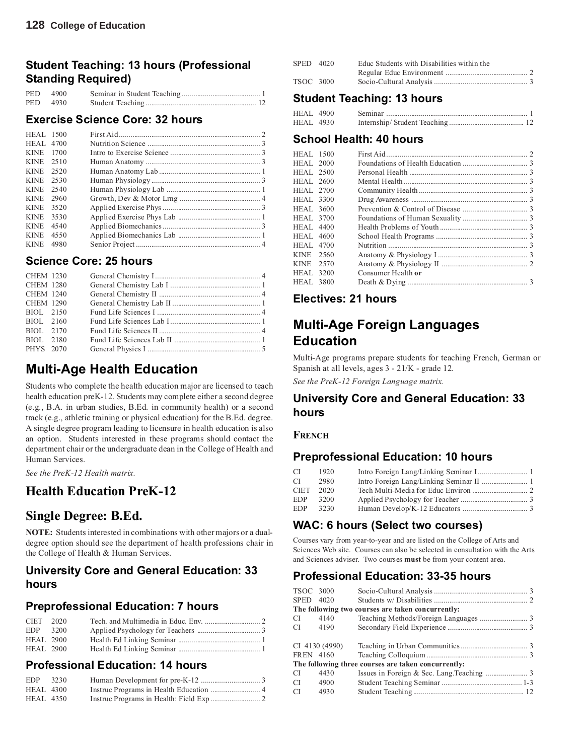## Student Teaching: 13 hours (Professional Standing Required)

| | | | |
|---|---|---|---|
| PED | 4900 | Seminar in Student Teaching | 1 |
| PED | 4930 | Student Teaching | 12 |

## Exercise Science Core: 32 hours

| | | | |
|---|---|---|---|
| HEAL | 1500 | First Aid | 2 |
| HEAL | 4700 | Nutrition Science | 3 |
| KINE | 1700 | Intro to Exercise Science | 3 |
| KINE | 2510 | Human Anatomy | 3 |
| KINE | 2520 | Human Anatomy Lab | 1 |
| KINE | 2530 | Human Physiology | 3 |
| KINE | 2540 | Human Physiology Lab | 1 |
| KINE | 2960 | Growth, Dev & Motor Lrng | 4 |
| KINE | 3520 | Applied Exercise Phys | 3 |
| KINE | 3530 | Applied Exercise Phys Lab | 1 |
| KINE | 4540 | Applied Biomechanics | 3 |
| KINE | 4550 | Applied Biomechanics Lab | 1 |
| KINE | 4980 | Senior Project | 4 |

## Science Core: 25 hours

| | | | |
|---|---|---|---|
| CHEM | 1230 | General Chemistry I | 4 |
| CHEM | 1280 | General Chemistry Lab I | 1 |
| CHEM | 1240 | General Chemistry II | 4 |
| CHEM | 1290 | General Chemistry Lab II | 1 |
| BIOL | 2150 | Fund Life Sciences I | 4 |
| BIOL | 2160 | Fund Life Sciences Lab I | 1 |
| BIOL | 2170 | Fund Life Sciences II | 4 |
| BIOL | 2180 | Fund Life Sciences Lab II | 1 |
| PHYS | 2070 | General Physics I | 5 |

# Multi-Age Health Education

Students who complete the health education major are licensed to teach health education preK-12. Students may complete either a second degree (e.g., B.A. in urban studies, B.Ed. in community health) or a second track (e.g., athletic training or physical education) for the B.Ed. degree. A single degree program leading to licensure in health education is also an option. Students interested in these programs should contact the department chair or the undergraduate dean in the College of Health and Human Services.

*See the PreK-12 Health matrix.*

## Health Education PreK-12

## Single Degree: B.Ed.

**NOTE:** Students interested in combinations with other majors or a dual-degree option should see the department of health professions chair in the College of Health & Human Services.

### University Core and General Education: 33 hours

### Preprofessional Education: 7 hours

| | | | |
|---|---|---|---|
| CIET | 2020 | Tech. and Multimedia in Educ. Env. | 2 |
| EDP | 3200 | Applied Psychology for Teachers | 3 |
| HEAL | 2900 | Health Ed Linking Seminar | 1 |
| HEAL | 2900 | Health Ed Linking Seminar | 1 |

### Professional Education: 14 hours

| | | | |
|---|---|---|---|
| EDP | 3230 | Human Development for pre-K-12 | 3 |
| HEAL | 4300 | Instruc Programs in Health Education | 4 |
| HEAL | 4350 | Instruc Programs in Health: Field Exp | 2 |
| SPED | 4020 | Educ Students with Disabilities within the Regular Educ Environment | 2 |
| TSOC | 3000 | Socio-Cultural Analysis | 3 |

### Student Teaching: 13 hours

| | | | |
|---|---|---|---|
| HEAL | 4900 | Seminar | 1 |
| HEAL | 4930 | Internship/ Student Teaching | 12 |

### School Health: 40 hours

| | | | |
|---|---|---|---|
| HEAL | 1500 | First Aid | 2 |
| HEAL | 2000 | Foundations of Health Education | 3 |
| HEAL | 2500 | Personal Health | 3 |
| HEAL | 2600 | Mental Health | 3 |
| HEAL | 2700 | Community Health | 3 |
| HEAL | 3300 | Drug Awareness | 3 |
| HEAL | 3600 | Prevention & Control of Disease | 3 |
| HEAL | 3700 | Foundations of Human Sexuality | 3 |
| HEAL | 4400 | Health Problems of Youth | 3 |
| HEAL | 4600 | School Health Programs | 3 |
| HEAL | 4700 | Nutrition | 3 |
| KINE | 2560 | Anatomy & Physiology I | 3 |
| KINE | 2570 | Anatomy & Physiology II | 2 |
| HEAL | 3200 | Consumer Health **or** | |
| HEAL | 3800 | Death & Dying | 3 |

### Electives: 21 hours

# Multi-Age Foreign Languages Education

Multi-Age programs prepare students for teaching French, German or Spanish at all levels, ages 3 - 21/K - grade 12.

*See the PreK-12 Foreign Language matrix.*

### University Core and General Education: 33 hours

**French**

### Preprofessional Education: 10 hours

| | | | |
|---|---|---|---|
| CI | 1920 | Intro Foreign Lang/Linking Seminar I | 1 |
| CI | 2980 | Intro Foreign Lang/Linking Seminar II | 1 |
| CIET | 2020 | Tech Multi-Media for Educ Environ | 2 |
| EDP | 3200 | Applied Psychology for Teacher | 3 |
| EDP | 3230 | Human Develop/K-12 Educators | 3 |

### WAC: 6 hours (Select two courses)

Courses vary from year-to-year and are listed on the College of Arts and Sciences Web site. Courses can also be selected in consultation with the Arts and Sciences adviser. Two courses **must** be from your content area.

### Professional Education: 33-35 hours

| | | | |
|---|---|---|---|
| TSOC | 3000 | Socio-Cultural Analysis | 3 |
| SPED | 4020 | Students w/ Disabilities | 2 |
| **The following two courses are taken concurrently:** | | | |
| CI | 4140 | Teaching Methods/Foreign Languages | 3 |
| CI | 4190 | Secondary Field Experience | 3 |
| CI | 4130 (4990) | Teaching in Urban Communities | 3 |
| FREN | 4160 | Teaching Colloquium | 3 |
| **The following three courses are taken concurrently:** | | | |
| CI | 4430 | Issues in Foreign & Sec. Lang.Teaching | 3 |
| CI | 4900 | Student Teaching Seminar | 1-3 |
| CI | 4930 | Student Teaching | 12 |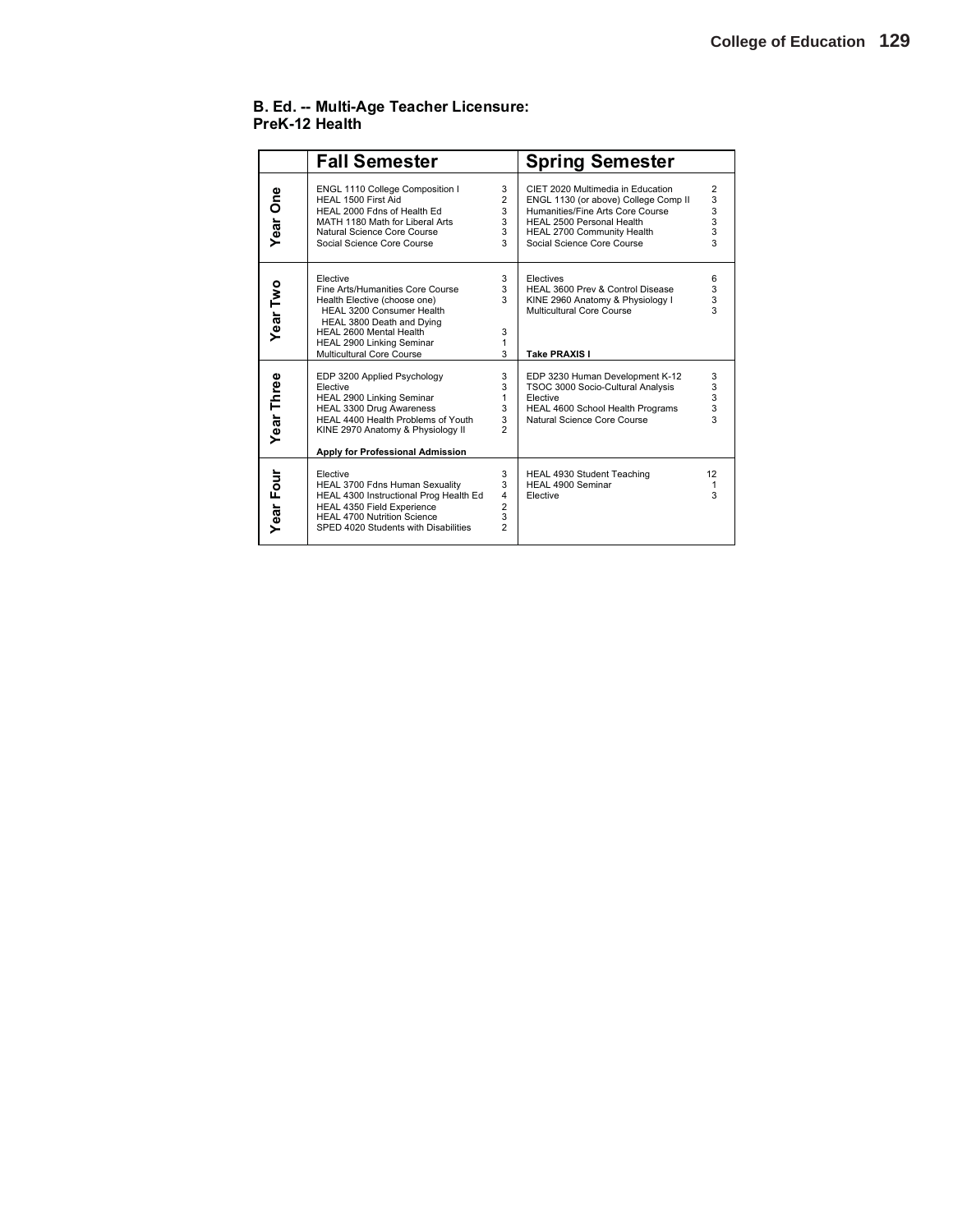**B. Ed. -- Multi-Age Teacher Licensure: PreK-12 Health**

| | Fall Semester | | Spring Semester | |
|---|---|---|---|---|
| **Year One** | ENGL 1110 College Composition I | 3 | CIET 2020 Multimedia in Education | 2 |
| | HEAL 1500 First Aid | 2 | ENGL 1130 (or above) College Comp II | 3 |
| | HEAL 2000 Fdns of Health Ed | 3 | Humanities/Fine Arts Core Course | 3 |
| | MATH 1180 Math for Liberal Arts | 3 | HEAL 2500 Personal Health | 3 |
| | Natural Science Core Course | 3 | HEAL 2700 Community Health | 3 |
| | Social Science Core Course | 3 | Social Science Core Course | 3 |
| **Year Two** | Elective | 3 | Electives | 6 |
| | Fine Arts/Humanities Core Course | 3 | HEAL 3600 Prev & Control Disease | 3 |
| | Health Elective (choose one) | 3 | KINE 2960 Anatomy & Physiology I | 3 |
| | HEAL 3200 Consumer Health | | Multicultural Core Course | 3 |
| | HEAL 3800 Death and Dying | | | |
| | HEAL 2600 Mental Health | 3 | | |
| | HEAL 2900 Linking Seminar | 1 | | |
| | Multicultural Core Course | 3 | **Take PRAXIS I** | |
| **Year Three** | EDP 3200 Applied Psychology | 3 | EDP 3230 Human Development K-12 | 3 |
| | Elective | 3 | TSOC 3000 Socio-Cultural Analysis | 3 |
| | HEAL 2900 Linking Seminar | 1 | Elective | 3 |
| | HEAL 3300 Drug Awareness | 3 | HEAL 4600 School Health Programs | 3 |
| | HEAL 4400 Health Problems of Youth | 3 | Natural Science Core Course | 3 |
| | KINE 2970 Anatomy & Physiology II | 2 | | |
| | **Apply for Professional Admission** | | | |
| **Year Four** | Elective | 3 | HEAL 4930 Student Teaching | 12 |
| | HEAL 3700 Fdns Human Sexuality | 3 | HEAL 4900 Seminar | 1 |
| | HEAL 4300 Instructional Prog Health Ed | 4 | Elective | 3 |
| | HEAL 4350 Field Experience | 2 | | |
| | HEAL 4700 Nutrition Science | 3 | | |
| | SPED 4020 Students with Disabilities | 2 | | |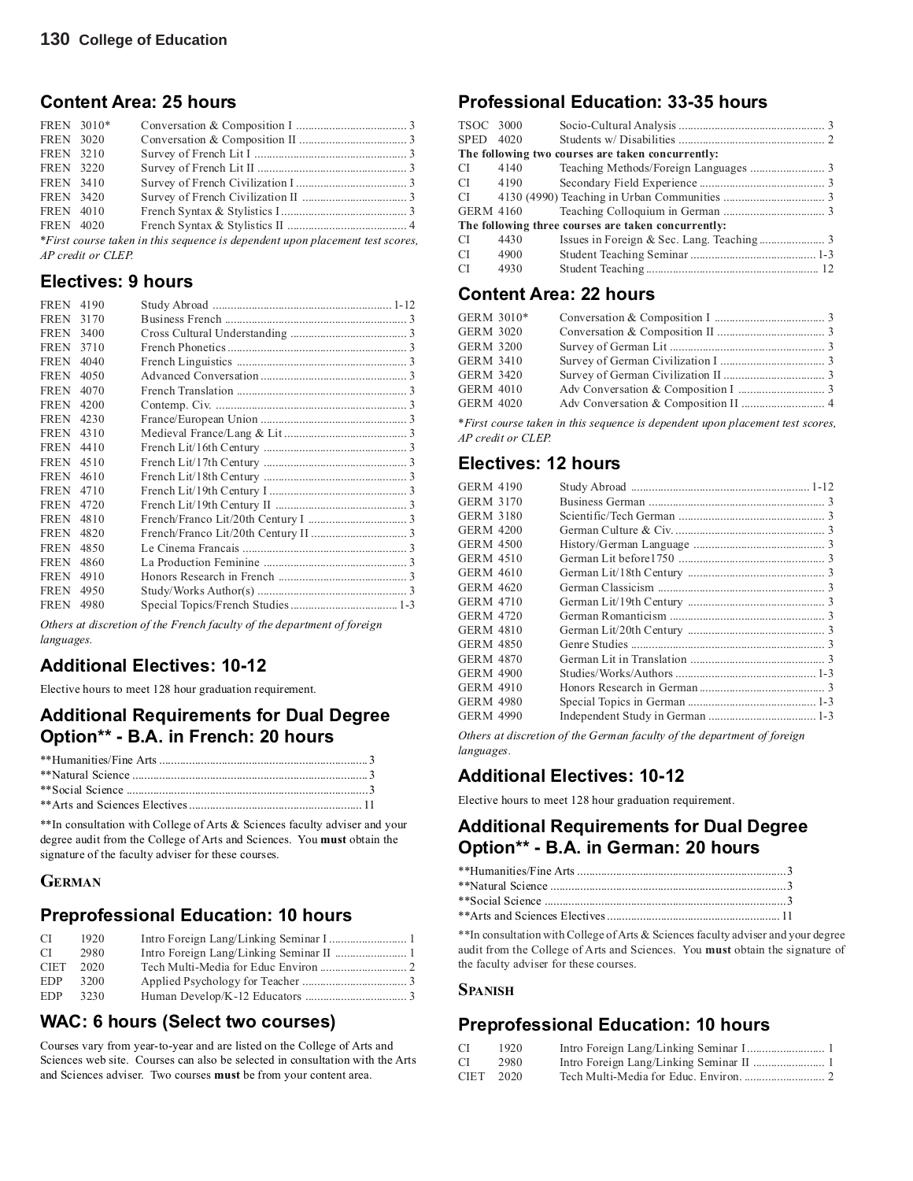## Content Area: 25 hours

| | | |
|---|---|---|
| FREN 3010* | Conversation & Composition I | 3 |
| FREN 3020 | Conversation & Composition II | 3 |
| FREN 3210 | Survey of French Lit I | 3 |
| FREN 3220 | Survey of French Lit II | 3 |
| FREN 3410 | Survey of French Civilization I | 3 |
| FREN 3420 | Survey of French Civilization II | 3 |
| FREN 4010 | French Syntax & Stylistics I | 3 |
| FREN 4020 | French Syntax & Stylistics II | 4 |

*First course taken in this sequence is dependent upon placement test scores, AP credit or CLEP.*

## Electives: 9 hours

| | | |
|---|---|---|
| FREN 4190 | Study Abroad | 1-12 |
| FREN 3170 | Business French | 3 |
| FREN 3400 | Cross Cultural Understanding | 3 |
| FREN 3710 | French Phonetics | 3 |
| FREN 4040 | French Linguistics | 3 |
| FREN 4050 | Advanced Conversation | 3 |
| FREN 4070 | French Translation | 3 |
| FREN 4200 | Contemp. Civ. | 3 |
| FREN 4230 | France/European Union | 3 |
| FREN 4310 | Medieval France/Lang & Lit | 3 |
| FREN 4410 | French Lit/16th Century | 3 |
| FREN 4510 | French Lit/17th Century | 3 |
| FREN 4610 | French Lit/18th Century | 3 |
| FREN 4710 | French Lit/19th Century I | 3 |
| FREN 4720 | French Lit/19th Century II | 3 |
| FREN 4810 | French/Franco Lit/20th Century I | 3 |
| FREN 4820 | French/Franco Lit/20th Century II | 3 |
| FREN 4850 | Le Cinema Francais | 3 |
| FREN 4860 | La Production Feminine | 3 |
| FREN 4910 | Honors Research in French | 3 |
| FREN 4950 | Study/Works Author(s) | 3 |
| FREN 4980 | Special Topics/French Studies | 1-3 |

*Others at discretion of the French faculty of the department of foreign languages.*

## Additional Electives: 10-12

Elective hours to meet 128 hour graduation requirement.

## Additional Requirements for Dual Degree Option** - B.A. in French: 20 hours

| | |
|---|---|
| **Humanities/Fine Arts | 3 |
| **Natural Science | 3 |
| **Social Science | 3 |
| **Arts and Sciences Electives | 11 |

**In consultation with College of Arts & Sciences faculty adviser and your degree audit from the College of Arts and Sciences. You **must** obtain the signature of the faculty adviser for these courses.

### German

## Preprofessional Education: 10 hours

| | | |
|---|---|---|
| CI 1920 | Intro Foreign Lang/Linking Seminar I | 1 |
| CI 2980 | Intro Foreign Lang/Linking Seminar II | 1 |
| CIET 2020 | Tech Multi-Media for Educ Environ | 2 |
| EDP 3200 | Applied Psychology for Teacher | 3 |
| EDP 3230 | Human Develop/K-12 Educators | 3 |

## WAC: 6 hours (Select two courses)

Courses vary from year-to-year and are listed on the College of Arts and Sciences web site. Courses can also be selected in consultation with the Arts and Sciences adviser. Two courses **must** be from your content area.

## Professional Education: 33-35 hours

| | | |
|---|---|---|
| TSOC 3000 | Socio-Cultural Analysis | 3 |
| SPED 4020 | Students w/ Disabilities | 2 |
| **The following two courses are taken concurrently:** | | |
| CI 4140 | Teaching Methods/Foreign Languages | 3 |
| CI 4190 | Secondary Field Experience | 3 |
| CI 4130 (4990) | Teaching in Urban Communities | 3 |
| GERM 4160 | Teaching Colloquium in German | 3 |
| **The following three courses are taken concurrently:** | | |
| CI 4430 | Issues in Foreign & Sec. Lang. Teaching | 3 |
| CI 4900 | Student Teaching Seminar | 1-3 |
| CI 4930 | Student Teaching | 12 |

## Content Area: 22 hours

| | | |
|---|---|---|
| GERM 3010* | Conversation & Composition I | 3 |
| GERM 3020 | Conversation & Composition II | 3 |
| GERM 3200 | Survey of German Lit | 3 |
| GERM 3410 | Survey of German Civilization I | 3 |
| GERM 3420 | Survey of German Civilization II | 3 |
| GERM 4010 | Adv Conversation & Composition I | 3 |
| GERM 4020 | Adv Conversation & Composition II | 4 |

*First course taken in this sequence is dependent upon placement test scores, AP credit or CLEP.*

## Electives: 12 hours

| | | |
|---|---|---|
| GERM 4190 | Study Abroad | 1-12 |
| GERM 3170 | Business German | 3 |
| GERM 3180 | Scientific/Tech German | 3 |
| GERM 4200 | German Culture & Civ. | 3 |
| GERM 4500 | History/German Language | 3 |
| GERM 4510 | German Lit before1750 | 3 |
| GERM 4610 | German Lit/18th Century | 3 |
| GERM 4620 | German Classicism | 3 |
| GERM 4710 | German Lit/19th Century | 3 |
| GERM 4720 | German Romanticism | 3 |
| GERM 4810 | German Lit/20th Century | 3 |
| GERM 4850 | Genre Studies | 3 |
| GERM 4870 | German Lit in Translation | 3 |
| GERM 4900 | Studies/Works/Authors | 1-3 |
| GERM 4910 | Honors Research in German | 3 |
| GERM 4980 | Special Topics in German | 1-3 |
| GERM 4990 | Independent Study in German | 1-3 |

*Others at discretion of the German faculty of the department of foreign languages.*

## Additional Electives: 10-12

Elective hours to meet 128 hour graduation requirement.

## Additional Requirements for Dual Degree Option** - B.A. in German: 20 hours

| | |
|---|---|
| **Humanities/Fine Arts | 3 |
| **Natural Science | 3 |
| **Social Science | 3 |
| **Arts and Sciences Electives | 11 |

**In consultation with College of Arts & Sciences faculty adviser and your degree audit from the College of Arts and Sciences. You **must** obtain the signature of the faculty adviser for these courses.

### Spanish

## Preprofessional Education: 10 hours

| | | |
|---|---|---|
| CI 1920 | Intro Foreign Lang/Linking Seminar I | 1 |
| CI 2980 | Intro Foreign Lang/Linking Seminar II | 1 |
| CIET 2020 | Tech Multi-Media for Educ. Environ. | 2 |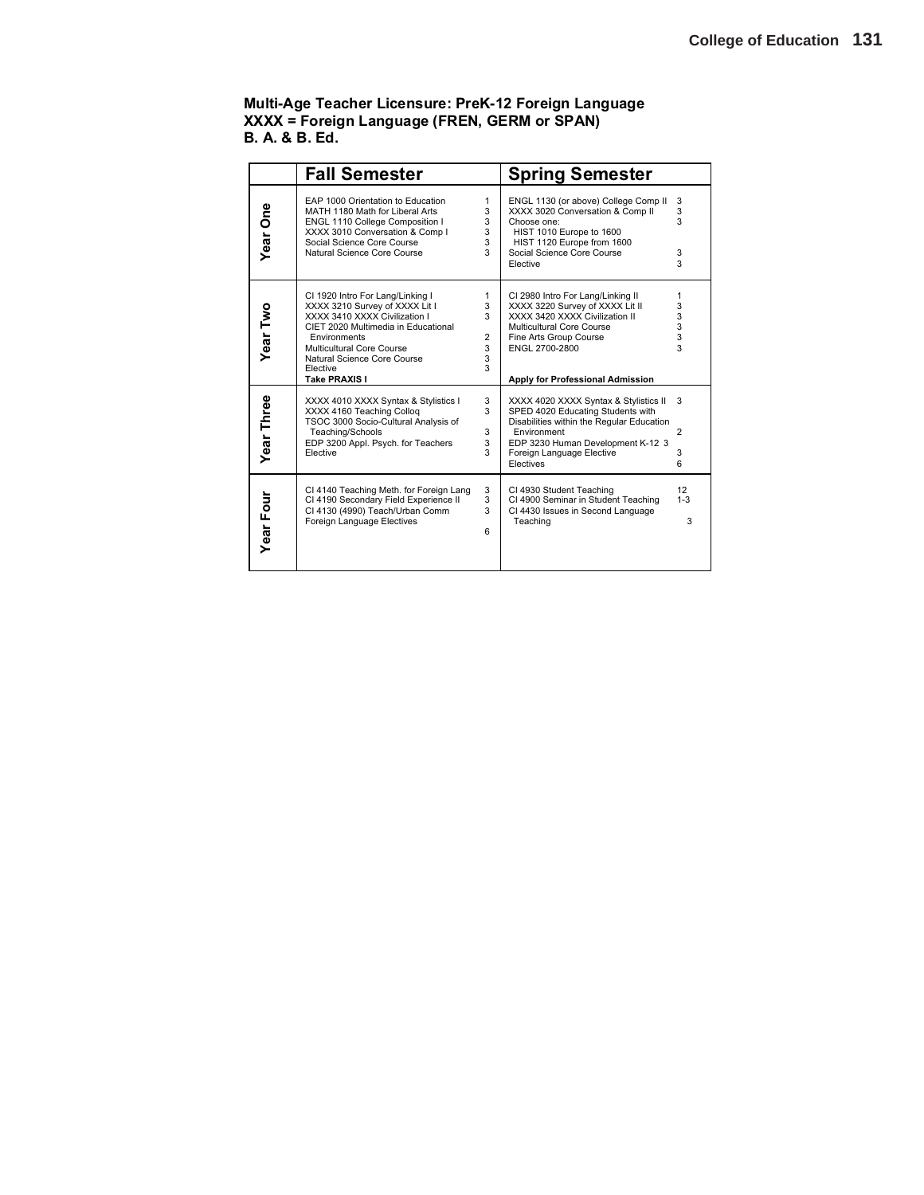**Multi-Age Teacher Licensure: PreK-12 Foreign Language**
**XXXX = Foreign Language (FREN, GERM or SPAN)**
**B. A. & B. Ed.**

| | Fall Semester | | Spring Semester | |
|---|---|---|---|---|
| **Year One** | EAP 1000 Orientation to Education | 1 | ENGL 1130 (or above) College Comp II | 3 |
| | MATH 1180 Math for Liberal Arts | 3 | XXXX 3020 Conversation & Comp II | 3 |
| | ENGL 1110 College Composition I | 3 | Choose one: HIST 1010 Europe to 1600, HIST 1120 Europe from 1600 | 3 |
| | XXXX 3010 Conversation & Comp I | 3 | Social Science Core Course | 3 |
| | Social Science Core Course | 3 | Elective | 3 |
| | Natural Science Core Course | 3 | | |
| **Year Two** | CI 1920 Intro For Lang/Linking I | 1 | CI 2980 Intro For Lang/Linking II | 1 |
| | XXXX 3210 Survey of XXXX Lit I | 3 | XXXX 3220 Survey of XXXX Lit II | 3 |
| | XXXX 3410 XXXX Civilization I | 3 | XXXX 3420 XXXX Civilization II | 3 |
| | CIET 2020 Multimedia in Educational Environments | 2 | Multicultural Core Course | 3 |
| | Multicultural Core Course | 3 | Fine Arts Group Course | 3 |
| | Natural Science Core Course | 3 | ENGL 2700-2800 | 3 |
| | Elective | 3 | | |
| | **Take PRAXIS I** | | **Apply for Professional Admission** | |
| **Year Three** | XXXX 4010 XXXX Syntax & Stylistics I | 3 | XXXX 4020 XXXX Syntax & Stylistics II | 3 |
| | XXXX 4160 Teaching Colloq | 3 | SPED 4020 Educating Students with Disabilities within the Regular Education Environment | 2 |
| | TSOC 3000 Socio-Cultural Analysis of Teaching/Schools | 3 | EDP 3230 Human Development K-12 | 3 |
| | EDP 3200 Appl. Psych. for Teachers | 3 | Foreign Language Elective | 3 |
| | Elective | 3 | Electives | 6 |
| **Year Four** | CI 4140 Teaching Meth. for Foreign Lang | 3 | CI 4930 Student Teaching | 12 |
| | CI 4190 Secondary Field Experience II | 3 | CI 4900 Seminar in Student Teaching | 1-3 |
| | CI 4130 (4990) Teach/Urban Comm | 3 | CI 4430 Issues in Second Language Teaching | 3 |
| | Foreign Language Electives | 6 | | |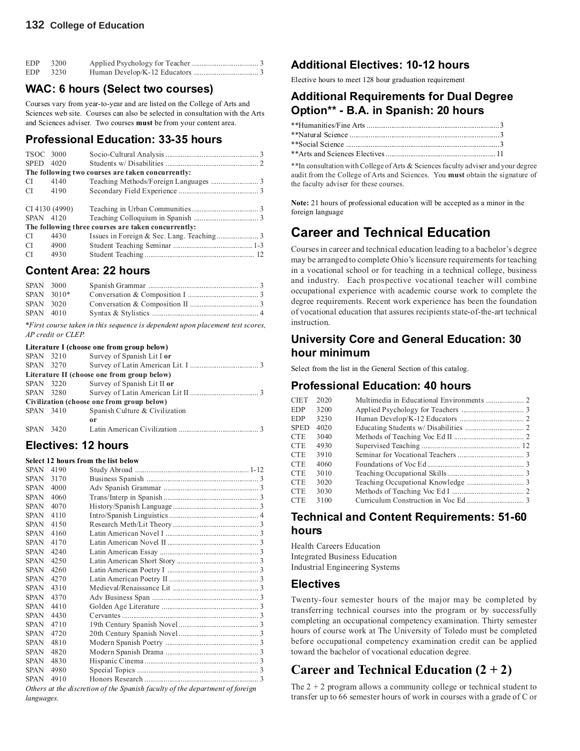| | | | |
|---|---|---|---|
| EDP | 3200 | Applied Psychology for Teacher | 3 |
| EDP | 3230 | Human Develop/K-12 Educators | 3 |

## WAC: 6 hours (Select two courses)

Courses vary from year-to-year and are listed on the College of Arts and Sciences web site. Courses can also be selected in consultation with the Arts and Sciences adviser. Two courses **must** be from your content area.

## Professional Education: 33-35 hours

| | | | |
|---|---|---|---|
| TSOC | 3000 | Socio-Cultural Analysis | 3 |
| SPED | 4020 | Students w/ Disabilities | 2 |
| **The following two courses are taken concurrently:** | | | |
| CI | 4140 | Teaching Methods/Foreign Languages | 3 |
| CI | 4190 | Secondary Field Experience | 3 |
| CI 4130 (4990) | | Teaching in Urban Communities | 3 |
| SPAN | 4120 | Teaching Colloquium in Spanish | 3 |
| **The following three courses are taken concurrently:** | | | |
| CI | 4430 | Issues in Foreign & Sec. Lang. Teaching | 3 |
| CI | 4900 | Student Teaching Seminar | 1-3 |
| CI | 4930 | Student Teaching | 12 |

## Content Area: 22 hours

| | | | |
|---|---|---|---|
| SPAN | 3000 | Spanish Grammar | 3 |
| SPAN | 3010* | Conversation & Composition I | 3 |
| SPAN | 3020 | Conversation & Composition II | 3 |
| SPAN | 4010 | Syntax & Stylistics | 4 |

*\*First course taken in this sequence is dependent upon placement test scores, AP credit or CLEP.*

| | | | |
|---|---|---|---|
| **Literature I (choose one from group below)** | | | |
| SPAN | 3210 | Survey of Spanish Lit I **or** | |
| SPAN | 3270 | Survey of Latin American Lit. I | 3 |
| **Literature II (choose one from group below)** | | | |
| SPAN | 3220 | Survey of Spanish Lit II **or** | |
| SPAN | 3280 | Survey of Latin American Lit II | 3 |
| **Civilization (choose one from group below)** | | | |
| SPAN | 3410 | Spanish Culture & Civilization **or** | |
| SPAN | 3420 | Latin American Civilization | 3 |

## Electives: 12 hours

**Select 12 hours from the list below**

| | | | |
|---|---|---|---|
| SPAN | 4190 | Study Abroad | 1-12 |
| SPAN | 3170 | Business Spanish | 3 |
| SPAN | 4000 | Adv Spanish Grammar | 3 |
| SPAN | 4060 | Trans/Interp in Spanish | 3 |
| SPAN | 4070 | History/Spanish Language | 3 |
| SPAN | 4110 | Intro/Spanish Linguistics | 4 |
| SPAN | 4150 | Research Meth/Lit Theory | 3 |
| SPAN | 4160 | Latin American Novel I | 3 |
| SPAN | 4170 | Latin American Novel II | 3 |
| SPAN | 4240 | Latin American Essay | 3 |
| SPAN | 4250 | Latin American Short Story | 3 |
| SPAN | 4260 | Latin American Poetry I | 3 |
| SPAN | 4270 | Latin American Poetry II | 3 |
| SPAN | 4310 | Medieval/Renaissance Lit | 3 |
| SPAN | 4370 | Adv Business Span | 3 |
| SPAN | 4410 | Golden Age Literature | 3 |
| SPAN | 4430 | Cervantes | 3 |
| SPAN | 4710 | 19th Century Spanish Novel | 3 |
| SPAN | 4720 | 20th Century Spanish Novel | 3 |
| SPAN | 4810 | Modern Spanish Poetry | 3 |
| SPAN | 4820 | Modern Spanish Drama | 3 |
| SPAN | 4830 | Hispanic Cinema | 3 |
| SPAN | 4980 | Special Topics | 3 |
| SPAN | 4910 | Honors Research | 3 |

*Others at the discretion of the Spanish faculty of the department of foreign languages.*

## Additional Electives: 10-12 hours

Elective hours to meet 128 hour graduation requirement

## Additional Requirements for Dual Degree Option** - B.A. in Spanish: 20 hours

| | |
|---|---|
| **Humanities/Fine Arts | 3 |
| **Natural Science | 3 |
| **Social Science | 3 |
| **Arts and Sciences Electives | 11 |

**In consultation with College of Arts & Sciences faculty adviser and your degree audit from the College of Arts and Sciences. You **must** obtain the signature of the faculty adviser for these courses.

**Note:** 21 hours of professional education will be accepted as a minor in the foreign language

# Career and Technical Education

Courses in career and technical education leading to a bachelor's degree may be arranged to complete Ohio's licensure requirements for teaching in a vocational school or for teaching in a technical college, business and industry. Each prospective vocational teacher will combine occupational experience with academic course work to complete the degree requirements. Recent work experience has been the foundation of vocational education that assures recipients state-of-the-art technical instruction.

## University Core and General Education: 30 hour minimum

Select from the list in the General Section of this catalog.

## Professional Education: 40 hours

| | | | |
|---|---|---|---|
| CIET | 2020 | Multimedia in Educational Environments | 2 |
| EDP | 3200 | Applied Psychology for Teachers | 3 |
| EDP | 3230 | Human Develop/K-12 Educators | 2 |
| SPED | 4020 | Educating Students w/ Disabilities | 2 |
| CTE | 3040 | Methods of Teaching Voc Ed II | 2 |
| CTE | 4930 | Supervised Teaching | 12 |
| CTE | 3910 | Seminar for Vocational Teachers | 3 |
| CTE | 4060 | Foundations of Voc Ed | 3 |
| CTE | 3010 | Teaching Occupational Skills | 3 |
| CTE | 3020 | Teaching Occupational Knowledge | 3 |
| CTE | 3030 | Methods of Teaching Voc Ed I | 2 |
| CTE | 3100 | Curriculum Construction in Voc Ed | 3 |

## Technical and Content Requirements: 51-60 hours

Health Careers Education
Integrated Business Education
Industrial Engineering Systems

## Electives

Twenty-four semester hours of the major may be completed by transferring technical courses into the program or by successfully completing an occupational competency examination. Thirty semester hours of course work at The University of Toledo must be completed before occupational competency examination credit can be applied toward the bachelor of vocational education degree.

# Career and Technical Education (2 + 2)

The 2 + 2 program allows a community college or technical student to transfer up to 66 semester hours of work in courses with a grade of C or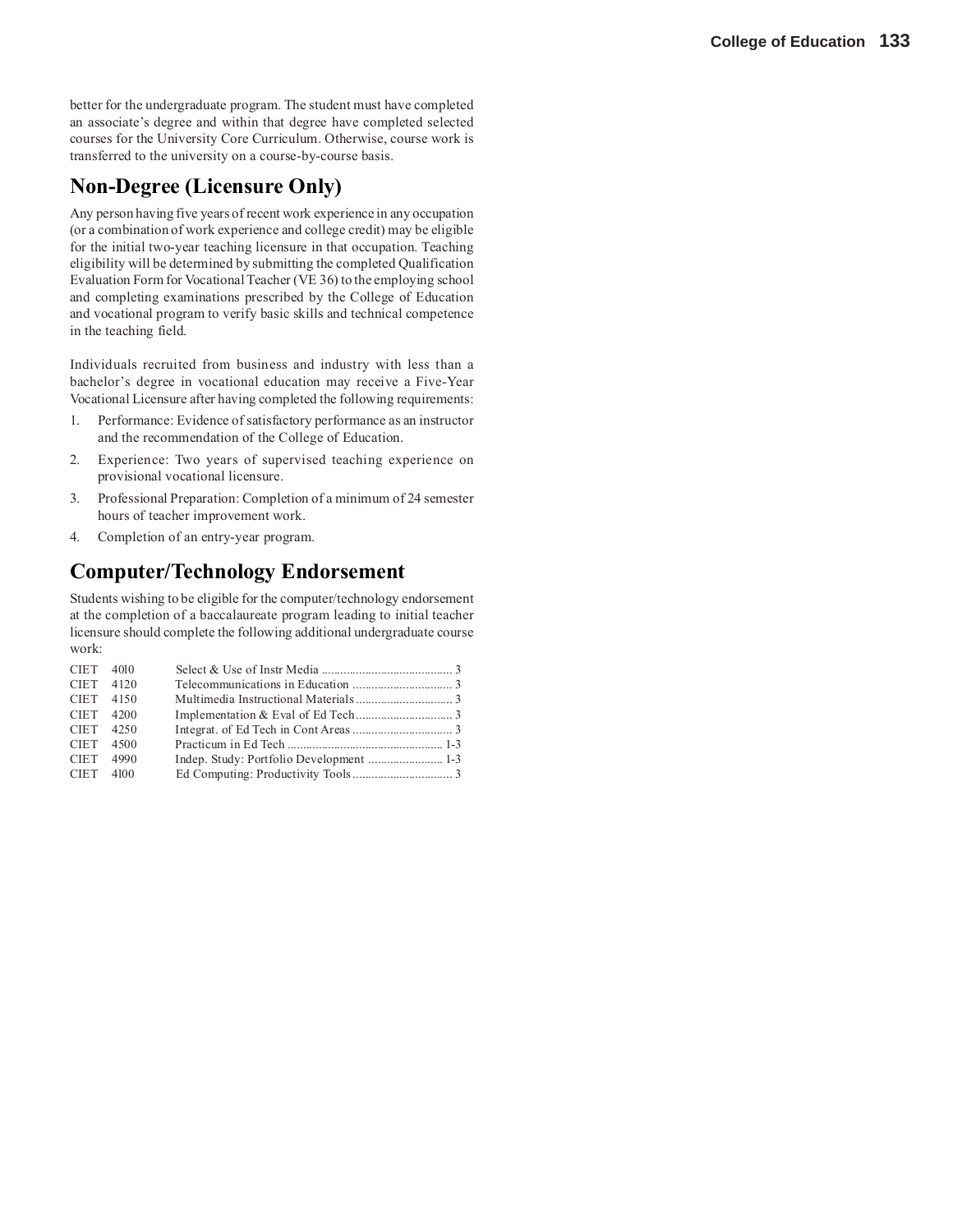better for the undergraduate program. The student must have completed an associate's degree and within that degree have completed selected courses for the University Core Curriculum. Otherwise, course work is transferred to the university on a course-by-course basis.

## Non-Degree (Licensure Only)

Any person having five years of recent work experience in any occupation (or a combination of work experience and college credit) may be eligible for the initial two-year teaching licensure in that occupation. Teaching eligibility will be determined by submitting the completed Qualification Evaluation Form for Vocational Teacher (VE 36) to the employing school and completing examinations prescribed by the College of Education and vocational program to verify basic skills and technical competence in the teaching field.

Individuals recruited from business and industry with less than a bachelor's degree in vocational education may receive a Five-Year Vocational Licensure after having completed the following requirements:

1. Performance: Evidence of satisfactory performance as an instructor and the recommendation of the College of Education.
2. Experience: Two years of supervised teaching experience on provisional vocational licensure.
3. Professional Preparation: Completion of a minimum of 24 semester hours of teacher improvement work.
4. Completion of an entry-year program.

## Computer/Technology Endorsement

Students wishing to be eligible for the computer/technology endorsement at the completion of a baccalaureate program leading to initial teacher licensure should complete the following additional undergraduate course work:

| | | | |
|---|---|---|---|
| CIET | 4010 | Select & Use of Instr Media | 3 |
| CIET | 4120 | Telecommunications in Education | 3 |
| CIET | 4150 | Multimedia Instructional Materials | 3 |
| CIET | 4200 | Implementation & Eval of Ed Tech | 3 |
| CIET | 4250 | Integrat. of Ed Tech in Cont Areas | 3 |
| CIET | 4500 | Practicum in Ed Tech | 1-3 |
| CIET | 4990 | Indep. Study: Portfolio Development | 1-3 |
| CIET | 4100 | Ed Computing: Productivity Tools | 3 |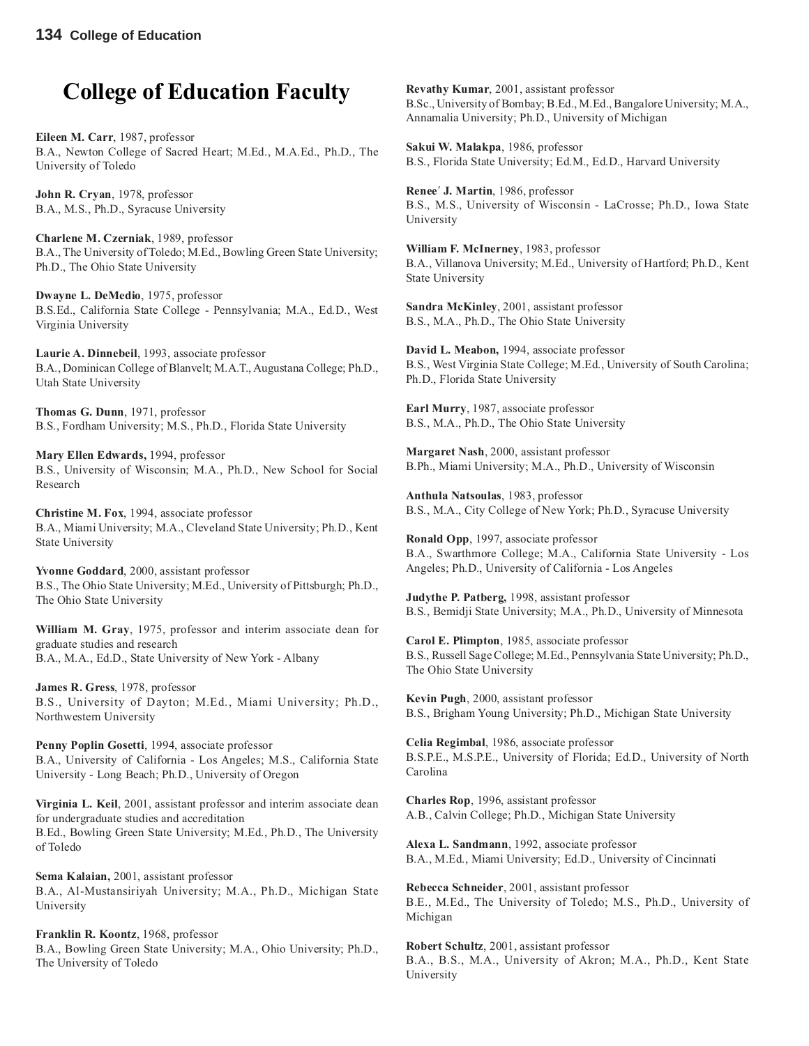# College of Education Faculty

**Eileen M. Carr**, 1987, professor
B.A., Newton College of Sacred Heart; M.Ed., M.A.Ed., Ph.D., The University of Toledo

**John R. Cryan**, 1978, professor
B.A., M.S., Ph.D., Syracuse University

**Charlene M. Czerniak**, 1989, professor
B.A., The University of Toledo; M.Ed., Bowling Green State University; Ph.D., The Ohio State University

**Dwayne L. DeMedio**, 1975, professor
B.S.Ed., California State College - Pennsylvania; M.A., Ed.D., West Virginia University

**Laurie A. Dinnebeil**, 1993, associate professor
B.A., Dominican College of Blanvelt; M.A.T., Augustana College; Ph.D., Utah State University

**Thomas G. Dunn**, 1971, professor
B.S., Fordham University; M.S., Ph.D., Florida State University

**Mary Ellen Edwards,** 1994, professor
B.S., University of Wisconsin; M.A., Ph.D., New School for Social Research

**Christine M. Fox**, 1994, associate professor
B.A., Miami University; M.A., Cleveland State University; Ph.D., Kent State University

**Yvonne Goddard**, 2000, assistant professor
B.S., The Ohio State University; M.Ed., University of Pittsburgh; Ph.D., The Ohio State University

**William M. Gray**, 1975, professor and interim associate dean for graduate studies and research
B.A., M.A., Ed.D., State University of New York - Albany

**James R. Gress**, 1978, professor
B.S., University of Dayton; M.Ed., Miami University; Ph.D., Northwestern University

**Penny Poplin Gosetti**, 1994, associate professor
B.A., University of California - Los Angeles; M.S., California State University - Long Beach; Ph.D., University of Oregon

**Virginia L. Keil**, 2001, assistant professor and interim associate dean for undergraduate studies and accreditation
B.Ed., Bowling Green State University; M.Ed., Ph.D., The University of Toledo

**Sema Kalaian,** 2001, assistant professor
B.A., Al-Mustansiriyah University; M.A., Ph.D., Michigan State University

**Franklin R. Koontz**, 1968, professor
B.A., Bowling Green State University; M.A., Ohio University; Ph.D., The University of Toledo

**Revathy Kumar**, 2001, assistant professor
B.Sc., University of Bombay; B.Ed., M.Ed., Bangalore University; M.A., Annamalia University; Ph.D., University of Michigan

**Sakui W. Malakpa**, 1986, professor
B.S., Florida State University; Ed.M., Ed.D., Harvard University

**Renee′ J. Martin**, 1986, professor
B.S., M.S., University of Wisconsin - LaCrosse; Ph.D., Iowa State University

**William F. McInerney**, 1983, professor
B.A., Villanova University; M.Ed., University of Hartford; Ph.D., Kent State University

**Sandra McKinley**, 2001, assistant professor
B.S., M.A., Ph.D., The Ohio State University

**David L. Meabon,** 1994, associate professor
B.S., West Virginia State College; M.Ed., University of South Carolina; Ph.D., Florida State University

**Earl Murry**, 1987, associate professor
B.S., M.A., Ph.D., The Ohio State University

**Margaret Nash**, 2000, assistant professor
B.Ph., Miami University; M.A., Ph.D., University of Wisconsin

**Anthula Natsoulas**, 1983, professor
B.S., M.A., City College of New York; Ph.D., Syracuse University

**Ronald Opp**, 1997, associate professor
B.A., Swarthmore College; M.A., California State University - Los Angeles; Ph.D., University of California - Los Angeles

**Judythe P. Patberg,** 1998, assistant professor
B.S., Bemidji State University; M.A., Ph.D., University of Minnesota

**Carol E. Plimpton**, 1985, associate professor
B.S., Russell Sage College; M.Ed., Pennsylvania State University; Ph.D., The Ohio State University

**Kevin Pugh**, 2000, assistant professor
B.S., Brigham Young University; Ph.D., Michigan State University

**Celia Regimbal**, 1986, associate professor
B.S.P.E., M.S.P.E., University of Florida; Ed.D., University of North Carolina

**Charles Rop**, 1996, assistant professor
A.B., Calvin College; Ph.D., Michigan State University

**Alexa L. Sandmann**, 1992, associate professor
B.A., M.Ed., Miami University; Ed.D., University of Cincinnati

**Rebecca Schneider**, 2001, assistant professor
B.E., M.Ed., The University of Toledo; M.S., Ph.D., University of Michigan

**Robert Schultz**, 2001, assistant professor
B.A., B.S., M.A., University of Akron; M.A., Ph.D., Kent State University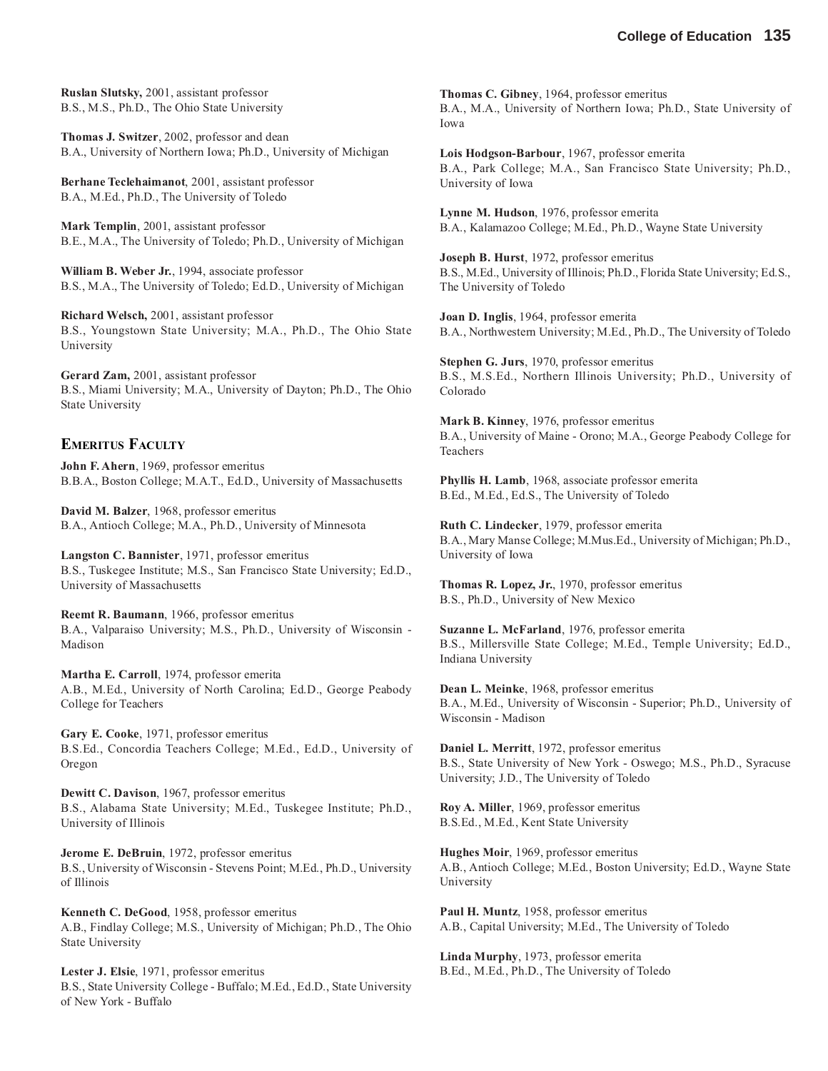**Ruslan Slutsky,** 2001, assistant professor
B.S., M.S., Ph.D., The Ohio State University

**Thomas J. Switzer**, 2002, professor and dean
B.A., University of Northern Iowa; Ph.D., University of Michigan

**Berhane Teclehaimanot**, 2001, assistant professor
B.A., M.Ed., Ph.D., The University of Toledo

**Mark Templin**, 2001, assistant professor
B.E., M.A., The University of Toledo; Ph.D., University of Michigan

**William B. Weber Jr.**, 1994, associate professor
B.S., M.A., The University of Toledo; Ed.D., University of Michigan

**Richard Welsch,** 2001, assistant professor
B.S., Youngstown State University; M.A., Ph.D., The Ohio State University

**Gerard Zam,** 2001, assistant professor
B.S., Miami University; M.A., University of Dayton; Ph.D., The Ohio State University

## Emeritus Faculty

**John F. Ahern**, 1969, professor emeritus
B.B.A., Boston College; M.A.T., Ed.D., University of Massachusetts

**David M. Balzer**, 1968, professor emeritus
B.A., Antioch College; M.A., Ph.D., University of Minnesota

**Langston C. Bannister**, 1971, professor emeritus
B.S., Tuskegee Institute; M.S., San Francisco State University; Ed.D., University of Massachusetts

**Reemt R. Baumann**, 1966, professor emeritus
B.A., Valparaiso University; M.S., Ph.D., University of Wisconsin - Madison

**Martha E. Carroll**, 1974, professor emerita
A.B., M.Ed., University of North Carolina; Ed.D., George Peabody College for Teachers

**Gary E. Cooke**, 1971, professor emeritus
B.S.Ed., Concordia Teachers College; M.Ed., Ed.D., University of Oregon

**Dewitt C. Davison**, 1967, professor emeritus
B.S., Alabama State University; M.Ed., Tuskegee Institute; Ph.D., University of Illinois

**Jerome E. DeBruin**, 1972, professor emeritus
B.S., University of Wisconsin - Stevens Point; M.Ed., Ph.D., University of Illinois

**Kenneth C. DeGood**, 1958, professor emeritus
A.B., Findlay College; M.S., University of Michigan; Ph.D., The Ohio State University

**Lester J. Elsie**, 1971, professor emeritus
B.S., State University College - Buffalo; M.Ed., Ed.D., State University of New York - Buffalo

**Thomas C. Gibney**, 1964, professor emeritus
B.A., M.A., University of Northern Iowa; Ph.D., State University of Iowa

**Lois Hodgson-Barbour**, 1967, professor emerita
B.A., Park College; M.A., San Francisco State University; Ph.D., University of Iowa

**Lynne M. Hudson**, 1976, professor emerita
B.A., Kalamazoo College; M.Ed., Ph.D., Wayne State University

**Joseph B. Hurst**, 1972, professor emeritus
B.S., M.Ed., University of Illinois; Ph.D., Florida State University; Ed.S., The University of Toledo

**Joan D. Inglis**, 1964, professor emerita
B.A., Northwestern University; M.Ed., Ph.D., The University of Toledo

**Stephen G. Jurs**, 1970, professor emeritus
B.S., M.S.Ed., Northern Illinois University; Ph.D., University of Colorado

**Mark B. Kinney**, 1976, professor emeritus
B.A., University of Maine - Orono; M.A., George Peabody College for Teachers

**Phyllis H. Lamb**, 1968, associate professor emerita
B.Ed., M.Ed., Ed.S., The University of Toledo

**Ruth C. Lindecker**, 1979, professor emerita
B.A., Mary Manse College; M.Mus.Ed., University of Michigan; Ph.D., University of Iowa

**Thomas R. Lopez, Jr.**, 1970, professor emeritus
B.S., Ph.D., University of New Mexico

**Suzanne L. McFarland**, 1976, professor emerita
B.S., Millersville State College; M.Ed., Temple University; Ed.D., Indiana University

**Dean L. Meinke**, 1968, professor emeritus
B.A., M.Ed., University of Wisconsin - Superior; Ph.D., University of Wisconsin - Madison

**Daniel L. Merritt**, 1972, professor emeritus
B.S., State University of New York - Oswego; M.S., Ph.D., Syracuse University; J.D., The University of Toledo

**Roy A. Miller**, 1969, professor emeritus
B.S.Ed., M.Ed., Kent State University

**Hughes Moir**, 1969, professor emeritus
A.B., Antioch College; M.Ed., Boston University; Ed.D., Wayne State University

**Paul H. Muntz**, 1958, professor emeritus
A.B., Capital University; M.Ed., The University of Toledo

**Linda Murphy**, 1973, professor emerita
B.Ed., M.Ed., Ph.D., The University of Toledo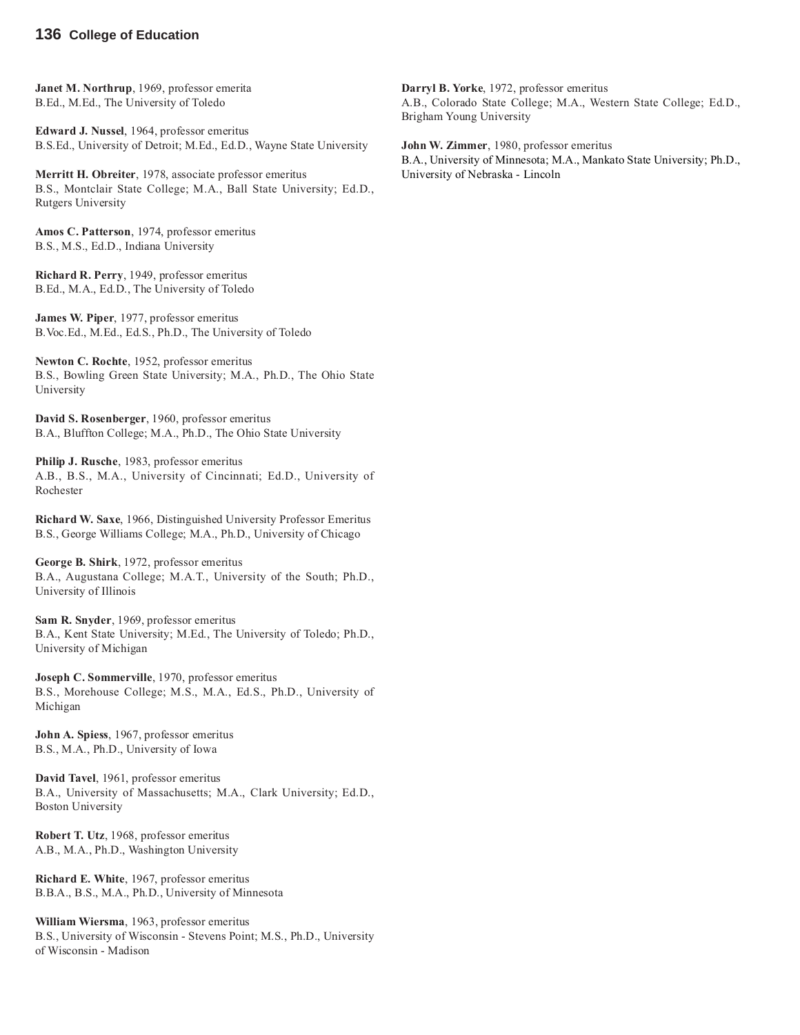**Janet M. Northrup**, 1969, professor emerita
B.Ed., M.Ed., The University of Toledo

**Edward J. Nussel**, 1964, professor emeritus
B.S.Ed., University of Detroit; M.Ed., Ed.D., Wayne State University

**Merritt H. Obreiter**, 1978, associate professor emeritus
B.S., Montclair State College; M.A., Ball State University; Ed.D., Rutgers University

**Amos C. Patterson**, 1974, professor emeritus
B.S., M.S., Ed.D., Indiana University

**Richard R. Perry**, 1949, professor emeritus
B.Ed., M.A., Ed.D., The University of Toledo

**James W. Piper**, 1977, professor emeritus
B.Voc.Ed., M.Ed., Ed.S., Ph.D., The University of Toledo

**Newton C. Rochte**, 1952, professor emeritus
B.S., Bowling Green State University; M.A., Ph.D., The Ohio State University

**David S. Rosenberger**, 1960, professor emeritus
B.A., Bluffton College; M.A., Ph.D., The Ohio State University

**Philip J. Rusche**, 1983, professor emeritus
A.B., B.S., M.A., University of Cincinnati; Ed.D., University of Rochester

**Richard W. Saxe**, 1966, Distinguished University Professor Emeritus
B.S., George Williams College; M.A., Ph.D., University of Chicago

**George B. Shirk**, 1972, professor emeritus
B.A., Augustana College; M.A.T., University of the South; Ph.D., University of Illinois

**Sam R. Snyder**, 1969, professor emeritus
B.A., Kent State University; M.Ed., The University of Toledo; Ph.D., University of Michigan

**Joseph C. Sommerville**, 1970, professor emeritus
B.S., Morehouse College; M.S., M.A., Ed.S., Ph.D., University of Michigan

**John A. Spiess**, 1967, professor emeritus
B.S., M.A., Ph.D., University of Iowa

**David Tavel**, 1961, professor emeritus
B.A., University of Massachusetts; M.A., Clark University; Ed.D., Boston University

**Robert T. Utz**, 1968, professor emeritus
A.B., M.A., Ph.D., Washington University

**Richard E. White**, 1967, professor emeritus
B.B.A., B.S., M.A., Ph.D., University of Minnesota

**William Wiersma**, 1963, professor emeritus
B.S., University of Wisconsin - Stevens Point; M.S., Ph.D., University of Wisconsin - Madison

**Darryl B. Yorke**, 1972, professor emeritus
A.B., Colorado State College; M.A., Western State College; Ed.D., Brigham Young University

**John W. Zimmer**, 1980, professor emeritus
B.A., University of Minnesota; M.A., Mankato State University; Ph.D., University of Nebraska - Lincoln